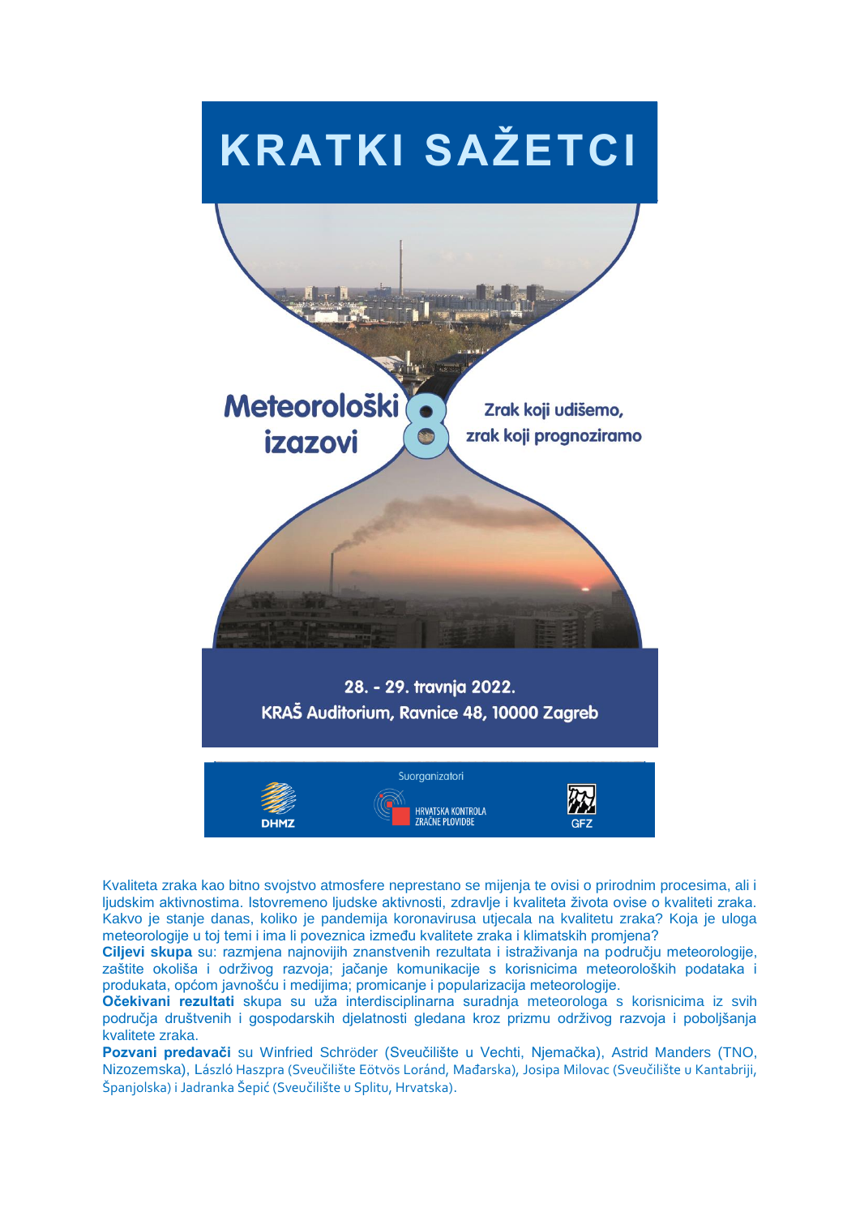# KRATKI SAŽETCI

Meteorološki izazovi 8

Zrak koji udišemo, zrak koji prognoziramo

28. - 29. travnja 2022.

KRAŠ Auditorium, Ravnice 48, 10000 Zagreb

Suorganizatori

DHMZ HRVATSKA KONTROLA ZRAČNE PLOVIDBE GFZ

Kvaliteta zraka kao bitno svojstvo atmosfere neprestano se mijenja te ovisi o prirodnim procesima, ali i ljudskim aktivnostima. Istovremeno ljudske aktivnosti, zdravlje i kvaliteta života ovise o kvaliteti zraka. Kakvo je stanje danas, koliko je pandemija koronavirusa utjecala na kvalitetu zraka? Koja je uloga meteorologije u toj temi i ima li poveznica između kvalitete zraka i klimatskih promjena?

**Ciljevi skupa** su: razmjena najnovijih znanstvenih rezultata i istraživanja na području meteorologije, zaštite okoliša i održivog razvoja; jačanje komunikacije s korisnicima meteoroloških podataka i produkata, općom javnošću i medijima; promicanje i popularizacija meteorologije.

**Očekivani rezultati** skupa su uža interdisciplinarna suradnja meteorologa s korisnicima iz svih područja društvenih i gospodarskih djelatnosti gledana kroz prizmu održivog razvoja i poboljšanja kvalitete zraka.

**Pozvani predavači** su Winfried Schröder (Sveučilište u Vechti, Njemačka), Astrid Manders (TNO, Nizozemska), László Haszpra (Sveučilište Eötvös Loránd, Mađarska), Josipa Milovac (Sveučilište u Kantabriji, Španjolska) i Jadranka Šepić (Sveučilište u Splitu, Hrvatska).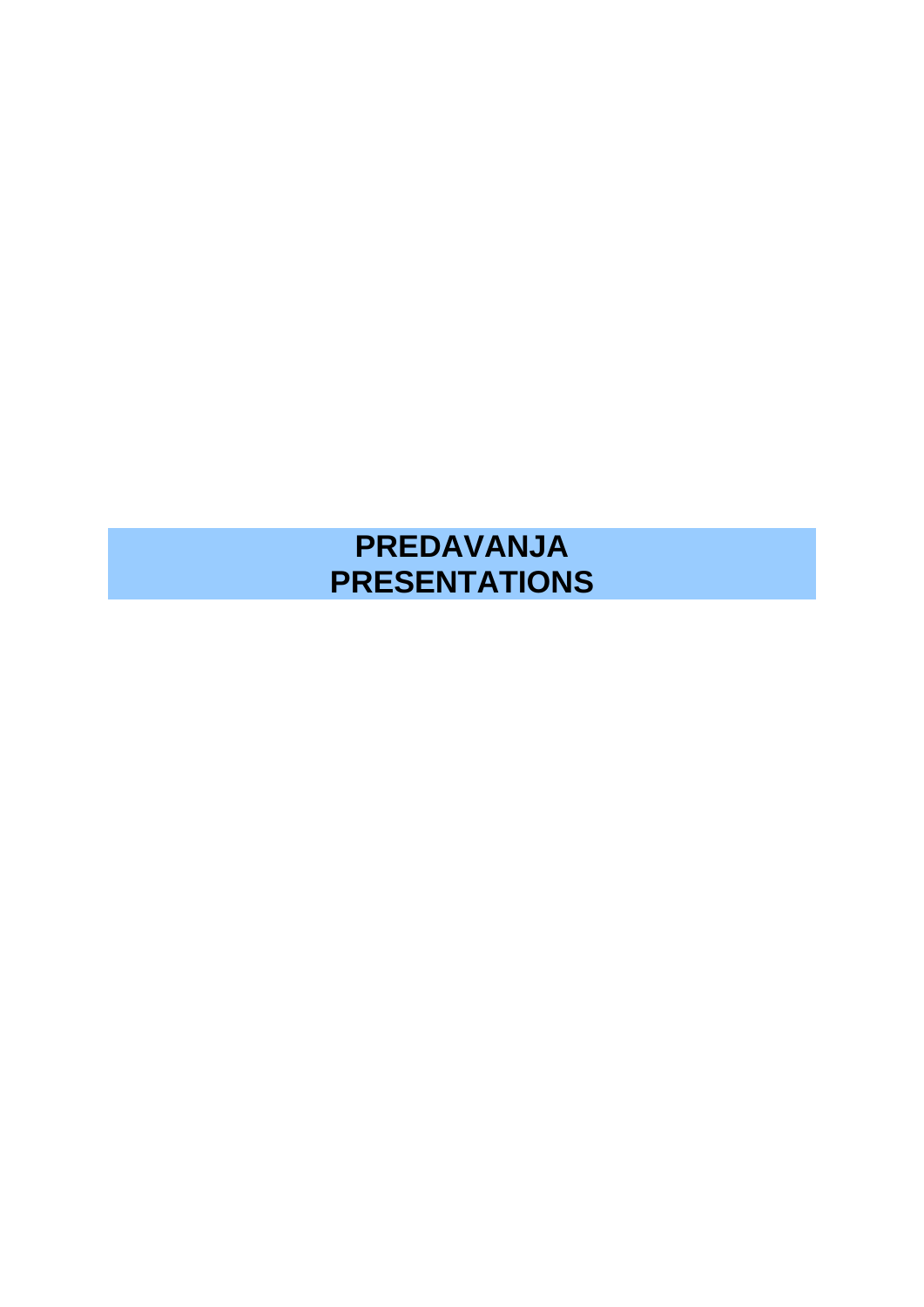# PREDAVANJA
# PRESENTATIONS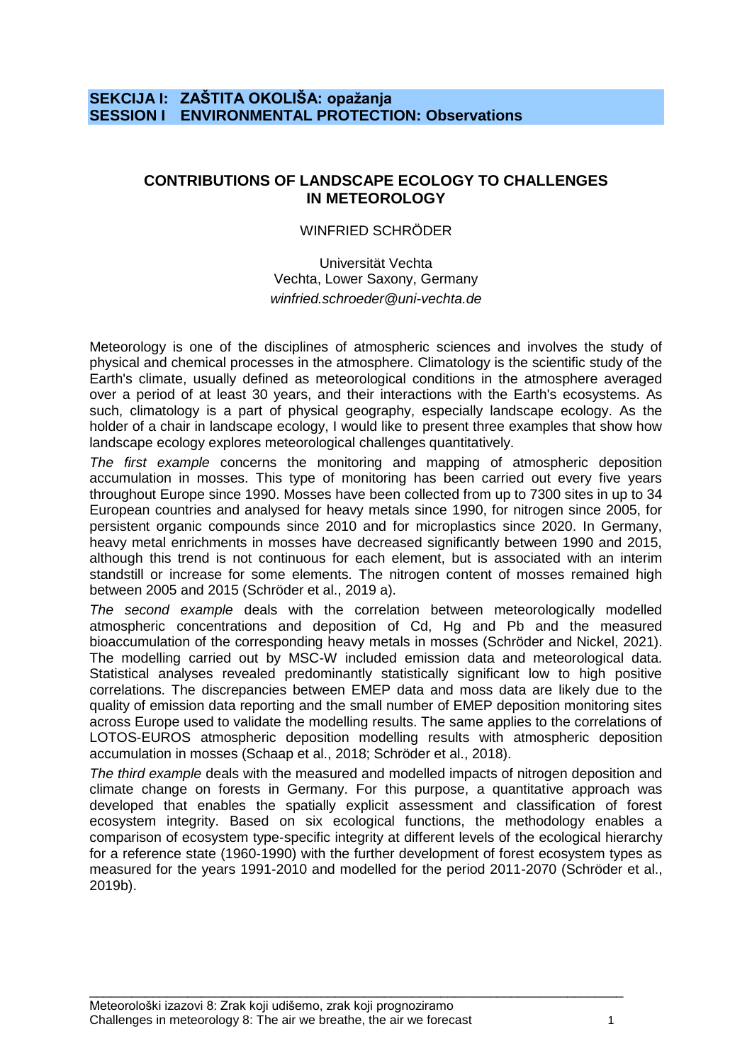**SEKCIJA I: ZAŠTITA OKOLIŠA: opažanja**
**SESSION I ENVIRONMENTAL PROTECTION: Observations**

## CONTRIBUTIONS OF LANDSCAPE ECOLOGY TO CHALLENGES IN METEOROLOGY

WINFRIED SCHRÖDER

Universität Vechta
Vechta, Lower Saxony, Germany
*winfried.schroeder@uni-vechta.de*

Meteorology is one of the disciplines of atmospheric sciences and involves the study of physical and chemical processes in the atmosphere. Climatology is the scientific study of the Earth's climate, usually defined as meteorological conditions in the atmosphere averaged over a period of at least 30 years, and their interactions with the Earth's ecosystems. As such, climatology is a part of physical geography, especially landscape ecology. As the holder of a chair in landscape ecology, I would like to present three examples that show how landscape ecology explores meteorological challenges quantitatively.

*The first example* concerns the monitoring and mapping of atmospheric deposition accumulation in mosses. This type of monitoring has been carried out every five years throughout Europe since 1990. Mosses have been collected from up to 7300 sites in up to 34 European countries and analysed for heavy metals since 1990, for nitrogen since 2005, for persistent organic compounds since 2010 and for microplastics since 2020. In Germany, heavy metal enrichments in mosses have decreased significantly between 1990 and 2015, although this trend is not continuous for each element, but is associated with an interim standstill or increase for some elements. The nitrogen content of mosses remained high between 2005 and 2015 (Schröder et al., 2019 a).

*The second example* deals with the correlation between meteorologically modelled atmospheric concentrations and deposition of Cd, Hg and Pb and the measured bioaccumulation of the corresponding heavy metals in mosses (Schröder and Nickel, 2021). The modelling carried out by MSC-W included emission data and meteorological data. Statistical analyses revealed predominantly statistically significant low to high positive correlations. The discrepancies between EMEP data and moss data are likely due to the quality of emission data reporting and the small number of EMEP deposition monitoring sites across Europe used to validate the modelling results. The same applies to the correlations of LOTOS-EUROS atmospheric deposition modelling results with atmospheric deposition accumulation in mosses (Schaap et al., 2018; Schröder et al., 2018).

*The third example* deals with the measured and modelled impacts of nitrogen deposition and climate change on forests in Germany. For this purpose, a quantitative approach was developed that enables the spatially explicit assessment and classification of forest ecosystem integrity. Based on six ecological functions, the methodology enables a comparison of ecosystem type-specific integrity at different levels of the ecological hierarchy for a reference state (1960-1990) with the further development of forest ecosystem types as measured for the years 1991-2010 and modelled for the period 2011-2070 (Schröder et al., 2019b).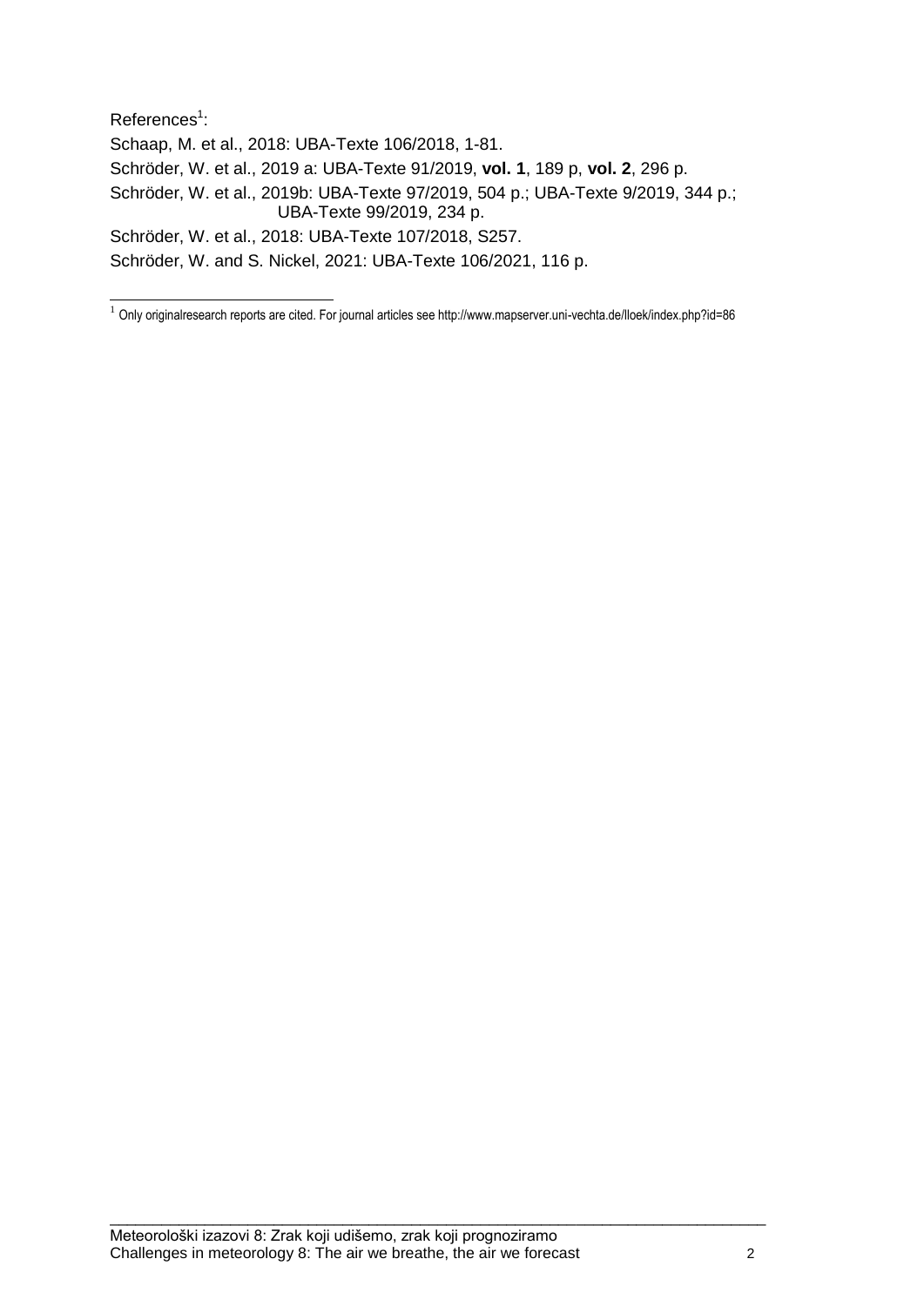References[1]:

Schaap, M. et al., 2018: UBA-Texte 106/2018, 1-81.

Schröder, W. et al., 2019 a: UBA-Texte 91/2019, **vol. 1**, 189 p, **vol. 2**, 296 p.

Schröder, W. et al., 2019b: UBA-Texte 97/2019, 504 p.; UBA-Texte 9/2019, 344 p.; UBA-Texte 99/2019, 234 p.

Schröder, W. et al., 2018: UBA-Texte 107/2018, S257.

Schröder, W. and S. Nickel, 2021: UBA-Texte 106/2021, 116 p.

---

[1] Only originalresearch reports are cited. For journal articles see http://www.mapserver.uni-vechta.de/lloek/index.php?id=86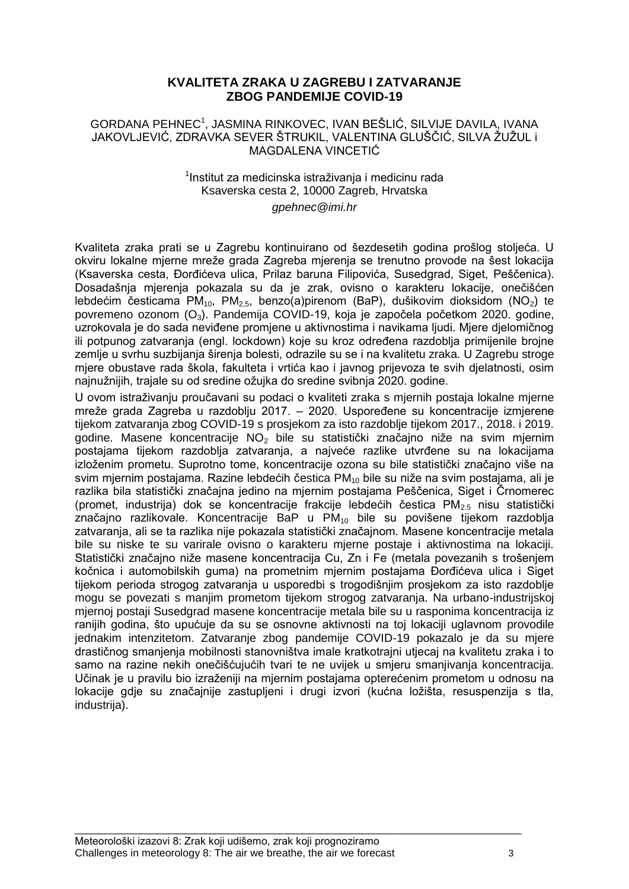# KVALITETA ZRAKA U ZAGREBU I ZATVARANJE ZBOG PANDEMIJE COVID-19

GORDANA PEHNEC[1], JASMINA RINKOVEC, IVAN BEŠLIĆ, SILVIJE DAVILA, IVANA JAKOVLJEVIĆ, ZDRAVKA SEVER ŠTRUKIL, VALENTINA GLUŠČIĆ, SILVA ŽUŽUL i MAGDALENA VINCETIĆ

[1]Institut za medicinska istraživanja i medicinu rada
Ksaverska cesta 2, 10000 Zagreb, Hrvatska

*gpehnec@imi.hr*

Kvaliteta zraka prati se u Zagrebu kontinuirano od šezdesetih godina prošlog stoljeća. U okviru lokalne mjerne mreže grada Zagreba mjerenja se trenutno provode na šest lokacija (Ksaverska cesta, Đorđićeva ulica, Prilaz baruna Filipovića, Susedgrad, Siget, Peščenica). Dosadašnja mjerenja pokazala su da je zrak, ovisno o karakteru lokacije, onečišćen lebdećim česticama $PM_{10}$, $PM_{2,5}$, benzo(a)pirenom (BaP), dušikovim dioksidom ($NO_2$) te povremeno ozonom ($O_3$). Pandemija COVID-19, koja je započela početkom 2020. godine, uzrokovala je do sada neviđene promjene u aktivnostima i navikama ljudi. Mjere djelomičnog ili potpunog zatvaranja (engl. lockdown) koje su kroz određena razdoblja primijenile brojne zemlje u svrhu suzbijanja širenja bolesti, odrazile su se i na kvalitetu zraka. U Zagrebu stroge mjere obustave rada škola, fakulteta i vrtića kao i javnog prijevoza te svih djelatnosti, osim najnužnijih, trajale su od sredine ožujka do sredine svibnja 2020. godine.

U ovom istraživanju proučavani su podaci o kvaliteti zraka s mjernih postaja lokalne mjerne mreže grada Zagreba u razdoblju 2017. – 2020. Uspoređene su koncentracije izmjerene tijekom zatvaranja zbog COVID-19 s prosjekom za isto razdoblje tijekom 2017., 2018. i 2019. godine. Masene koncentracije $NO_2$ bile su statistički značajno niže na svim mjernim postajama tijekom razdoblja zatvaranja, a najveće razlike utvrđene su na lokacijama izloženim prometu. Suprotno tome, koncentracije ozona su bile statistički značajno više na svim mjernim postajama. Razine lebdećih čestica $PM_{10}$ bile su niže na svim postajama, ali je razlika bila statistički značajna jedino na mjernim postajama Peščenica, Siget i Črnomerec (promet, industrija) dok se koncentracije frakcije lebdećih čestica $PM_{2.5}$ nisu statistički značajno razlikovale. Koncentracije BaP u $PM_{10}$ bile su povišene tijekom razdoblja zatvaranja, ali se ta razlika nije pokazala statistički značajnom. Masene koncentracije metala bile su niske te su varirale ovisno o karakteru mjerne postaje i aktivnostima na lokaciji. Statistički značajno niže masene koncentracija Cu, Zn i Fe (metala povezanih s trošenjem kočnica i automobilskih guma) na prometnim mjernim postajama Đorđićeva ulica i Siget tijekom perioda strogog zatvaranja u usporedbi s trogodišnjim prosjekom za isto razdoblje mogu se povezati s manjim prometom tijekom strogog zatvaranja. Na urbano-industrijskoj mjernoj postaji Susedgrad masene koncentracije metala bile su u rasponima koncentracija iz ranijih godina, što upućuje da su se osnovne aktivnosti na toj lokaciji uglavnom provodile jednakim intenzitetom. Zatvaranje zbog pandemije COVID-19 pokazalo je da su mjere drastičnog smanjenja mobilnosti stanovništva imale kratkotrajni utjecaj na kvalitetu zraka i to samo na razine nekih onečišćujućih tvari te ne uvijek u smjeru smanjivanja koncentracija. Učinak je u pravilu bio izraženiji na mjernim postajama opterećenim prometom u odnosu na lokacije gdje su značajnije zastupljeni i drugi izvori (kućna ložišta, resuspenzija s tla, industrija).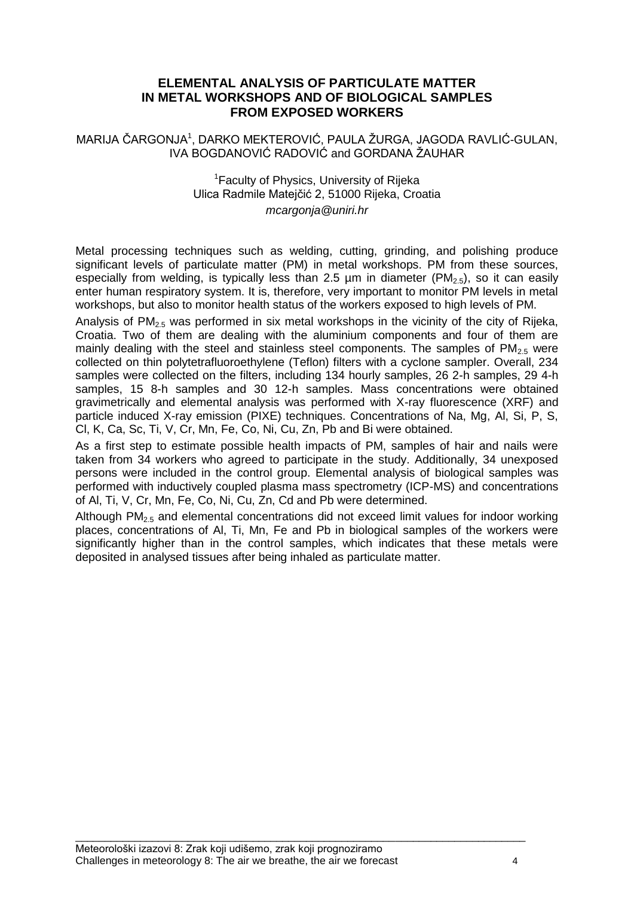# ELEMENTAL ANALYSIS OF PARTICULATE MATTER IN METAL WORKSHOPS AND OF BIOLOGICAL SAMPLES FROM EXPOSED WORKERS

MARIJA ČARGONJA[1], DARKO MEKTEROVIĆ, PAULA ŽURGA, JAGODA RAVLIĆ-GULAN, IVA BOGDANOVIĆ RADOVIĆ and GORDANA ŽAUHAR

[1]Faculty of Physics, University of Rijeka
Ulica Radmile Matejčić 2, 51000 Rijeka, Croatia
*mcargonja@uniri.hr*

Metal processing techniques such as welding, cutting, grinding, and polishing produce significant levels of particulate matter (PM) in metal workshops. PM from these sources, especially from welding, is typically less than 2.5 µm in diameter ($PM_{2.5}$), so it can easily enter human respiratory system. It is, therefore, very important to monitor PM levels in metal workshops, but also to monitor health status of the workers exposed to high levels of PM.

Analysis of $PM_{2.5}$ was performed in six metal workshops in the vicinity of the city of Rijeka, Croatia. Two of them are dealing with the aluminium components and four of them are mainly dealing with the steel and stainless steel components. The samples of $PM_{2.5}$ were collected on thin polytetrafluoroethylene (Teflon) filters with a cyclone sampler. Overall, 234 samples were collected on the filters, including 134 hourly samples, 26 2-h samples, 29 4-h samples, 15 8-h samples and 30 12-h samples. Mass concentrations were obtained gravimetrically and elemental analysis was performed with X-ray fluorescence (XRF) and particle induced X-ray emission (PIXE) techniques. Concentrations of Na, Mg, Al, Si, P, S, Cl, K, Ca, Sc, Ti, V, Cr, Mn, Fe, Co, Ni, Cu, Zn, Pb and Bi were obtained.

As a first step to estimate possible health impacts of PM, samples of hair and nails were taken from 34 workers who agreed to participate in the study. Additionally, 34 unexposed persons were included in the control group. Elemental analysis of biological samples was performed with inductively coupled plasma mass spectrometry (ICP-MS) and concentrations of Al, Ti, V, Cr, Mn, Fe, Co, Ni, Cu, Zn, Cd and Pb were determined.

Although $PM_{2.5}$ and elemental concentrations did not exceed limit values for indoor working places, concentrations of Al, Ti, Mn, Fe and Pb in biological samples of the workers were significantly higher than in the control samples, which indicates that these metals were deposited in analysed tissues after being inhaled as particulate matter.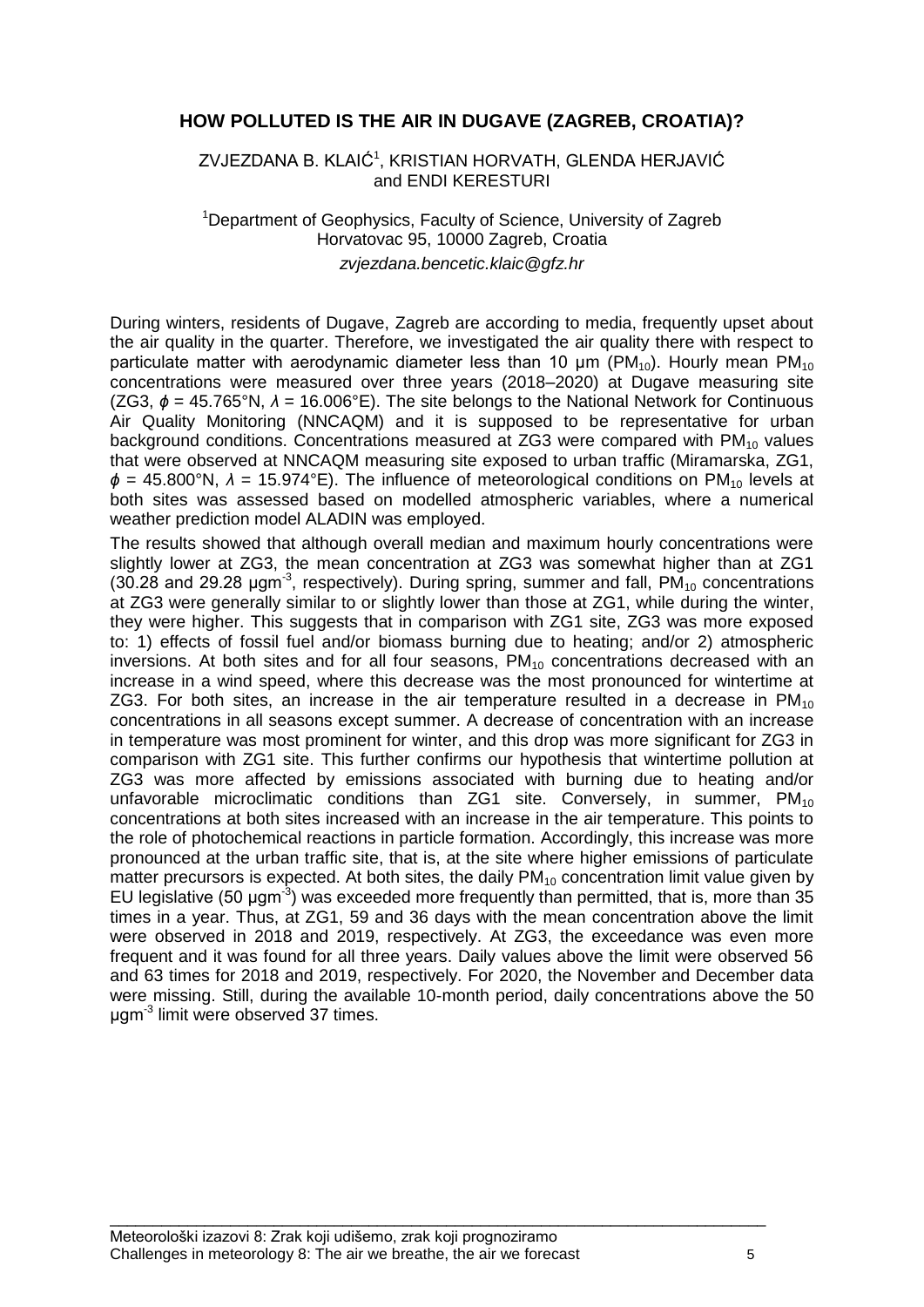## HOW POLLUTED IS THE AIR IN DUGAVE (ZAGREB, CROATIA)?

ZVJEZDANA B. KLAIĆ[1], KRISTIAN HORVATH, GLENDA HERJAVIĆ and ENDI KERESTURI

[1]Department of Geophysics, Faculty of Science, University of Zagreb  
Horvatovac 95, 10000 Zagreb, Croatia  
*zvjezdana.bencetic.klaic@gfz.hr*

During winters, residents of Dugave, Zagreb are according to media, frequently upset about the air quality in the quarter. Therefore, we investigated the air quality there with respect to particulate matter with aerodynamic diameter less than 10 µm ($PM_{10}$). Hourly mean $PM_{10}$ concentrations were measured over three years (2018–2020) at Dugave measuring site (ZG3, $\phi$ = 45.765°N, $\lambda$ = 16.006°E). The site belongs to the National Network for Continuous Air Quality Monitoring (NNCAQM) and it is supposed to be representative for urban background conditions. Concentrations measured at ZG3 were compared with $PM_{10}$ values that were observed at NNCAQM measuring site exposed to urban traffic (Miramarska, ZG1, $\phi$ = 45.800°N, $\lambda$ = 15.974°E). The influence of meteorological conditions on $PM_{10}$ levels at both sites was assessed based on modelled atmospheric variables, where a numerical weather prediction model ALADIN was employed.

The results showed that although overall median and maximum hourly concentrations were slightly lower at ZG3, the mean concentration at ZG3 was somewhat higher than at ZG1 (30.28 and 29.28 µgm$^{-3}$, respectively). During spring, summer and fall, $PM_{10}$ concentrations at ZG3 were generally similar to or slightly lower than those at ZG1, while during the winter, they were higher. This suggests that in comparison with ZG1 site, ZG3 was more exposed to: 1) effects of fossil fuel and/or biomass burning due to heating; and/or 2) atmospheric inversions. At both sites and for all four seasons, $PM_{10}$ concentrations decreased with an increase in a wind speed, where this decrease was the most pronounced for wintertime at ZG3. For both sites, an increase in the air temperature resulted in a decrease in $PM_{10}$ concentrations in all seasons except summer. A decrease of concentration with an increase in temperature was most prominent for winter, and this drop was more significant for ZG3 in comparison with ZG1 site. This further confirms our hypothesis that wintertime pollution at ZG3 was more affected by emissions associated with burning due to heating and/or unfavorable microclimatic conditions than ZG1 site. Conversely, in summer, $PM_{10}$ concentrations at both sites increased with an increase in the air temperature. This points to the role of photochemical reactions in particle formation. Accordingly, this increase was more pronounced at the urban traffic site, that is, at the site where higher emissions of particulate matter precursors is expected. At both sites, the daily $PM_{10}$ concentration limit value given by EU legislative (50 µgm$^{-3}$) was exceeded more frequently than permitted, that is, more than 35 times in a year. Thus, at ZG1, 59 and 36 days with the mean concentration above the limit were observed in 2018 and 2019, respectively. At ZG3, the exceedance was even more frequent and it was found for all three years. Daily values above the limit were observed 56 and 63 times for 2018 and 2019, respectively. For 2020, the November and December data were missing. Still, during the available 10-month period, daily concentrations above the 50 µgm$^{-3}$ limit were observed 37 times.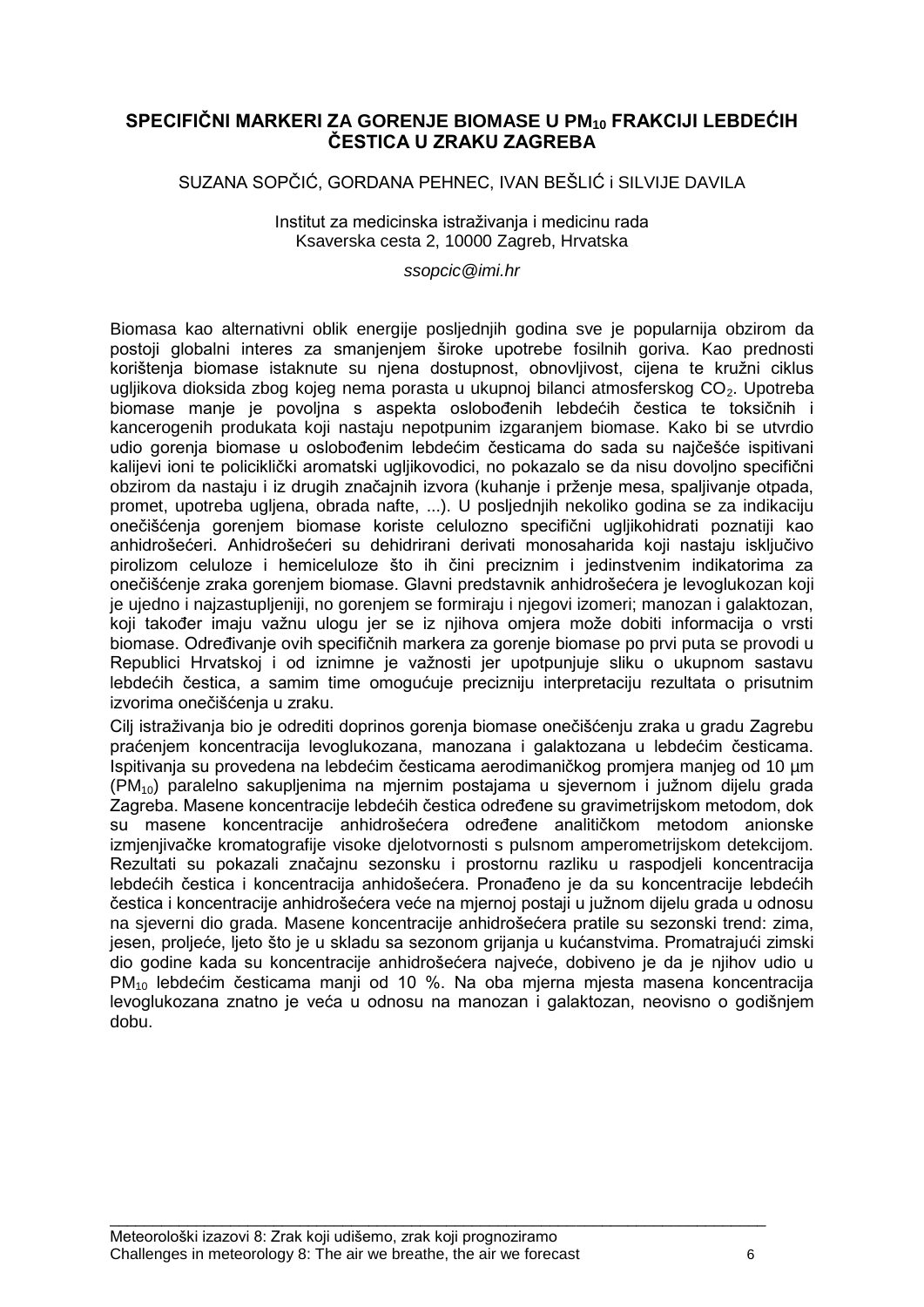# SPECIFIČNI MARKERI ZA GORENJE BIOMASE U $PM_{10}$ FRAKCIJI LEBDEĆIH ČESTICA U ZRAKU ZAGREBA

SUZANA SOPČIĆ, GORDANA PEHNEC, IVAN BEŠLIĆ i SILVIJE DAVILA

Institut za medicinska istraživanja i medicinu rada
Ksaverska cesta 2, 10000 Zagreb, Hrvatska

*ssopcic@imi.hr*

Biomasa kao alternativni oblik energije posljednjih godina sve je popularnija obzirom da postoji globalni interes za smanjenjem široke upotrebe fosilnih goriva. Kao prednosti korištenja biomase istaknute su njena dostupnost, obnovljivost, cijena te kružni ciklus ugljikova dioksida zbog kojeg nema porasta u ukupnoj bilanci atmosferskog $CO_2$. Upotreba biomase manje je povoljna s aspekta oslobođenih lebdećih čestica te toksičnih i kancerogenih produkata koji nastaju nepotpunim izgaranjem biomase. Kako bi se utvrdio udio gorenja biomase u oslobođenim lebdećim česticama do sada su najčešće ispitivani kalijevi ioni te policiklički aromatski ugljikovodici, no pokazalo se da nisu dovoljno specifični obzirom da nastaju i iz drugih značajnih izvora (kuhanje i prženje mesa, spaljivanje otpada, promet, upotreba ugljena, obrada nafte, ...). U posljednjih nekoliko godina se za indikaciju onečišćenja gorenjem biomase koriste celulozno specifični ugljikohidrati poznatiji kao anhidrošećeri. Anhidrošećeri su dehidrirani derivati monosaharida koji nastaju isključivo pirolizom celuloze i hemiceluloze što ih čini preciznim i jedinstvenim indikatorima za onečišćenje zraka gorenjem biomase. Glavni predstavnik anhidrošećera je levoglukozan koji je ujedno i najzastupljeniji, no gorenjem se formiraju i njegovi izomeri; manozan i galaktozan, koji također imaju važnu ulogu jer se iz njihova omjera može dobiti informacija o vrsti biomase. Određivanje ovih specifičnih markera za gorenje biomase po prvi puta se provodi u Republici Hrvatskoj i od iznimne je važnosti jer upotpunjuje sliku o ukupnom sastavu lebdećih čestica, a samim time omogućuje precizniju interpretaciju rezultata o prisutnim izvorima onečišćenja u zraku.

Cilj istraživanja bio je odrediti doprinos gorenja biomase onečišćenju zraka u gradu Zagrebu praćenjem koncentracija levoglukozana, manozana i galaktozana u lebdećim česticama. Ispitivanja su provedena na lebdećim česticama aerodimaničkog promjera manjeg od 10 µm ($PM_{10}$) paralelno sakupljenima na mjernim postajama u sjevernom i južnom dijelu grada Zagreba. Masene koncentracije lebdećih čestica određene su gravimetrijskom metodom, dok su masene koncentracije anhidrošećera određene analitičkom metodom anionske izmjenjivačke kromatografije visoke djelotvornosti s pulsnom amperometrijskom detekcijom. Rezultati su pokazali značajnu sezonsku i prostornu razliku u raspodjeli koncentracija lebdećih čestica i koncentracija anhidošećera. Pronađeno je da su koncentracije lebdećih čestica i koncentracije anhidrošećera veće na mjernoj postaji u južnom dijelu grada u odnosu na sjeverni dio grada. Masene koncentracije anhidrošećera pratile su sezonski trend: zima, jesen, proljeće, ljeto što je u skladu sa sezonom grijanja u kućanstvima. Promatrajući zimski dio godine kada su koncentracije anhidrošećera najveće, dobiveno je da je njihov udio u $PM_{10}$ lebdećim česticama manji od 10 %. Na oba mjerna mjesta masena koncentracija levoglukozana znatno je veća u odnosu na manozan i galaktozan, neovisno o godišnjem dobu.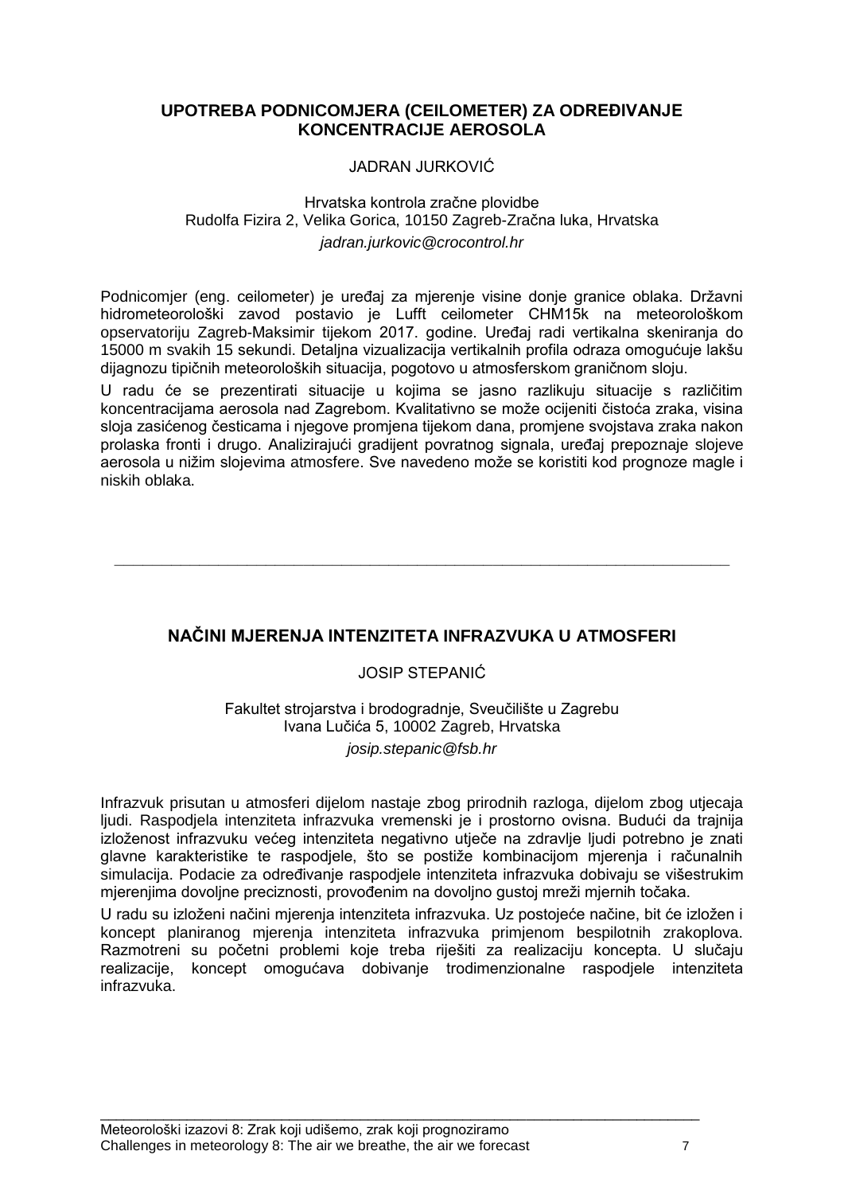## UPOTREBA PODNICOMJERA (CEILOMETER) ZA ODREĐIVANJE KONCENTRACIJE AEROSOLA

JADRAN JURKOVIĆ

Hrvatska kontrola zračne plovidbe
Rudolfa Fizira 2, Velika Gorica, 10150 Zagreb-Zračna luka, Hrvatska
*jadran.jurkovic@crocontrol.hr*

Podnicomjer (eng. ceilometer) je uređaj za mjerenje visine donje granice oblaka. Državni hidrometeorološki zavod postavio je Lufft ceilometer CHM15k na meteorološkom opservatoriju Zagreb-Maksimir tijekom 2017. godine. Uređaj radi vertikalna skeniranja do 15000 m svakih 15 sekundi. Detaljna vizualizacija vertikalnih profila odraza omogućuje lakšu dijagnozu tipičnih meteoroloških situacija, pogotovo u atmosferskom graničnom sloju.

U radu će se prezentirati situacije u kojima se jasno razlikuju situacije s različitim koncentracijama aerosola nad Zagrebom. Kvalitativno se može ocijeniti čistoća zraka, visina sloja zasićenog česticama i njegove promjena tijekom dana, promjene svojstava zraka nakon prolaska fronti i drugo. Analizirajući gradijent povratnog signala, uređaj prepoznaje slojeve aerosola u nižim slojevima atmosfere. Sve navedeno može se koristiti kod prognoze magle i niskih oblaka.

---

## NAČINI MJERENJA INTENZITETA INFRAZVUKA U ATMOSFERI

JOSIP STEPANIĆ

Fakultet strojarstva i brodogradnje, Sveučilište u Zagrebu
Ivana Lučića 5, 10002 Zagreb, Hrvatska
*josip.stepanic@fsb.hr*

Infrazvuk prisutan u atmosferi dijelom nastaje zbog prirodnih razloga, dijelom zbog utjecaja ljudi. Raspodjela intenziteta infrazvuka vremenski je i prostorno ovisna. Budući da trajnija izloženost infrazvuku većeg intenziteta negativno utječe na zdravlje ljudi potrebno je znati glavne karakteristike te raspodjele, što se postiže kombinacijom mjerenja i računalnih simulacija. Podacie za određivanje raspodjele intenziteta infrazvuka dobivaju se višestrukim mjerenjima dovoljne preciznosti, provođenim na dovoljno gustoj mreži mjernih točaka.

U radu su izloženi načini mjerenja intenziteta infrazvuka. Uz postojeće načine, bit će izložen i koncept planiranog mjerenja intenziteta infrazvuka primjenom bespilotnih zrakoplova. Razmotreni su početni problemi koje treba riješiti za realizaciju koncepta. U slučaju realizacije, koncept omogućava dobivanje trodimenzionalne raspodjele intenziteta infrazvuka.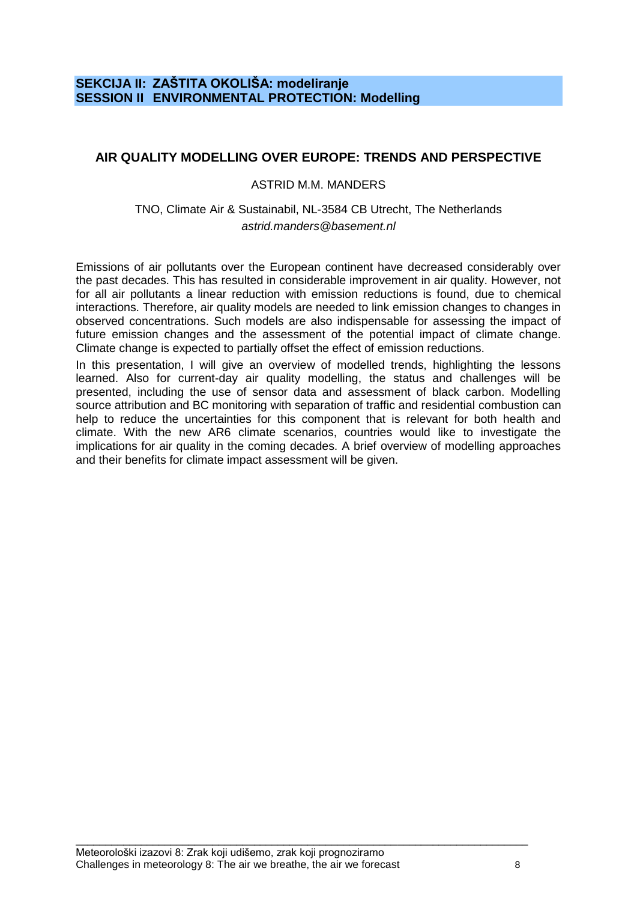**SEKCIJA II: ZAŠTITA OKOLIŠA: modeliranje**
**SESSION II ENVIRONMENTAL PROTECTION: Modelling**

## AIR QUALITY MODELLING OVER EUROPE: TRENDS AND PERSPECTIVE

ASTRID M.M. MANDERS

TNO, Climate Air & Sustainabil, NL-3584 CB Utrecht, The Netherlands
*astrid.manders@basement.nl*

Emissions of air pollutants over the European continent have decreased considerably over the past decades. This has resulted in considerable improvement in air quality. However, not for all air pollutants a linear reduction with emission reductions is found, due to chemical interactions. Therefore, air quality models are needed to link emission changes to changes in observed concentrations. Such models are also indispensable for assessing the impact of future emission changes and the assessment of the potential impact of climate change. Climate change is expected to partially offset the effect of emission reductions.

In this presentation, I will give an overview of modelled trends, highlighting the lessons learned. Also for current-day air quality modelling, the status and challenges will be presented, including the use of sensor data and assessment of black carbon. Modelling source attribution and BC monitoring with separation of traffic and residential combustion can help to reduce the uncertainties for this component that is relevant for both health and climate. With the new AR6 climate scenarios, countries would like to investigate the implications for air quality in the coming decades. A brief overview of modelling approaches and their benefits for climate impact assessment will be given.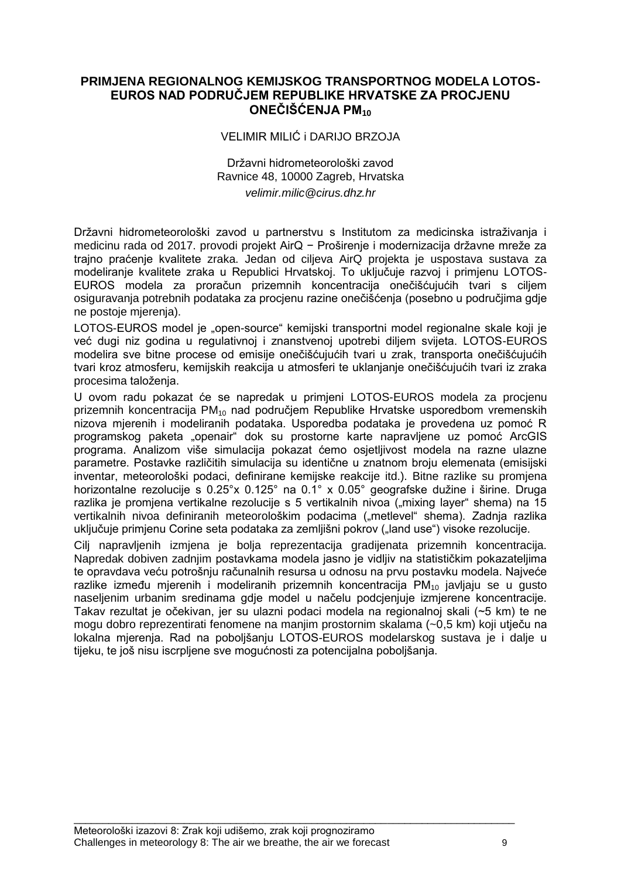# PRIMJENA REGIONALNOG KEMIJSKOG TRANSPORTNOG MODELA LOTOS-EUROS NAD PODRUČJEM REPUBLIKE HRVATSKE ZA PROCJENU ONEČIŠĆENJA $PM_{10}$

VELIMIR MILIĆ i DARIJO BRZOJA

Državni hidrometeorološki zavod
Ravnice 48, 10000 Zagreb, Hrvatska
*velimir.milic@cirus.dhz.hr*

Državni hidrometeorološki zavod u partnerstvu s Institutom za medicinska istraživanja i medicinu rada od 2017. provodi projekt AirQ − Proširenje i modernizacija državne mreže za trajno praćenje kvalitete zraka. Jedan od ciljeva AirQ projekta je uspostava sustava za modeliranje kvalitete zraka u Republici Hrvatskoj. To uključuje razvoj i primjenu LOTOS-EUROS modela za proračun prizemnih koncentracija onečišćujućih tvari s ciljem osiguravanja potrebnih podataka za procjenu razine onečišćenja (posebno u područjima gdje ne postoje mjerenja).

LOTOS-EUROS model je „open-source" kemijski transportni model regionalne skale koji je već dugi niz godina u regulativnoj i znanstvenoj upotrebi diljem svijeta. LOTOS-EUROS modelira sve bitne procese od emisije onečišćujućih tvari u zrak, transporta onečišćujućih tvari kroz atmosferu, kemijskih reakcija u atmosferi te uklanjanje onečišćujućih tvari iz zraka procesima taloženja.

U ovom radu pokazat će se napredak u primjeni LOTOS-EUROS modela za procjenu prizemnih koncentracija $PM_{10}$ nad područjem Republike Hrvatske usporedbom vremenskih nizova mjerenih i modeliranih podataka. Usporedba podataka je provedena uz pomoć R programskog paketa „openair" dok su prostorne karte napravljene uz pomoć ArcGIS programa. Analizom više simulacija pokazat ćemo osjetljivost modela na razne ulazne parametre. Postavke različitih simulacija su identične u znatnom broju elemenata (emisijski inventar, meteorološki podaci, definirane kemijske reakcije itd.). Bitne razlike su promjena horizontalne rezolucije s 0.25°x 0.125° na 0.1° x 0.05° geografske dužine i širine. Druga razlika je promjena vertikalne rezolucije s 5 vertikalnih nivoa („mixing layer" shema) na 15 vertikalnih nivoa definiranih meteorološkim podacima („metlevel" shema). Zadnja razlika uključuje primjenu Corine seta podataka za zemljišni pokrov („land use") visoke rezolucije.

Cilj napravljenih izmjena je bolja reprezentacija gradijenata prizemnih koncentracija. Napredak dobiven zadnjim postavkama modela jasno je vidljiv na statističkim pokazateljima te opravdava veću potrošnju računalnih resursa u odnosu na prvu postavku modela. Najveće razlike između mjerenih i modeliranih prizemnih koncentracija $PM_{10}$ javljaju se u gusto naseljenim urbanim sredinama gdje model u načelu podcjenjuje izmjerene koncentracije. Takav rezultat je očekivan, jer su ulazni podaci modela na regionalnoj skali (~5 km) te ne mogu dobro reprezentirati fenomene na manjim prostornim skalama (~0,5 km) koji utječu na lokalna mjerenja. Rad na poboljšanju LOTOS-EUROS modelarskog sustava je i dalje u tijeku, te još nisu iscrpljene sve mogućnosti za potencijalna poboljšanja.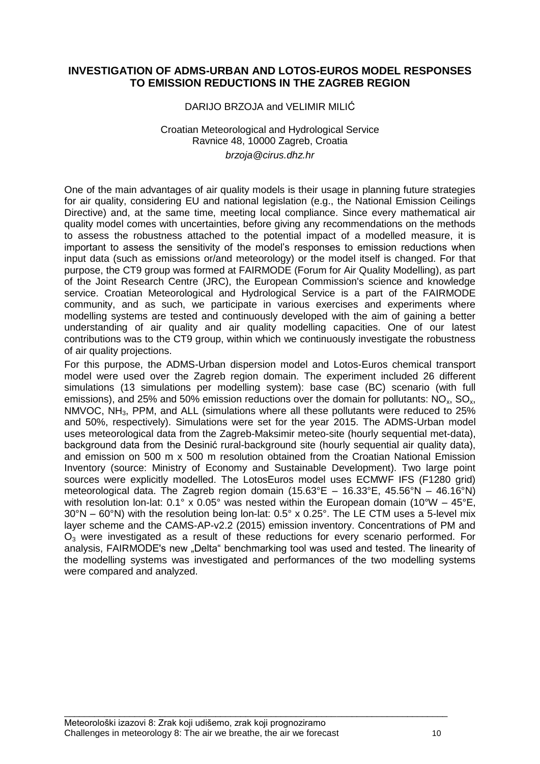## INVESTIGATION OF ADMS-URBAN AND LOTOS-EUROS MODEL RESPONSES TO EMISSION REDUCTIONS IN THE ZAGREB REGION

DARIJO BRZOJA and VELIMIR MILIĆ

Croatian Meteorological and Hydrological Service
Ravnice 48, 10000 Zagreb, Croatia
*brzoja@cirus.dhz.hr*

One of the main advantages of air quality models is their usage in planning future strategies for air quality, considering EU and national legislation (e.g., the National Emission Ceilings Directive) and, at the same time, meeting local compliance. Since every mathematical air quality model comes with uncertainties, before giving any recommendations on the methods to assess the robustness attached to the potential impact of a modelled measure, it is important to assess the sensitivity of the model's responses to emission reductions when input data (such as emissions or/and meteorology) or the model itself is changed. For that purpose, the CT9 group was formed at FAIRMODE (Forum for Air Quality Modelling), as part of the Joint Research Centre (JRC), the European Commission's science and knowledge service. Croatian Meteorological and Hydrological Service is a part of the FAIRMODE community, and as such, we participate in various exercises and experiments where modelling systems are tested and continuously developed with the aim of gaining a better understanding of air quality and air quality modelling capacities. One of our latest contributions was to the CT9 group, within which we continuously investigate the robustness of air quality projections.

For this purpose, the ADMS-Urban dispersion model and Lotos-Euros chemical transport model were used over the Zagreb region domain. The experiment included 26 different simulations (13 simulations per modelling system): base case (BC) scenario (with full emissions), and 25% and 50% emission reductions over the domain for pollutants: $NO_x$, $SO_x$, NMVOC, $NH_3$, PPM, and ALL (simulations where all these pollutants were reduced to 25% and 50%, respectively). Simulations were set for the year 2015. The ADMS-Urban model uses meteorological data from the Zagreb-Maksimir meteo-site (hourly sequential met-data), background data from the Desinić rural-background site (hourly sequential air quality data), and emission on 500 m x 500 m resolution obtained from the Croatian National Emission Inventory (source: Ministry of Economy and Sustainable Development). Two large point sources were explicitly modelled. The LotosEuros model uses ECMWF IFS (F1280 grid) meteorological data. The Zagreb region domain (15.63°E – 16.33°E, 45.56°N – 46.16°N) with resolution lon-lat: 0.1° x 0.05° was nested within the European domain (10°W – 45°E, 30°N – 60°N) with the resolution being lon-lat: 0.5° x 0.25°. The LE CTM uses a 5-level mix layer scheme and the CAMS-AP-v2.2 (2015) emission inventory. Concentrations of PM and $O_3$ were investigated as a result of these reductions for every scenario performed. For analysis, FAIRMODE's new „Delta" benchmarking tool was used and tested. The linearity of the modelling systems was investigated and performances of the two modelling systems were compared and analyzed.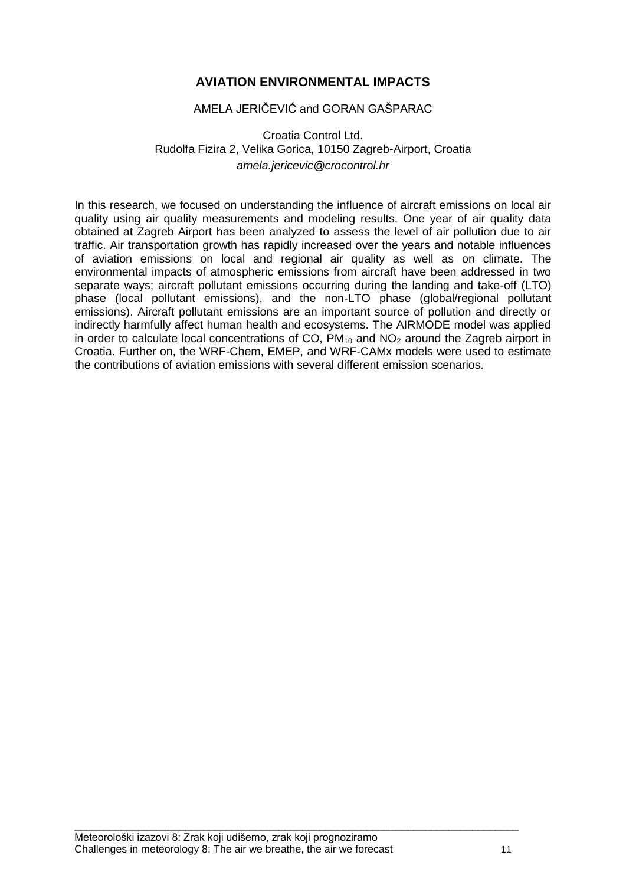# AVIATION ENVIRONMENTAL IMPACTS

AMELA JERIČEVIĆ and GORAN GAŠPARAC

Croatia Control Ltd.
Rudolfa Fizira 2, Velika Gorica, 10150 Zagreb-Airport, Croatia
*amela.jericevic@crocontrol.hr*

In this research, we focused on understanding the influence of aircraft emissions on local air quality using air quality measurements and modeling results. One year of air quality data obtained at Zagreb Airport has been analyzed to assess the level of air pollution due to air traffic. Air transportation growth has rapidly increased over the years and notable influences of aviation emissions on local and regional air quality as well as on climate. The environmental impacts of atmospheric emissions from aircraft have been addressed in two separate ways; aircraft pollutant emissions occurring during the landing and take-off (LTO) phase (local pollutant emissions), and the non-LTO phase (global/regional pollutant emissions). Aircraft pollutant emissions are an important source of pollution and directly or indirectly harmfully affect human health and ecosystems. The AIRMODE model was applied in order to calculate local concentrations of CO, $PM_{10}$ and $NO_2$ around the Zagreb airport in Croatia. Further on, the WRF-Chem, EMEP, and WRF-CAMx models were used to estimate the contributions of aviation emissions with several different emission scenarios.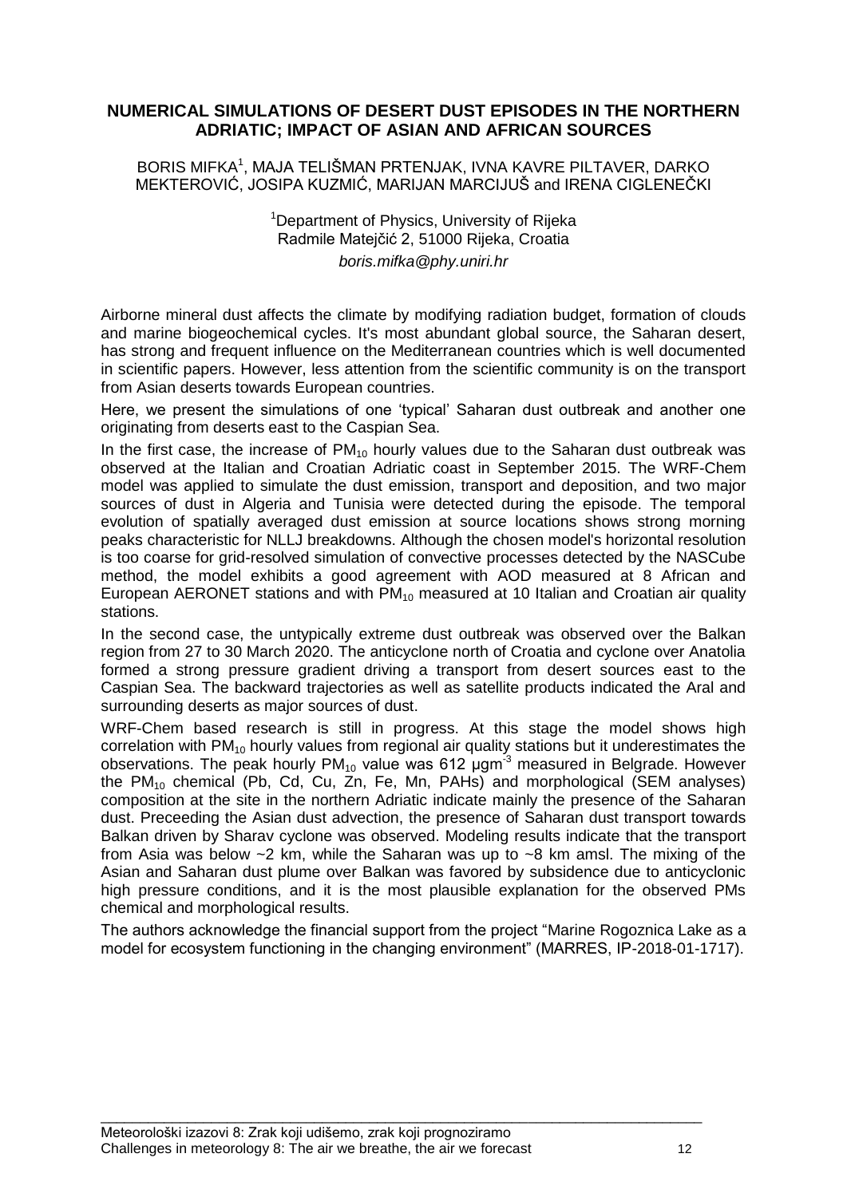## NUMERICAL SIMULATIONS OF DESERT DUST EPISODES IN THE NORTHERN ADRIATIC; IMPACT OF ASIAN AND AFRICAN SOURCES

BORIS MIFKA[1], MAJA TELIŠMAN PRTENJAK, IVNA KAVRE PILTAVER, DARKO MEKTEROVIĆ, JOSIPA KUZMIĆ, MARIJAN MARCIJUŠ and IRENA CIGLENEČKI

[1]Department of Physics, University of Rijeka
Radmile Matejčić 2, 51000 Rijeka, Croatia
*boris.mifka@phy.uniri.hr*

Airborne mineral dust affects the climate by modifying radiation budget, formation of clouds and marine biogeochemical cycles. It's most abundant global source, the Saharan desert, has strong and frequent influence on the Mediterranean countries which is well documented in scientific papers. However, less attention from the scientific community is on the transport from Asian deserts towards European countries.

Here, we present the simulations of one 'typical' Saharan dust outbreak and another one originating from deserts east to the Caspian Sea.

In the first case, the increase of $PM_{10}$ hourly values due to the Saharan dust outbreak was observed at the Italian and Croatian Adriatic coast in September 2015. The WRF-Chem model was applied to simulate the dust emission, transport and deposition, and two major sources of dust in Algeria and Tunisia were detected during the episode. The temporal evolution of spatially averaged dust emission at source locations shows strong morning peaks characteristic for NLLJ breakdowns. Although the chosen model's horizontal resolution is too coarse for grid-resolved simulation of convective processes detected by the NASCube method, the model exhibits a good agreement with AOD measured at 8 African and European AERONET stations and with $PM_{10}$ measured at 10 Italian and Croatian air quality stations.

In the second case, the untypically extreme dust outbreak was observed over the Balkan region from 27 to 30 March 2020. The anticyclone north of Croatia and cyclone over Anatolia formed a strong pressure gradient driving a transport from desert sources east to the Caspian Sea. The backward trajectories as well as satellite products indicated the Aral and surrounding deserts as major sources of dust.

WRF-Chem based research is still in progress. At this stage the model shows high correlation with $PM_{10}$ hourly values from regional air quality stations but it underestimates the observations. The peak hourly $PM_{10}$ value was 612 $\mu g m^{-3}$ measured in Belgrade. However the $PM_{10}$ chemical (Pb, Cd, Cu, Zn, Fe, Mn, PAHs) and morphological (SEM analyses) composition at the site in the northern Adriatic indicate mainly the presence of the Saharan dust. Preceeding the Asian dust advection, the presence of Saharan dust transport towards Balkan driven by Sharav cyclone was observed. Modeling results indicate that the transport from Asia was below ~2 km, while the Saharan was up to ~8 km amsl. The mixing of the Asian and Saharan dust plume over Balkan was favored by subsidence due to anticyclonic high pressure conditions, and it is the most plausible explanation for the observed PMs chemical and morphological results.

The authors acknowledge the financial support from the project "Marine Rogoznica Lake as a model for ecosystem functioning in the changing environment" (MARRES, IP-2018-01-1717).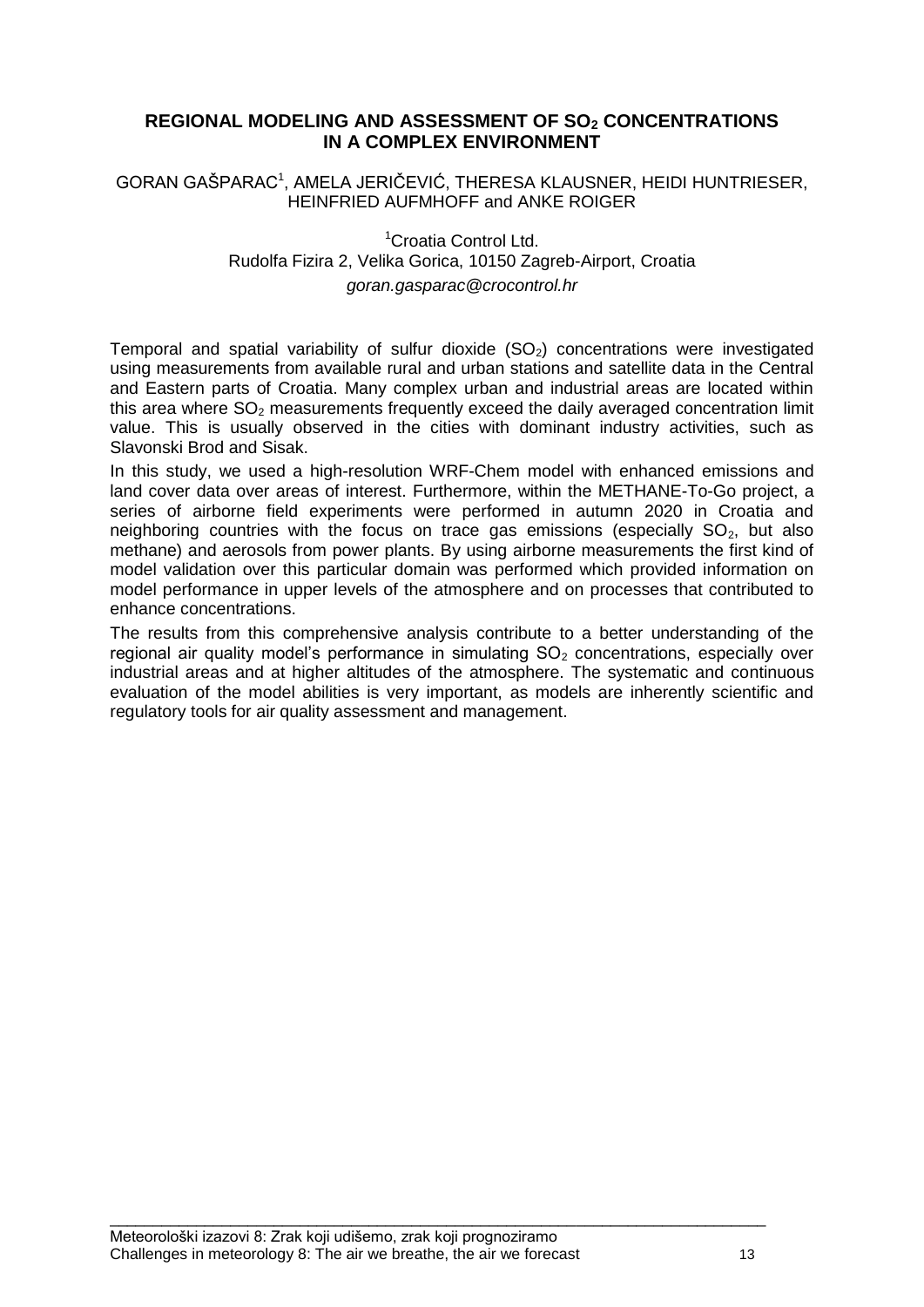## REGIONAL MODELING AND ASSESSMENT OF $SO_2$ CONCENTRATIONS IN A COMPLEX ENVIRONMENT

GORAN GAŠPARAC[1], AMELA JERIČEVIĆ, THERESA KLAUSNER, HEIDI HUNTRIESER, HEINFRIED AUFMHOFF and ANKE ROIGER

[1]Croatia Control Ltd.
Rudolfa Fizira 2, Velika Gorica, 10150 Zagreb-Airport, Croatia
*goran.gasparac@crocontrol.hr*

Temporal and spatial variability of sulfur dioxide ($SO_2$) concentrations were investigated using measurements from available rural and urban stations and satellite data in the Central and Eastern parts of Croatia. Many complex urban and industrial areas are located within this area where $SO_2$ measurements frequently exceed the daily averaged concentration limit value. This is usually observed in the cities with dominant industry activities, such as Slavonski Brod and Sisak.

In this study, we used a high-resolution WRF-Chem model with enhanced emissions and land cover data over areas of interest. Furthermore, within the METHANE-To-Go project, a series of airborne field experiments were performed in autumn 2020 in Croatia and neighboring countries with the focus on trace gas emissions (especially $SO_2$, but also methane) and aerosols from power plants. By using airborne measurements the first kind of model validation over this particular domain was performed which provided information on model performance in upper levels of the atmosphere and on processes that contributed to enhance concentrations.

The results from this comprehensive analysis contribute to a better understanding of the regional air quality model's performance in simulating $SO_2$ concentrations, especially over industrial areas and at higher altitudes of the atmosphere. The systematic and continuous evaluation of the model abilities is very important, as models are inherently scientific and regulatory tools for air quality assessment and management.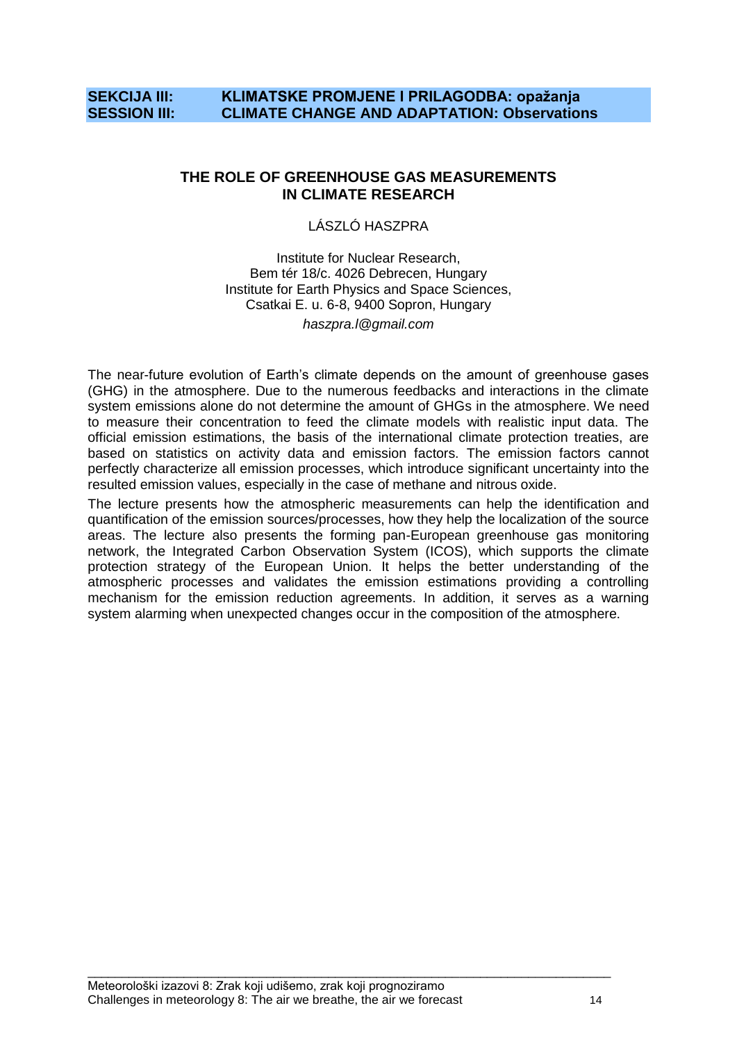**SEKCIJA III: KLIMATSKE PROMJENE I PRILAGODBA: opažanja**
**SESSION III: CLIMATE CHANGE AND ADAPTATION: Observations**

## THE ROLE OF GREENHOUSE GAS MEASUREMENTS IN CLIMATE RESEARCH

LÁSZLÓ HASZPRA

Institute for Nuclear Research,
Bem tér 18/c. 4026 Debrecen, Hungary
Institute for Earth Physics and Space Sciences,
Csatkai E. u. 6-8, 9400 Sopron, Hungary
*haszpra.l@gmail.com*

The near-future evolution of Earth's climate depends on the amount of greenhouse gases (GHG) in the atmosphere. Due to the numerous feedbacks and interactions in the climate system emissions alone do not determine the amount of GHGs in the atmosphere. We need to measure their concentration to feed the climate models with realistic input data. The official emission estimations, the basis of the international climate protection treaties, are based on statistics on activity data and emission factors. The emission factors cannot perfectly characterize all emission processes, which introduce significant uncertainty into the resulted emission values, especially in the case of methane and nitrous oxide.

The lecture presents how the atmospheric measurements can help the identification and quantification of the emission sources/processes, how they help the localization of the source areas. The lecture also presents the forming pan-European greenhouse gas monitoring network, the Integrated Carbon Observation System (ICOS), which supports the climate protection strategy of the European Union. It helps the better understanding of the atmospheric processes and validates the emission estimations providing a controlling mechanism for the emission reduction agreements. In addition, it serves as a warning system alarming when unexpected changes occur in the composition of the atmosphere.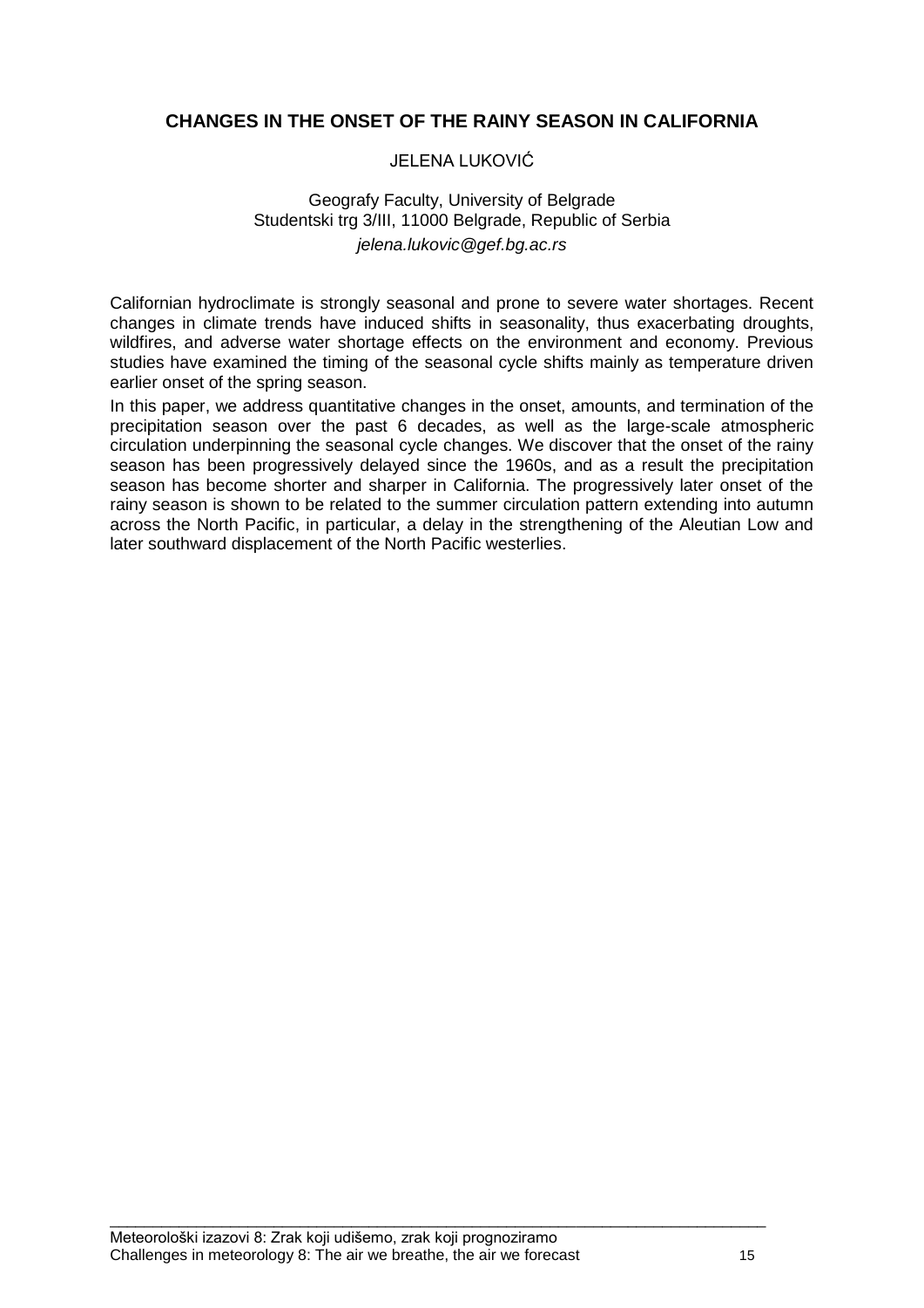## CHANGES IN THE ONSET OF THE RAINY SEASON IN CALIFORNIA

JELENA LUKOVIĆ

Geografy Faculty, University of Belgrade
Studentski trg 3/III, 11000 Belgrade, Republic of Serbia
*jelena.lukovic@gef.bg.ac.rs*

Californian hydroclimate is strongly seasonal and prone to severe water shortages. Recent changes in climate trends have induced shifts in seasonality, thus exacerbating droughts, wildfires, and adverse water shortage effects on the environment and economy. Previous studies have examined the timing of the seasonal cycle shifts mainly as temperature driven earlier onset of the spring season.

In this paper, we address quantitative changes in the onset, amounts, and termination of the precipitation season over the past 6 decades, as well as the large-scale atmospheric circulation underpinning the seasonal cycle changes. We discover that the onset of the rainy season has been progressively delayed since the 1960s, and as a result the precipitation season has become shorter and sharper in California. The progressively later onset of the rainy season is shown to be related to the summer circulation pattern extending into autumn across the North Pacific, in particular, a delay in the strengthening of the Aleutian Low and later southward displacement of the North Pacific westerlies.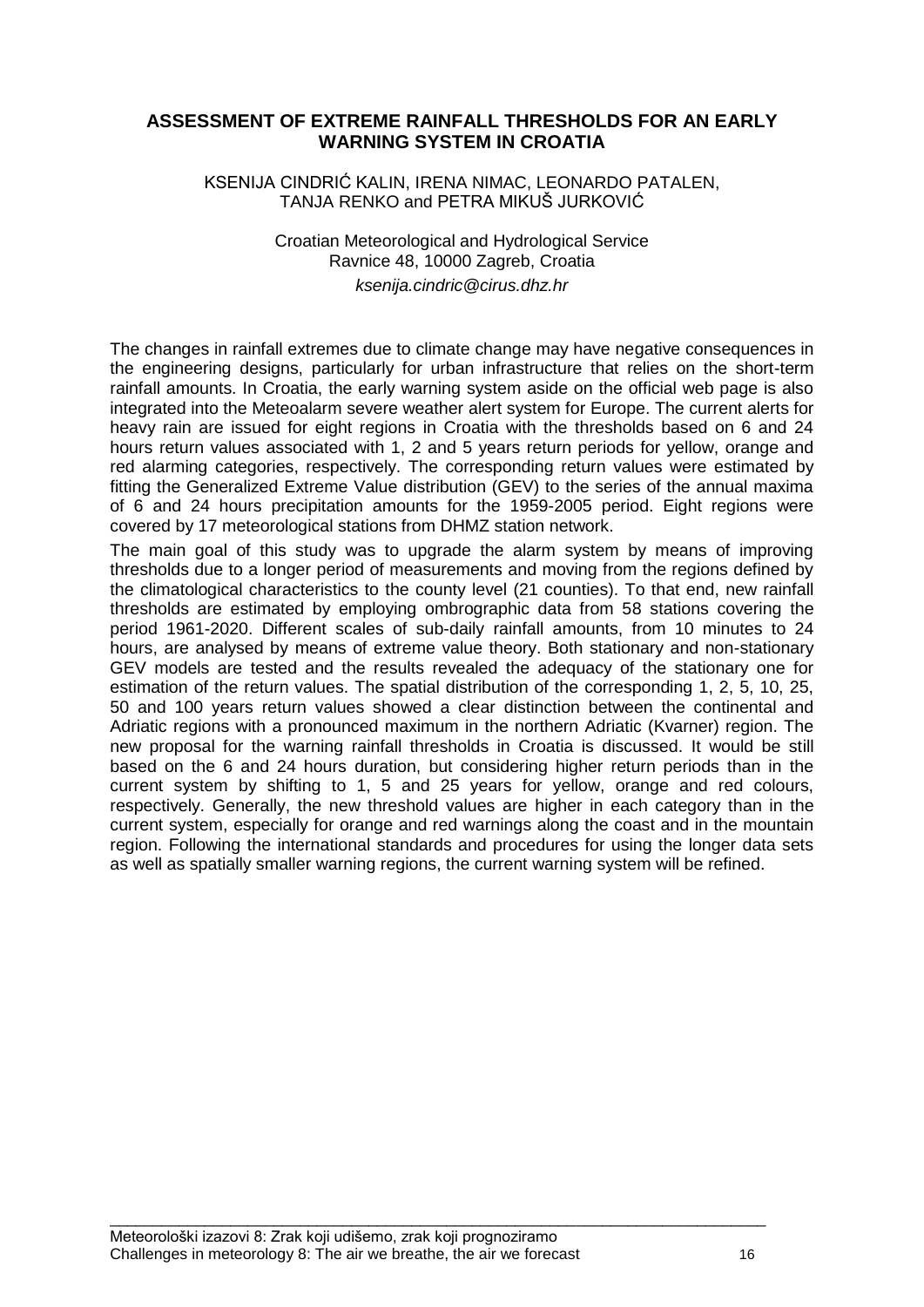# ASSESSMENT OF EXTREME RAINFALL THRESHOLDS FOR AN EARLY WARNING SYSTEM IN CROATIA

KSENIJA CINDRIĆ KALIN, IRENA NIMAC, LEONARDO PATALEN, TANJA RENKO and PETRA MIKUŠ JURKOVIĆ

Croatian Meteorological and Hydrological Service
Ravnice 48, 10000 Zagreb, Croatia
*ksenija.cindric@cirus.dhz.hr*

The changes in rainfall extremes due to climate change may have negative consequences in the engineering designs, particularly for urban infrastructure that relies on the short-term rainfall amounts. In Croatia, the early warning system aside on the official web page is also integrated into the Meteoalarm severe weather alert system for Europe. The current alerts for heavy rain are issued for eight regions in Croatia with the thresholds based on 6 and 24 hours return values associated with 1, 2 and 5 years return periods for yellow, orange and red alarming categories, respectively. The corresponding return values were estimated by fitting the Generalized Extreme Value distribution (GEV) to the series of the annual maxima of 6 and 24 hours precipitation amounts for the 1959-2005 period. Eight regions were covered by 17 meteorological stations from DHMZ station network.

The main goal of this study was to upgrade the alarm system by means of improving thresholds due to a longer period of measurements and moving from the regions defined by the climatological characteristics to the county level (21 counties). To that end, new rainfall thresholds are estimated by employing ombrographic data from 58 stations covering the period 1961-2020. Different scales of sub-daily rainfall amounts, from 10 minutes to 24 hours, are analysed by means of extreme value theory. Both stationary and non-stationary GEV models are tested and the results revealed the adequacy of the stationary one for estimation of the return values. The spatial distribution of the corresponding 1, 2, 5, 10, 25, 50 and 100 years return values showed a clear distinction between the continental and Adriatic regions with a pronounced maximum in the northern Adriatic (Kvarner) region. The new proposal for the warning rainfall thresholds in Croatia is discussed. It would be still based on the 6 and 24 hours duration, but considering higher return periods than in the current system by shifting to 1, 5 and 25 years for yellow, orange and red colours, respectively. Generally, the new threshold values are higher in each category than in the current system, especially for orange and red warnings along the coast and in the mountain region. Following the international standards and procedures for using the longer data sets as well as spatially smaller warning regions, the current warning system will be refined.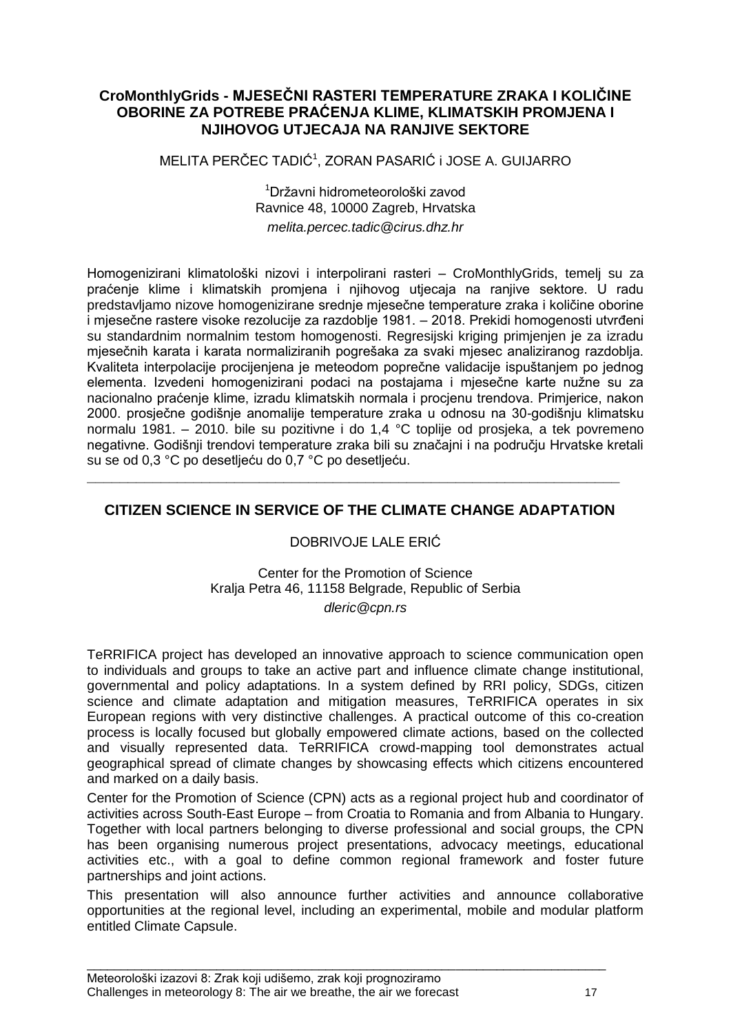## CroMonthlyGrids - MJESEČNI RASTERI TEMPERATURE ZRAKA I KOLIČINE OBORINE ZA POTREBE PRAĆENJA KLIME, KLIMATSKIH PROMJENA I NJIHOVOG UTJECAJA NA RANJIVE SEKTORE

MELITA PERČEC TADIĆ[1], ZORAN PASARIĆ i JOSE A. GUIJARRO

[1]Državni hidrometeorološki zavod
Ravnice 48, 10000 Zagreb, Hrvatska
*melita.percec.tadic@cirus.dhz.hr*

Homogenizirani klimatološki nizovi i interpolirani rasteri – CroMonthlyGrids, temelj su za praćenje klime i klimatskih promjena i njihovog utjecaja na ranjive sektore. U radu predstavljamo nizove homogenizirane srednje mjesečne temperature zraka i količine oborine i mjesečne rastere visoke rezolucije za razdoblje 1981. – 2018. Prekidi homogenosti utvrđeni su standardnim normalnim testom homogenosti. Regresijski kriging primjenjen je za izradu mjesečnih karata i karata normaliziranih pogrešaka za svaki mjesec analiziranog razdoblja. Kvaliteta interpolacije procijenjena je meteodom poprečne validacije ispuštanjem po jednog elementa. Izvedeni homogenizirani podaci na postajama i mjesečne karte nužne su za nacionalno praćenje klime, izradu klimatskih normala i procjenu trendova. Primjerice, nakon 2000. prosječne godišnje anomalije temperature zraka u odnosu na 30-godišnju klimatsku normalu 1981. – 2010. bile su pozitivne i do 1,4 °C toplije od prosjeka, a tek povremeno negativne. Godišnji trendovi temperature zraka bili su značajni i na području Hrvatske kretali su se od 0,3 °C po desetljeću do 0,7 °C po desetljeću.

---

## CITIZEN SCIENCE IN SERVICE OF THE CLIMATE CHANGE ADAPTATION

DOBRIVOJE LALE ERIĆ

Center for the Promotion of Science
Kralja Petra 46, 11158 Belgrade, Republic of Serbia
*dleric@cpn.rs*

TeRRIFICA project has developed an innovative approach to science communication open to individuals and groups to take an active part and influence climate change institutional, governmental and policy adaptations. In a system defined by RRI policy, SDGs, citizen science and climate adaptation and mitigation measures, TeRRIFICA operates in six European regions with very distinctive challenges. A practical outcome of this co-creation process is locally focused but globally empowered climate actions, based on the collected and visually represented data. TeRRIFICA crowd-mapping tool demonstrates actual geographical spread of climate changes by showcasing effects which citizens encountered and marked on a daily basis.

Center for the Promotion of Science (CPN) acts as a regional project hub and coordinator of activities across South-East Europe – from Croatia to Romania and from Albania to Hungary. Together with local partners belonging to diverse professional and social groups, the CPN has been organising numerous project presentations, advocacy meetings, educational activities etc., with a goal to define common regional framework and foster future partnerships and joint actions.

This presentation will also announce further activities and announce collaborative opportunities at the regional level, including an experimental, mobile and modular platform entitled Climate Capsule.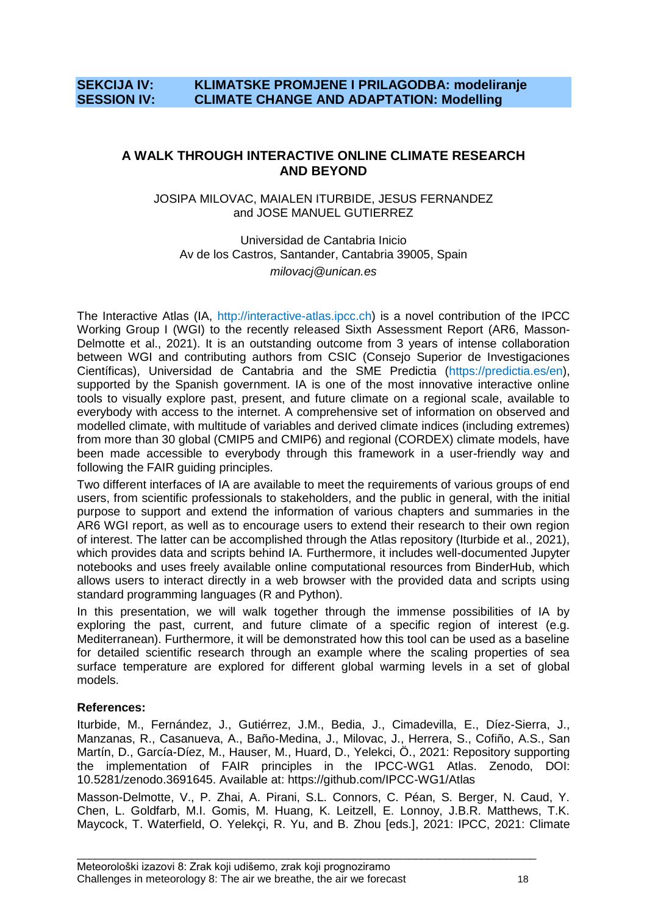**SEKCIJA IV: KLIMATSKE PROMJENE I PRILAGODBA: modeliranje**
**SESSION IV: CLIMATE CHANGE AND ADAPTATION: Modelling**

## A WALK THROUGH INTERACTIVE ONLINE CLIMATE RESEARCH AND BEYOND

JOSIPA MILOVAC, MAIALEN ITURBIDE, JESUS FERNANDEZ and JOSE MANUEL GUTIERREZ

Universidad de Cantabria Inicio
Av de los Castros, Santander, Cantabria 39005, Spain
*milovacj@unican.es*

The Interactive Atlas (IA, http://interactive-atlas.ipcc.ch) is a novel contribution of the IPCC Working Group I (WGI) to the recently released Sixth Assessment Report (AR6, Masson-Delmotte et al., 2021). It is an outstanding outcome from 3 years of intense collaboration between WGI and contributing authors from CSIC (Consejo Superior de Investigaciones Científicas), Universidad de Cantabria and the SME Predictia (https://predictia.es/en), supported by the Spanish government. IA is one of the most innovative interactive online tools to visually explore past, present, and future climate on a regional scale, available to everybody with access to the internet. A comprehensive set of information on observed and modelled climate, with multitude of variables and derived climate indices (including extremes) from more than 30 global (CMIP5 and CMIP6) and regional (CORDEX) climate models, have been made accessible to everybody through this framework in a user-friendly way and following the FAIR guiding principles.

Two different interfaces of IA are available to meet the requirements of various groups of end users, from scientific professionals to stakeholders, and the public in general, with the initial purpose to support and extend the information of various chapters and summaries in the AR6 WGI report, as well as to encourage users to extend their research to their own region of interest. The latter can be accomplished through the Atlas repository (Iturbide et al., 2021), which provides data and scripts behind IA. Furthermore, it includes well-documented Jupyter notebooks and uses freely available online computational resources from BinderHub, which allows users to interact directly in a web browser with the provided data and scripts using standard programming languages (R and Python).

In this presentation, we will walk together through the immense possibilities of IA by exploring the past, current, and future climate of a specific region of interest (e.g. Mediterranean). Furthermore, it will be demonstrated how this tool can be used as a baseline for detailed scientific research through an example where the scaling properties of sea surface temperature are explored for different global warming levels in a set of global models.

**References:**

Iturbide, M., Fernández, J., Gutiérrez, J.M., Bedia, J., Cimadevilla, E., Díez-Sierra, J., Manzanas, R., Casanueva, A., Baño-Medina, J., Milovac, J., Herrera, S., Cofiño, A.S., San Martín, D., García-Díez, M., Hauser, M., Huard, D., Yelekci, Ö., 2021: Repository supporting the implementation of FAIR principles in the IPCC-WG1 Atlas. Zenodo, DOI: 10.5281/zenodo.3691645. Available at: https://github.com/IPCC-WG1/Atlas

Masson-Delmotte, V., P. Zhai, A. Pirani, S.L. Connors, C. Péan, S. Berger, N. Caud, Y. Chen, L. Goldfarb, M.I. Gomis, M. Huang, K. Leitzell, E. Lonnoy, J.B.R. Matthews, T.K. Maycock, T. Waterfield, O. Yelekçi, R. Yu, and B. Zhou [eds.], 2021: IPCC, 2021: Climate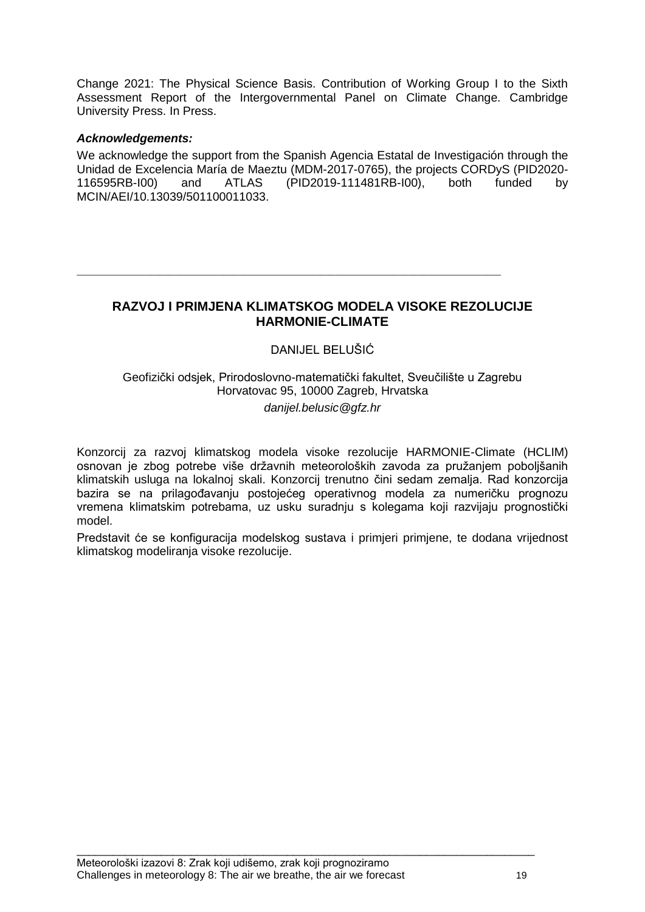Change 2021: The Physical Science Basis. Contribution of Working Group I to the Sixth Assessment Report of the Intergovernmental Panel on Climate Change. Cambridge University Press. In Press.

***Acknowledgements:***

We acknowledge the support from the Spanish Agencia Estatal de Investigación through the Unidad de Excelencia María de Maeztu (MDM-2017-0765), the projects CORDyS (PID2020-116595RB-I00) and ATLAS (PID2019-111481RB-I00), both funded by MCIN/AEI/10.13039/501100011033.

---

## RAZVOJ I PRIMJENA KLIMATSKOG MODELA VISOKE REZOLUCIJE HARMONIE-CLIMATE

DANIJEL BELUŠIĆ

Geofizički odsjek, Prirodoslovno-matematički fakultet, Sveučilište u Zagrebu
Horvatovac 95, 10000 Zagreb, Hrvatska
*danijel.belusic@gfz.hr*

Konzorcij za razvoj klimatskog modela visoke rezolucije HARMONIE-Climate (HCLIM) osnovan je zbog potrebe više državnih meteoroloških zavoda za pružanjem poboljšanih klimatskih usluga na lokalnoj skali. Konzorcij trenutno čini sedam zemalja. Rad konzorcija bazira se na prilagođavanju postojećeg operativnog modela za numeričku prognozu vremena klimatskim potrebama, uz usku suradnju s kolegama koji razvijaju prognostički model.

Predstavit će se konfiguracija modelskog sustava i primjeri primjene, te dodana vrijednost klimatskog modeliranja visoke rezolucije.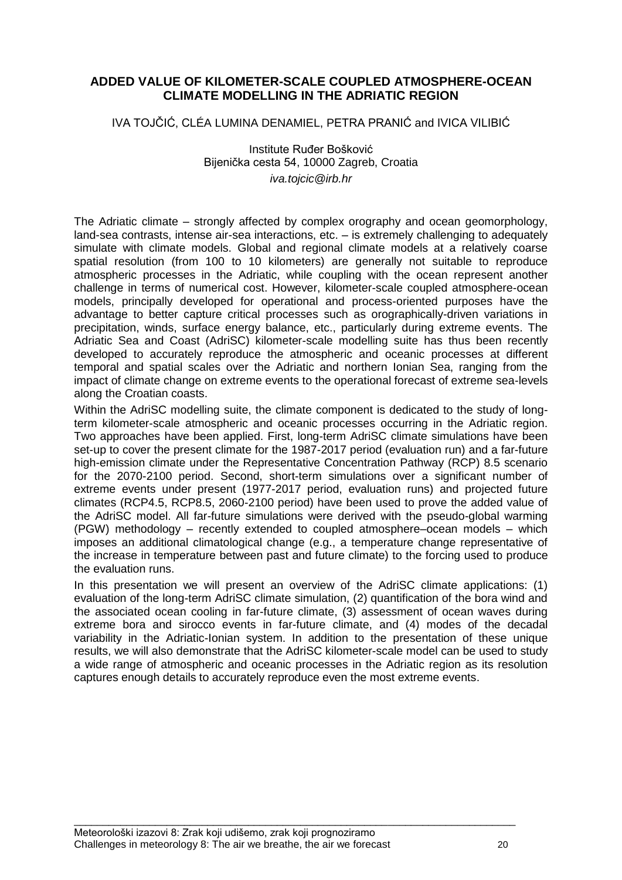## ADDED VALUE OF KILOMETER-SCALE COUPLED ATMOSPHERE-OCEAN CLIMATE MODELLING IN THE ADRIATIC REGION

IVA TOJČIĆ, CLÉA LUMINA DENAMIEL, PETRA PRANIĆ and IVICA VILIBIĆ

Institute Ruđer Bošković
Bijenička cesta 54, 10000 Zagreb, Croatia
*iva.tojcic@irb.hr*

The Adriatic climate – strongly affected by complex orography and ocean geomorphology, land-sea contrasts, intense air-sea interactions, etc. – is extremely challenging to adequately simulate with climate models. Global and regional climate models at a relatively coarse spatial resolution (from 100 to 10 kilometers) are generally not suitable to reproduce atmospheric processes in the Adriatic, while coupling with the ocean represent another challenge in terms of numerical cost. However, kilometer-scale coupled atmosphere-ocean models, principally developed for operational and process-oriented purposes have the advantage to better capture critical processes such as orographically-driven variations in precipitation, winds, surface energy balance, etc., particularly during extreme events. The Adriatic Sea and Coast (AdriSC) kilometer-scale modelling suite has thus been recently developed to accurately reproduce the atmospheric and oceanic processes at different temporal and spatial scales over the Adriatic and northern Ionian Sea, ranging from the impact of climate change on extreme events to the operational forecast of extreme sea-levels along the Croatian coasts.

Within the AdriSC modelling suite, the climate component is dedicated to the study of long-term kilometer-scale atmospheric and oceanic processes occurring in the Adriatic region. Two approaches have been applied. First, long-term AdriSC climate simulations have been set-up to cover the present climate for the 1987-2017 period (evaluation run) and a far-future high-emission climate under the Representative Concentration Pathway (RCP) 8.5 scenario for the 2070-2100 period. Second, short-term simulations over a significant number of extreme events under present (1977-2017 period, evaluation runs) and projected future climates (RCP4.5, RCP8.5, 2060-2100 period) have been used to prove the added value of the AdriSC model. All far-future simulations were derived with the pseudo-global warming (PGW) methodology – recently extended to coupled atmosphere–ocean models – which imposes an additional climatological change (e.g., a temperature change representative of the increase in temperature between past and future climate) to the forcing used to produce the evaluation runs.

In this presentation we will present an overview of the AdriSC climate applications: (1) evaluation of the long-term AdriSC climate simulation, (2) quantification of the bora wind and the associated ocean cooling in far-future climate, (3) assessment of ocean waves during extreme bora and sirocco events in far-future climate, and (4) modes of the decadal variability in the Adriatic-Ionian system. In addition to the presentation of these unique results, we will also demonstrate that the AdriSC kilometer-scale model can be used to study a wide range of atmospheric and oceanic processes in the Adriatic region as its resolution captures enough details to accurately reproduce even the most extreme events.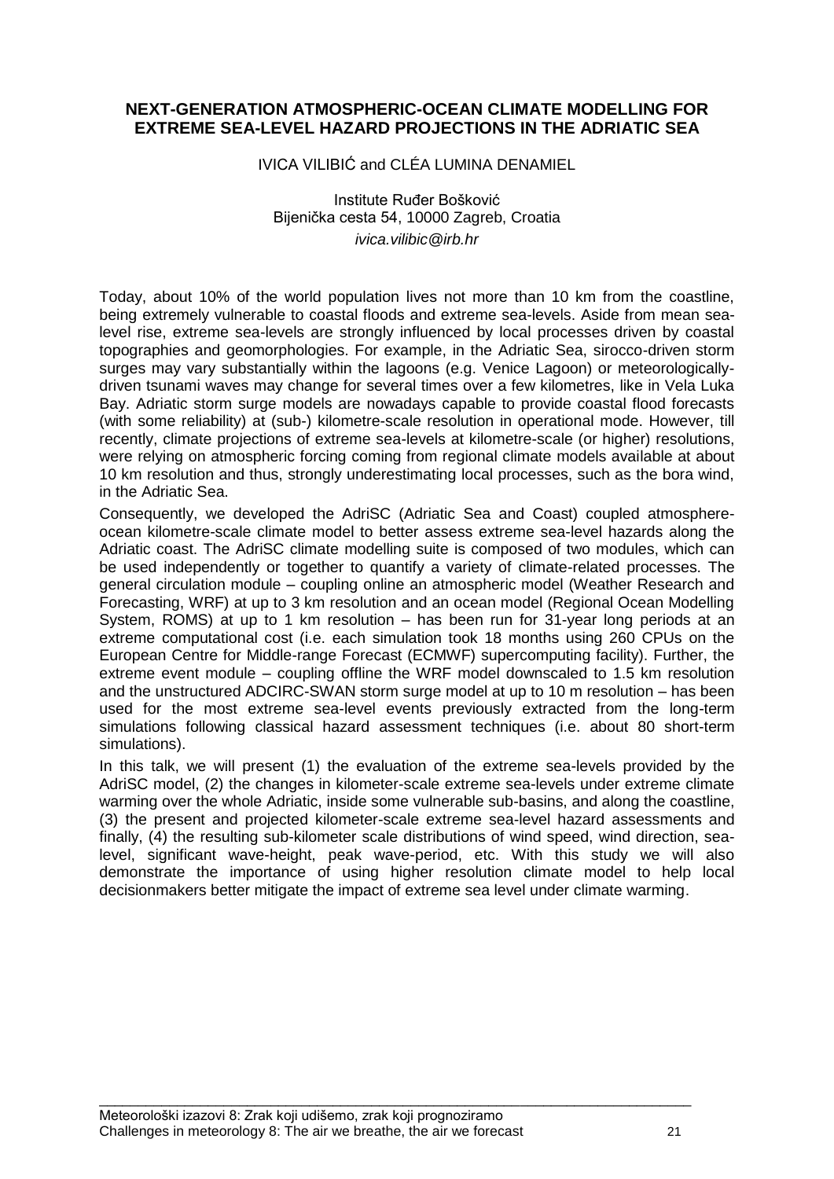## NEXT-GENERATION ATMOSPHERIC-OCEAN CLIMATE MODELLING FOR EXTREME SEA-LEVEL HAZARD PROJECTIONS IN THE ADRIATIC SEA

IVICA VILIBIĆ and CLÉA LUMINA DENAMIEL

Institute Ruđer Bošković
Bijenička cesta 54, 10000 Zagreb, Croatia
*ivica.vilibic@irb.hr*

Today, about 10% of the world population lives not more than 10 km from the coastline, being extremely vulnerable to coastal floods and extreme sea-levels. Aside from mean sea-level rise, extreme sea-levels are strongly influenced by local processes driven by coastal topographies and geomorphologies. For example, in the Adriatic Sea, sirocco-driven storm surges may vary substantially within the lagoons (e.g. Venice Lagoon) or meteorologically-driven tsunami waves may change for several times over a few kilometres, like in Vela Luka Bay. Adriatic storm surge models are nowadays capable to provide coastal flood forecasts (with some reliability) at (sub-) kilometre-scale resolution in operational mode. However, till recently, climate projections of extreme sea-levels at kilometre-scale (or higher) resolutions, were relying on atmospheric forcing coming from regional climate models available at about 10 km resolution and thus, strongly underestimating local processes, such as the bora wind, in the Adriatic Sea.

Consequently, we developed the AdriSC (Adriatic Sea and Coast) coupled atmosphere-ocean kilometre-scale climate model to better assess extreme sea-level hazards along the Adriatic coast. The AdriSC climate modelling suite is composed of two modules, which can be used independently or together to quantify a variety of climate-related processes. The general circulation module – coupling online an atmospheric model (Weather Research and Forecasting, WRF) at up to 3 km resolution and an ocean model (Regional Ocean Modelling System, ROMS) at up to 1 km resolution – has been run for 31-year long periods at an extreme computational cost (i.e. each simulation took 18 months using 260 CPUs on the European Centre for Middle-range Forecast (ECMWF) supercomputing facility). Further, the extreme event module – coupling offline the WRF model downscaled to 1.5 km resolution and the unstructured ADCIRC-SWAN storm surge model at up to 10 m resolution – has been used for the most extreme sea-level events previously extracted from the long-term simulations following classical hazard assessment techniques (i.e. about 80 short-term simulations).

In this talk, we will present (1) the evaluation of the extreme sea-levels provided by the AdriSC model, (2) the changes in kilometer-scale extreme sea-levels under extreme climate warming over the whole Adriatic, inside some vulnerable sub-basins, and along the coastline, (3) the present and projected kilometer-scale extreme sea-level hazard assessments and finally, (4) the resulting sub-kilometer scale distributions of wind speed, wind direction, sea-level, significant wave-height, peak wave-period, etc. With this study we will also demonstrate the importance of using higher resolution climate model to help local decisionmakers better mitigate the impact of extreme sea level under climate warming.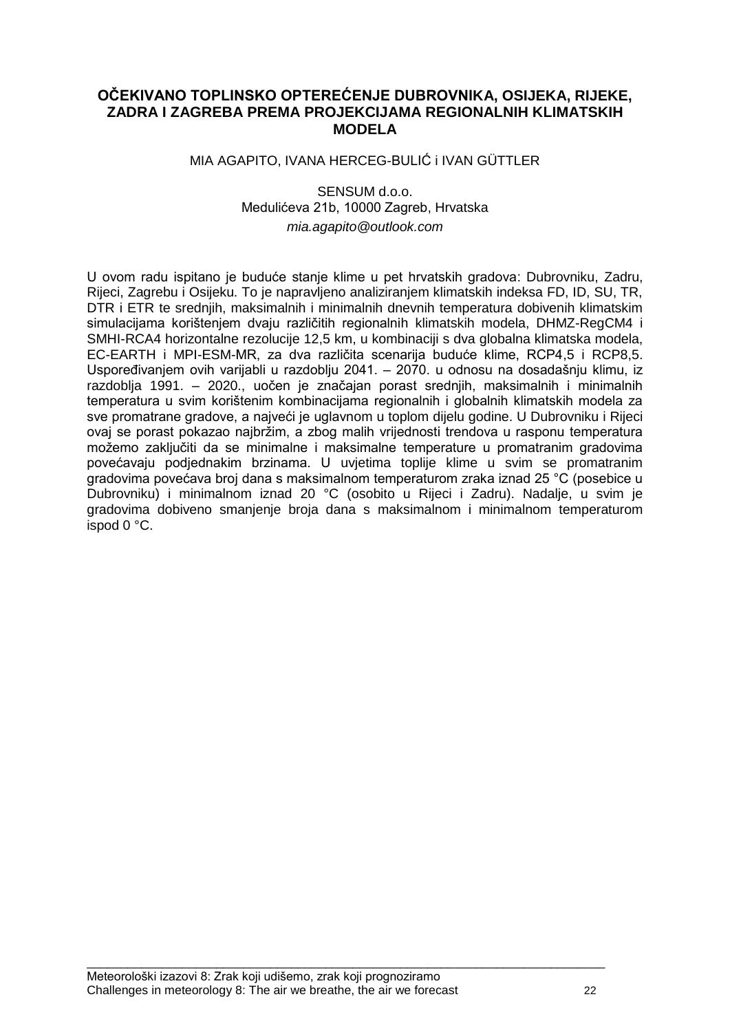# OČEKIVANO TOPLINSKO OPTEREĆENJE DUBROVNIKA, OSIJEKA, RIJEKE, ZADRA I ZAGREBA PREMA PROJEKCIJAMA REGIONALNIH KLIMATSKIH MODELA

MIA AGAPITO, IVANA HERCEG-BULIĆ i IVAN GÜTTLER

SENSUM d.o.o.
Medulićeva 21b, 10000 Zagreb, Hrvatska
*mia.agapito@outlook.com*

U ovom radu ispitano je buduće stanje klime u pet hrvatskih gradova: Dubrovniku, Zadru, Rijeci, Zagrebu i Osijeku. To je napravljeno analiziranjem klimatskih indeksa FD, ID, SU, TR, DTR i ETR te srednjih, maksimalnih i minimalnih dnevnih temperatura dobivenih klimatskim simulacijama korištenjem dvaju različitih regionalnih klimatskih modela, DHMZ-RegCM4 i SMHI-RCA4 horizontalne rezolucije 12,5 km, u kombinaciji s dva globalna klimatska modela, EC-EARTH i MPI-ESM-MR, za dva različita scenarija buduće klime, RCP4,5 i RCP8,5. Uspoređivanjem ovih varijabli u razdoblju 2041. – 2070. u odnosu na dosadašnju klimu, iz razdoblja 1991. – 2020., uočen je značajan porast srednjih, maksimalnih i minimalnih temperatura u svim korištenim kombinacijama regionalnih i globalnih klimatskih modela za sve promatrane gradove, a najveći je uglavnom u toplom dijelu godine. U Dubrovniku i Rijeci ovaj se porast pokazao najbržim, a zbog malih vrijednosti trendova u rasponu temperatura možemo zaključiti da se minimalne i maksimalne temperature u promatranim gradovima povećavaju podjednakim brzinama. U uvjetima toplije klime u svim se promatranim gradovima povećava broj dana s maksimalnom temperaturom zraka iznad 25 °C (posebice u Dubrovniku) i minimalnom iznad 20 °C (osobito u Rijeci i Zadru). Nadalje, u svim je gradovima dobiveno smanjenje broja dana s maksimalnom i minimalnom temperaturom ispod 0 °C.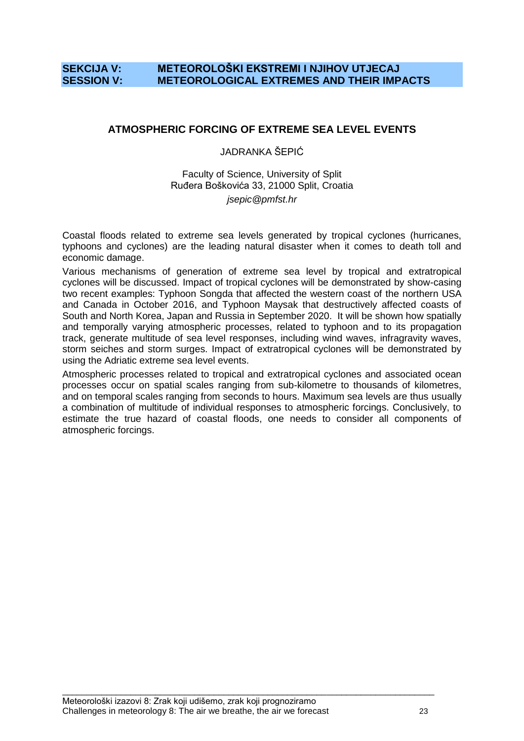**SEKCIJA V: METEOROLOŠKI EKSTREMI I NJIHOV UTJECAJ**
**SESSION V: METEOROLOGICAL EXTREMES AND THEIR IMPACTS**

## ATMOSPHERIC FORCING OF EXTREME SEA LEVEL EVENTS

JADRANKA ŠEPIĆ

Faculty of Science, University of Split
Ruđera Boškovića 33, 21000 Split, Croatia
*jsepic@pmfst.hr*

Coastal floods related to extreme sea levels generated by tropical cyclones (hurricanes, typhoons and cyclones) are the leading natural disaster when it comes to death toll and economic damage.

Various mechanisms of generation of extreme sea level by tropical and extratropical cyclones will be discussed. Impact of tropical cyclones will be demonstrated by show-casing two recent examples: Typhoon Songda that affected the western coast of the northern USA and Canada in October 2016, and Typhoon Maysak that destructively affected coasts of South and North Korea, Japan and Russia in September 2020. It will be shown how spatially and temporally varying atmospheric processes, related to typhoon and to its propagation track, generate multitude of sea level responses, including wind waves, infragravity waves, storm seiches and storm surges. Impact of extratropical cyclones will be demonstrated by using the Adriatic extreme sea level events.

Atmospheric processes related to tropical and extratropical cyclones and associated ocean processes occur on spatial scales ranging from sub-kilometre to thousands of kilometres, and on temporal scales ranging from seconds to hours. Maximum sea levels are thus usually a combination of multitude of individual responses to atmospheric forcings. Conclusively, to estimate the true hazard of coastal floods, one needs to consider all components of atmospheric forcings.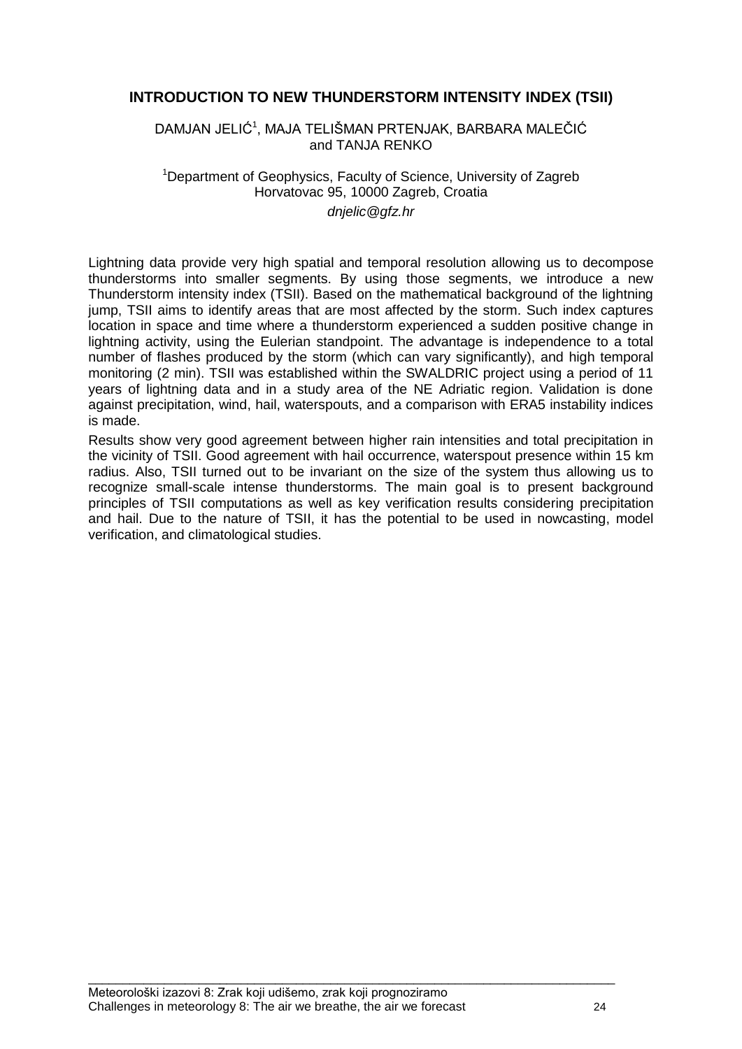# INTRODUCTION TO NEW THUNDERSTORM INTENSITY INDEX (TSII)

DAMJAN JELIĆ[1], MAJA TELIŠMAN PRTENJAK, BARBARA MALEČIĆ and TANJA RENKO

[1]Department of Geophysics, Faculty of Science, University of Zagreb
Horvatovac 95, 10000 Zagreb, Croatia
*dnjelic@gfz.hr*

Lightning data provide very high spatial and temporal resolution allowing us to decompose thunderstorms into smaller segments. By using those segments, we introduce a new Thunderstorm intensity index (TSII). Based on the mathematical background of the lightning jump, TSII aims to identify areas that are most affected by the storm. Such index captures location in space and time where a thunderstorm experienced a sudden positive change in lightning activity, using the Eulerian standpoint. The advantage is independence to a total number of flashes produced by the storm (which can vary significantly), and high temporal monitoring (2 min). TSII was established within the SWALDRIC project using a period of 11 years of lightning data and in a study area of the NE Adriatic region. Validation is done against precipitation, wind, hail, waterspouts, and a comparison with ERA5 instability indices is made.

Results show very good agreement between higher rain intensities and total precipitation in the vicinity of TSII. Good agreement with hail occurrence, waterspout presence within 15 km radius. Also, TSII turned out to be invariant on the size of the system thus allowing us to recognize small-scale intense thunderstorms. The main goal is to present background principles of TSII computations as well as key verification results considering precipitation and hail. Due to the nature of TSII, it has the potential to be used in nowcasting, model verification, and climatological studies.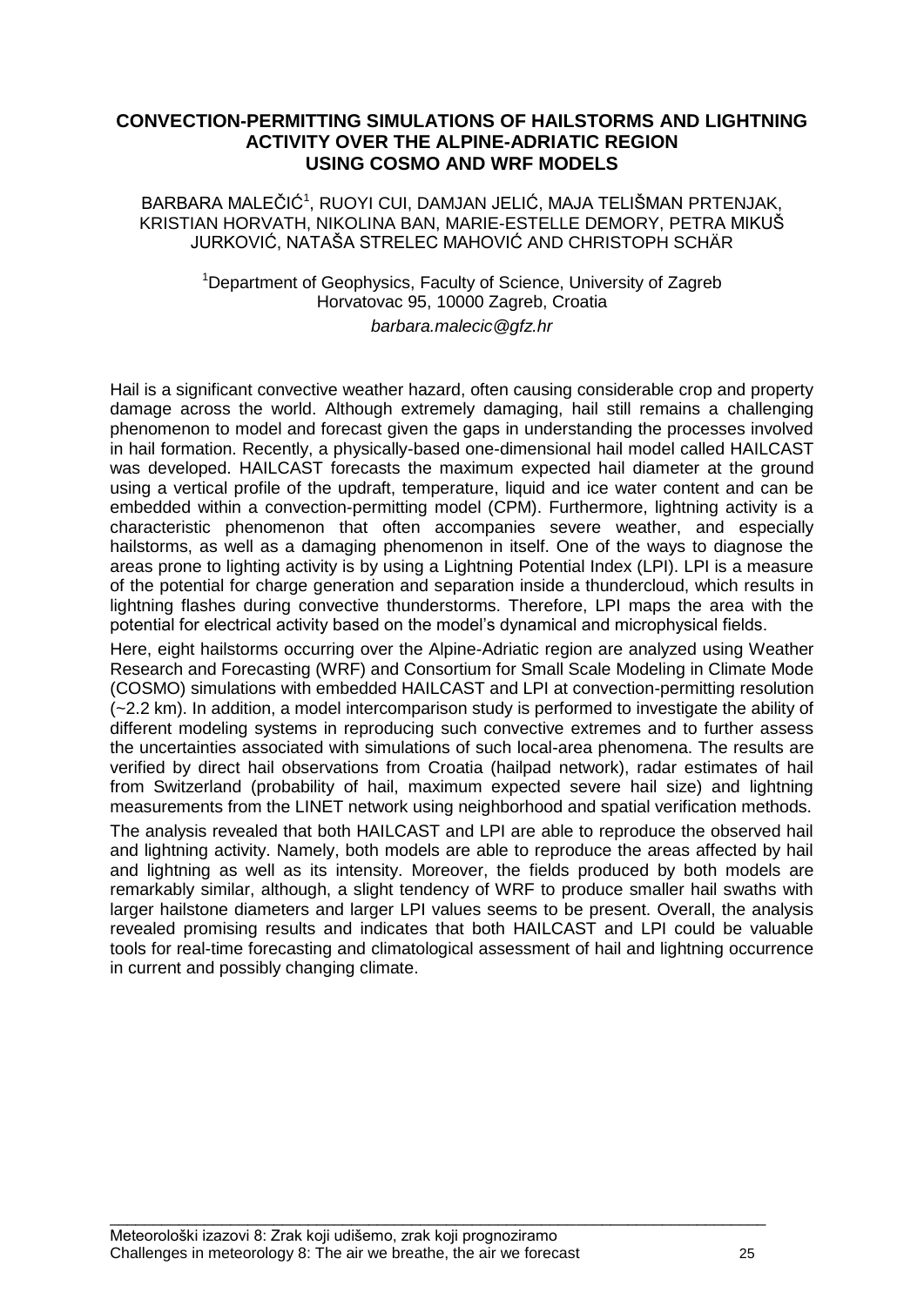# CONVECTION-PERMITTING SIMULATIONS OF HAILSTORMS AND LIGHTNING ACTIVITY OVER THE ALPINE-ADRIATIC REGION USING COSMO AND WRF MODELS

BARBARA MALEČIĆ[1], RUOYI CUI, DAMJAN JELIĆ, MAJA TELIŠMAN PRTENJAK, KRISTIAN HORVATH, NIKOLINA BAN, MARIE-ESTELLE DEMORY, PETRA MIKUŠ JURKOVIĆ, NATAŠA STRELEC MAHOVIĆ AND CHRISTOPH SCHÄR

[1]Department of Geophysics, Faculty of Science, University of Zagreb
Horvatovac 95, 10000 Zagreb, Croatia

*barbara.malecic@gfz.hr*

Hail is a significant convective weather hazard, often causing considerable crop and property damage across the world. Although extremely damaging, hail still remains a challenging phenomenon to model and forecast given the gaps in understanding the processes involved in hail formation. Recently, a physically-based one-dimensional hail model called HAILCAST was developed. HAILCAST forecasts the maximum expected hail diameter at the ground using a vertical profile of the updraft, temperature, liquid and ice water content and can be embedded within a convection-permitting model (CPM). Furthermore, lightning activity is a characteristic phenomenon that often accompanies severe weather, and especially hailstorms, as well as a damaging phenomenon in itself. One of the ways to diagnose the areas prone to lighting activity is by using a Lightning Potential Index (LPI). LPI is a measure of the potential for charge generation and separation inside a thundercloud, which results in lightning flashes during convective thunderstorms. Therefore, LPI maps the area with the potential for electrical activity based on the model's dynamical and microphysical fields.

Here, eight hailstorms occurring over the Alpine-Adriatic region are analyzed using Weather Research and Forecasting (WRF) and Consortium for Small Scale Modeling in Climate Mode (COSMO) simulations with embedded HAILCAST and LPI at convection-permitting resolution (~2.2 km). In addition, a model intercomparison study is performed to investigate the ability of different modeling systems in reproducing such convective extremes and to further assess the uncertainties associated with simulations of such local-area phenomena. The results are verified by direct hail observations from Croatia (hailpad network), radar estimates of hail from Switzerland (probability of hail, maximum expected severe hail size) and lightning measurements from the LINET network using neighborhood and spatial verification methods.

The analysis revealed that both HAILCAST and LPI are able to reproduce the observed hail and lightning activity. Namely, both models are able to reproduce the areas affected by hail and lightning as well as its intensity. Moreover, the fields produced by both models are remarkably similar, although, a slight tendency of WRF to produce smaller hail swaths with larger hailstone diameters and larger LPI values seems to be present. Overall, the analysis revealed promising results and indicates that both HAILCAST and LPI could be valuable tools for real-time forecasting and climatological assessment of hail and lightning occurrence in current and possibly changing climate.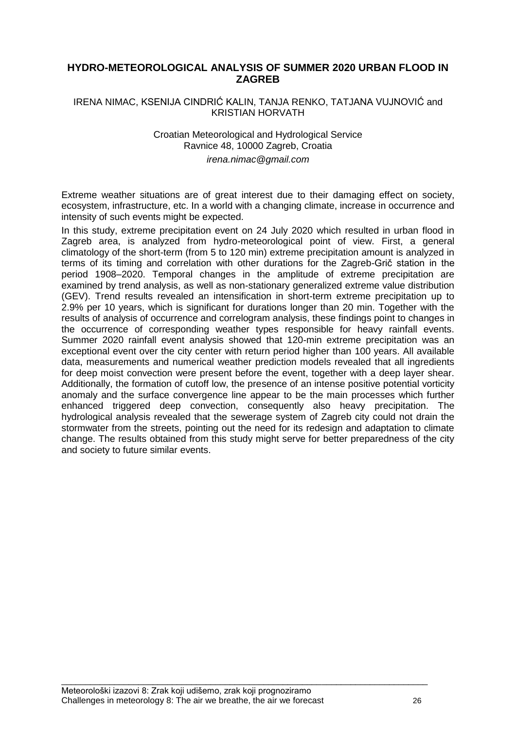# HYDRO-METEOROLOGICAL ANALYSIS OF SUMMER 2020 URBAN FLOOD IN ZAGREB

IRENA NIMAC, KSENIJA CINDRIĆ KALIN, TANJA RENKO, TATJANA VUJNOVIĆ and KRISTIAN HORVATH

Croatian Meteorological and Hydrological Service
Ravnice 48, 10000 Zagreb, Croatia
*irena.nimac@gmail.com*

Extreme weather situations are of great interest due to their damaging effect on society, ecosystem, infrastructure, etc. In a world with a changing climate, increase in occurrence and intensity of such events might be expected.

In this study, extreme precipitation event on 24 July 2020 which resulted in urban flood in Zagreb area, is analyzed from hydro-meteorological point of view. First, a general climatology of the short-term (from 5 to 120 min) extreme precipitation amount is analyzed in terms of its timing and correlation with other durations for the Zagreb-Grič station in the period 1908–2020. Temporal changes in the amplitude of extreme precipitation are examined by trend analysis, as well as non-stationary generalized extreme value distribution (GEV). Trend results revealed an intensification in short-term extreme precipitation up to 2.9% per 10 years, which is significant for durations longer than 20 min. Together with the results of analysis of occurrence and correlogram analysis, these findings point to changes in the occurrence of corresponding weather types responsible for heavy rainfall events. Summer 2020 rainfall event analysis showed that 120-min extreme precipitation was an exceptional event over the city center with return period higher than 100 years. All available data, measurements and numerical weather prediction models revealed that all ingredients for deep moist convection were present before the event, together with a deep layer shear. Additionally, the formation of cutoff low, the presence of an intense positive potential vorticity anomaly and the surface convergence line appear to be the main processes which further enhanced triggered deep convection, consequently also heavy precipitation. The hydrological analysis revealed that the sewerage system of Zagreb city could not drain the stormwater from the streets, pointing out the need for its redesign and adaptation to climate change. The results obtained from this study might serve for better preparedness of the city and society to future similar events.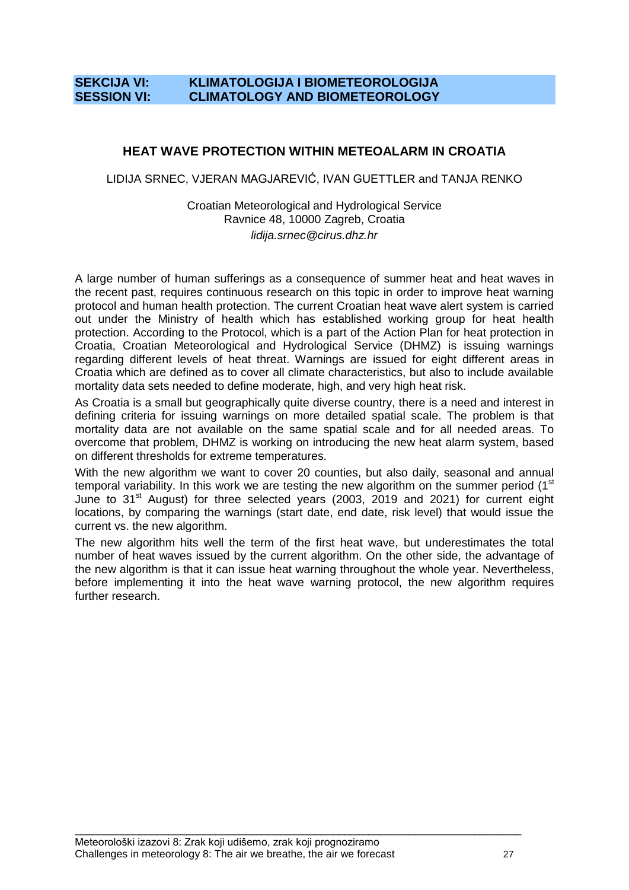## SEKCIJA VI: KLIMATOLOGIJA I BIOMETEOROLOGIJA
## SESSION VI: CLIMATOLOGY AND BIOMETEOROLOGY

### HEAT WAVE PROTECTION WITHIN METEOALARM IN CROATIA

LIDIJA SRNEC, VJERAN MAGJAREVIĆ, IVAN GUETTLER and TANJA RENKO

Croatian Meteorological and Hydrological Service
Ravnice 48, 10000 Zagreb, Croatia
*lidija.srnec@cirus.dhz.hr*

A large number of human sufferings as a consequence of summer heat and heat waves in the recent past, requires continuous research on this topic in order to improve heat warning protocol and human health protection. The current Croatian heat wave alert system is carried out under the Ministry of health which has established working group for heat health protection. According to the Protocol, which is a part of the Action Plan for heat protection in Croatia, Croatian Meteorological and Hydrological Service (DHMZ) is issuing warnings regarding different levels of heat threat. Warnings are issued for eight different areas in Croatia which are defined as to cover all climate characteristics, but also to include available mortality data sets needed to define moderate, high, and very high heat risk.

As Croatia is a small but geographically quite diverse country, there is a need and interest in defining criteria for issuing warnings on more detailed spatial scale. The problem is that mortality data are not available on the same spatial scale and for all needed areas. To overcome that problem, DHMZ is working on introducing the new heat alarm system, based on different thresholds for extreme temperatures.

With the new algorithm we want to cover 20 counties, but also daily, seasonal and annual temporal variability. In this work we are testing the new algorithm on the summer period (1st June to 31st August) for three selected years (2003, 2019 and 2021) for current eight locations, by comparing the warnings (start date, end date, risk level) that would issue the current vs. the new algorithm.

The new algorithm hits well the term of the first heat wave, but underestimates the total number of heat waves issued by the current algorithm. On the other side, the advantage of the new algorithm is that it can issue heat warning throughout the whole year. Nevertheless, before implementing it into the heat wave warning protocol, the new algorithm requires further research.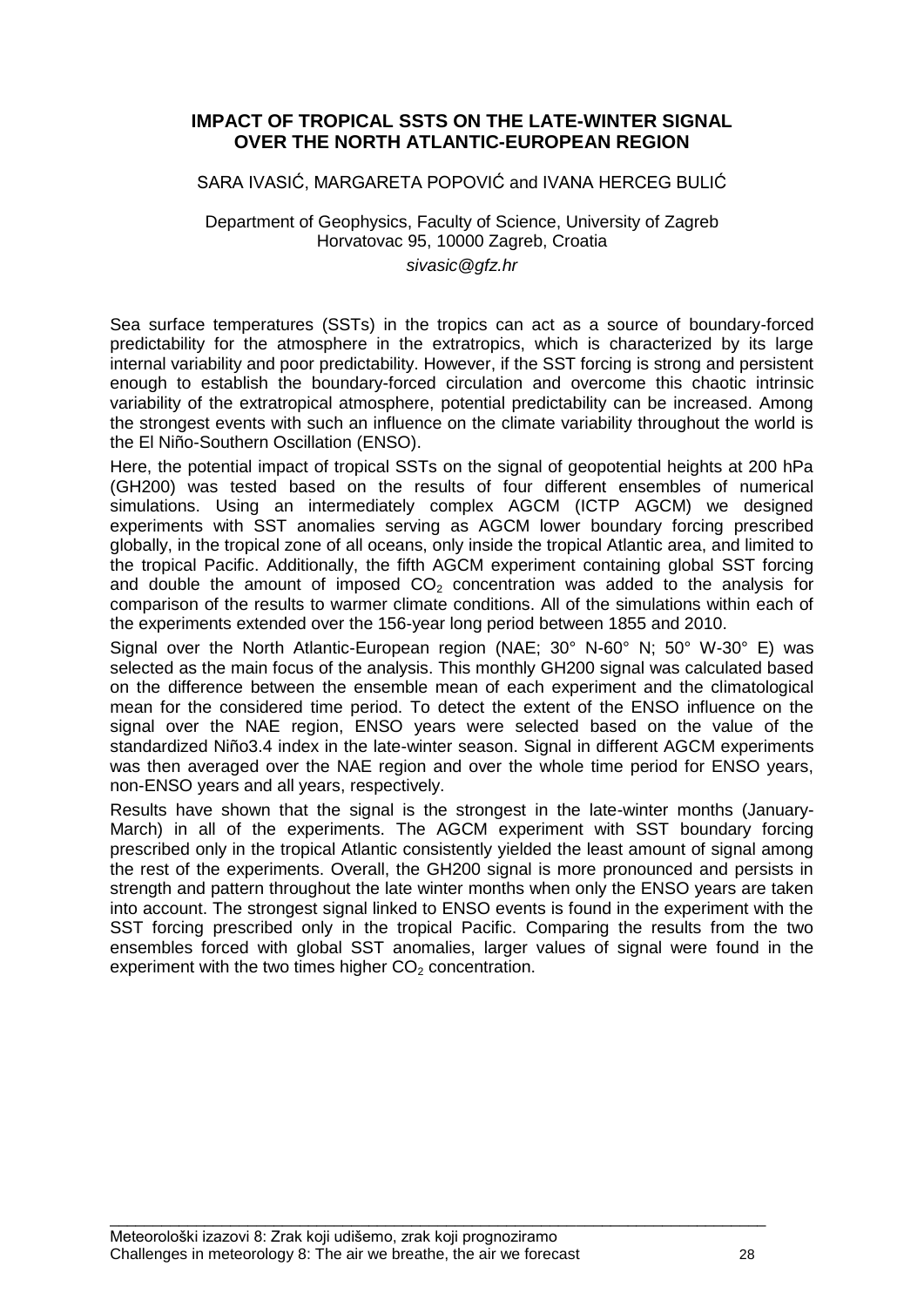# IMPACT OF TROPICAL SSTS ON THE LATE-WINTER SIGNAL OVER THE NORTH ATLANTIC-EUROPEAN REGION

SARA IVASIĆ, MARGARETA POPOVIĆ and IVANA HERCEG BULIĆ

Department of Geophysics, Faculty of Science, University of Zagreb
Horvatovac 95, 10000 Zagreb, Croatia
*sivasic@gfz.hr*

Sea surface temperatures (SSTs) in the tropics can act as a source of boundary-forced predictability for the atmosphere in the extratropics, which is characterized by its large internal variability and poor predictability. However, if the SST forcing is strong and persistent enough to establish the boundary-forced circulation and overcome this chaotic intrinsic variability of the extratropical atmosphere, potential predictability can be increased. Among the strongest events with such an influence on the climate variability throughout the world is the El Niño-Southern Oscillation (ENSO).

Here, the potential impact of tropical SSTs on the signal of geopotential heights at 200 hPa (GH200) was tested based on the results of four different ensembles of numerical simulations. Using an intermediately complex AGCM (ICTP AGCM) we designed experiments with SST anomalies serving as AGCM lower boundary forcing prescribed globally, in the tropical zone of all oceans, only inside the tropical Atlantic area, and limited to the tropical Pacific. Additionally, the fifth AGCM experiment containing global SST forcing and double the amount of imposed $CO_2$ concentration was added to the analysis for comparison of the results to warmer climate conditions. All of the simulations within each of the experiments extended over the 156-year long period between 1855 and 2010.

Signal over the North Atlantic-European region (NAE; 30° N-60° N; 50° W-30° E) was selected as the main focus of the analysis. This monthly GH200 signal was calculated based on the difference between the ensemble mean of each experiment and the climatological mean for the considered time period. To detect the extent of the ENSO influence on the signal over the NAE region, ENSO years were selected based on the value of the standardized Niño3.4 index in the late-winter season. Signal in different AGCM experiments was then averaged over the NAE region and over the whole time period for ENSO years, non-ENSO years and all years, respectively.

Results have shown that the signal is the strongest in the late-winter months (January-March) in all of the experiments. The AGCM experiment with SST boundary forcing prescribed only in the tropical Atlantic consistently yielded the least amount of signal among the rest of the experiments. Overall, the GH200 signal is more pronounced and persists in strength and pattern throughout the late winter months when only the ENSO years are taken into account. The strongest signal linked to ENSO events is found in the experiment with the SST forcing prescribed only in the tropical Pacific. Comparing the results from the two ensembles forced with global SST anomalies, larger values of signal were found in the experiment with the two times higher $CO_2$ concentration.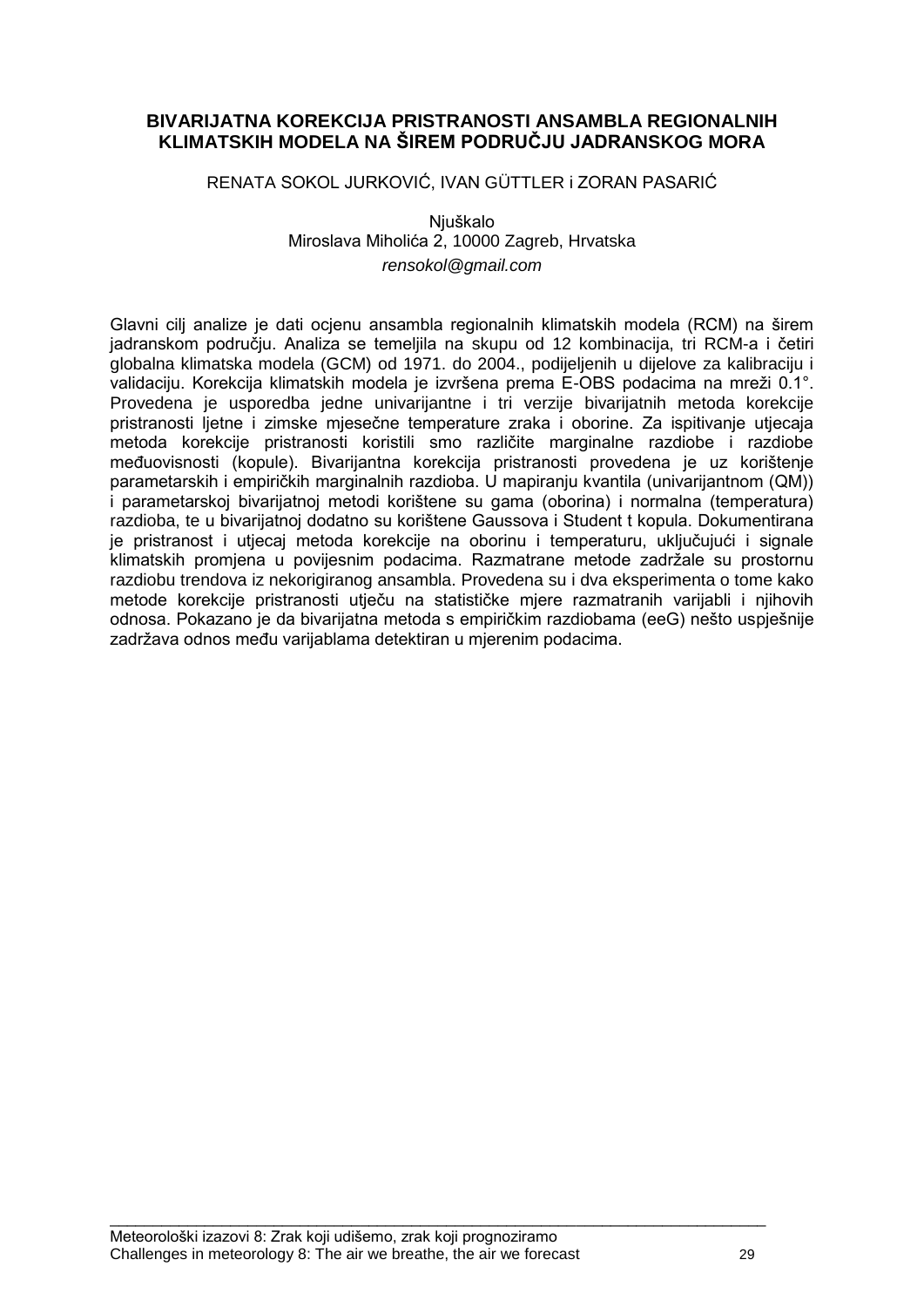# BIVARIJATNA KOREKCIJA PRISTRANOSTI ANSAMBLA REGIONALNIH KLIMATSKIH MODELA NA ŠIREM PODRUČJU JADRANSKOG MORA

RENATA SOKOL JURKOVIĆ, IVAN GÜTTLER i ZORAN PASARIĆ

Njuškalo
Miroslava Miholića 2, 10000 Zagreb, Hrvatska
*rensokol@gmail.com*

Glavni cilj analize je dati ocjenu ansambla regionalnih klimatskih modela (RCM) na širem jadranskom području. Analiza se temeljila na skupu od 12 kombinacija, tri RCM-a i četiri globalna klimatska modela (GCM) od 1971. do 2004., podijeljenih u dijelove za kalibraciju i validaciju. Korekcija klimatskih modela je izvršena prema E-OBS podacima na mreži 0.1°. Provedena je usporedba jedne univarijantne i tri verzije bivarijatnih metoda korekcije pristranosti ljetne i zimske mjesečne temperature zraka i oborine. Za ispitivanje utjecaja metoda korekcije pristranosti koristili smo različite marginalne razdiobe i razdiobe međuovisnosti (kopule). Bivarijantna korekcija pristranosti provedena je uz korištenje parametarskih i empiričkih marginalnih razdioba. U mapiranju kvantila (univarijantnom (QM)) i parametarskoj bivarijatnoj metodi korištene su gama (oborina) i normalna (temperatura) razdioba, te u bivarijatnoj dodatno su korištene Gaussova i Student t kopula. Dokumentirana je pristranost i utjecaj metoda korekcije na oborinu i temperaturu, uključujući i signale klimatskih promjena u povijesnim podacima. Razmatrane metode zadržale su prostornu razdiobu trendova iz nekorigiranog ansambla. Provedena su i dva eksperimenta o tome kako metode korekcije pristranosti utječu na statističke mjere razmatranih varijabli i njihovih odnosa. Pokazano je da bivarijatna metoda s empiričkim razdiobama (eeG) nešto uspješnije zadržava odnos među varijablama detektiran u mjerenim podacima.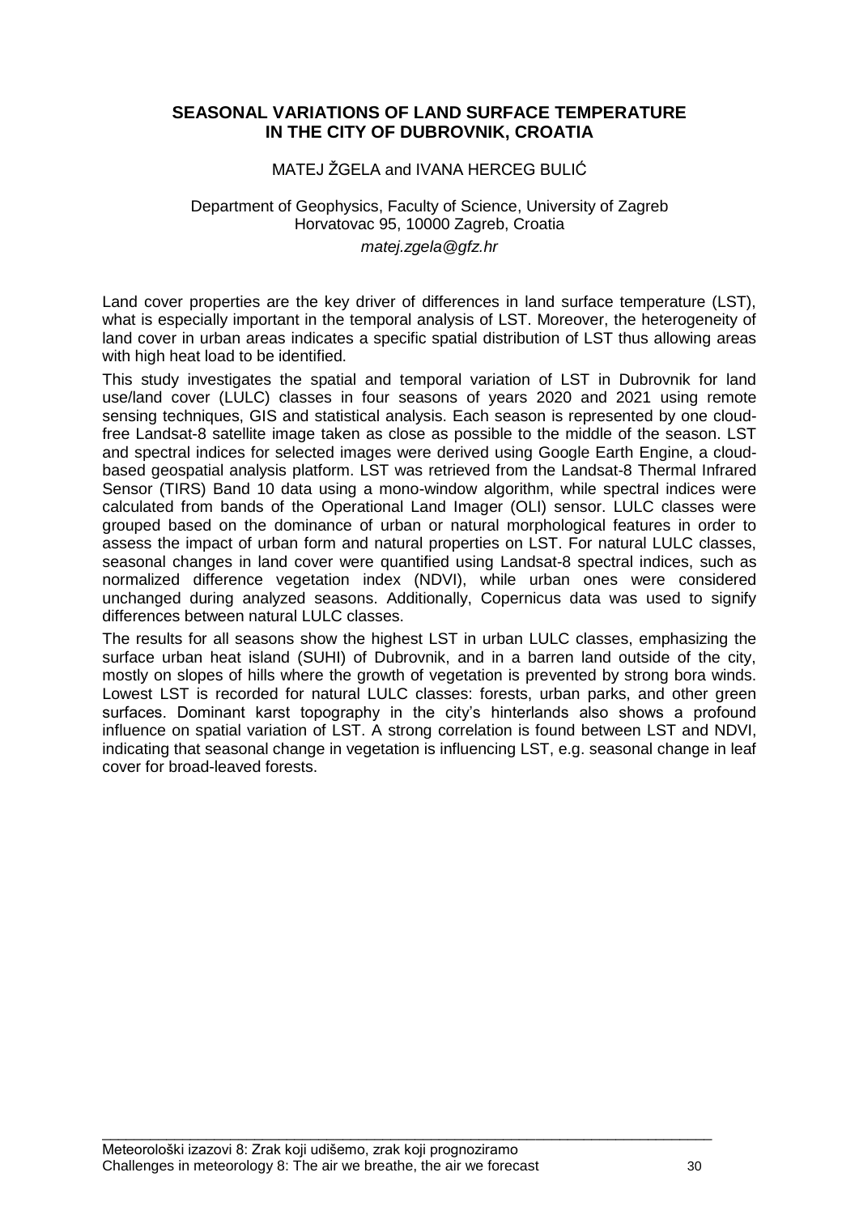## SEASONAL VARIATIONS OF LAND SURFACE TEMPERATURE IN THE CITY OF DUBROVNIK, CROATIA

MATEJ ŽGELA and IVANA HERCEG BULIĆ

Department of Geophysics, Faculty of Science, University of Zagreb
Horvatovac 95, 10000 Zagreb, Croatia
*matej.zgela@gfz.hr*

Land cover properties are the key driver of differences in land surface temperature (LST), what is especially important in the temporal analysis of LST. Moreover, the heterogeneity of land cover in urban areas indicates a specific spatial distribution of LST thus allowing areas with high heat load to be identified.

This study investigates the spatial and temporal variation of LST in Dubrovnik for land use/land cover (LULC) classes in four seasons of years 2020 and 2021 using remote sensing techniques, GIS and statistical analysis. Each season is represented by one cloud-free Landsat-8 satellite image taken as close as possible to the middle of the season. LST and spectral indices for selected images were derived using Google Earth Engine, a cloud-based geospatial analysis platform. LST was retrieved from the Landsat-8 Thermal Infrared Sensor (TIRS) Band 10 data using a mono-window algorithm, while spectral indices were calculated from bands of the Operational Land Imager (OLI) sensor. LULC classes were grouped based on the dominance of urban or natural morphological features in order to assess the impact of urban form and natural properties on LST. For natural LULC classes, seasonal changes in land cover were quantified using Landsat-8 spectral indices, such as normalized difference vegetation index (NDVI), while urban ones were considered unchanged during analyzed seasons. Additionally, Copernicus data was used to signify differences between natural LULC classes.

The results for all seasons show the highest LST in urban LULC classes, emphasizing the surface urban heat island (SUHI) of Dubrovnik, and in a barren land outside of the city, mostly on slopes of hills where the growth of vegetation is prevented by strong bora winds. Lowest LST is recorded for natural LULC classes: forests, urban parks, and other green surfaces. Dominant karst topography in the city's hinterlands also shows a profound influence on spatial variation of LST. A strong correlation is found between LST and NDVI, indicating that seasonal change in vegetation is influencing LST, e.g. seasonal change in leaf cover for broad-leaved forests.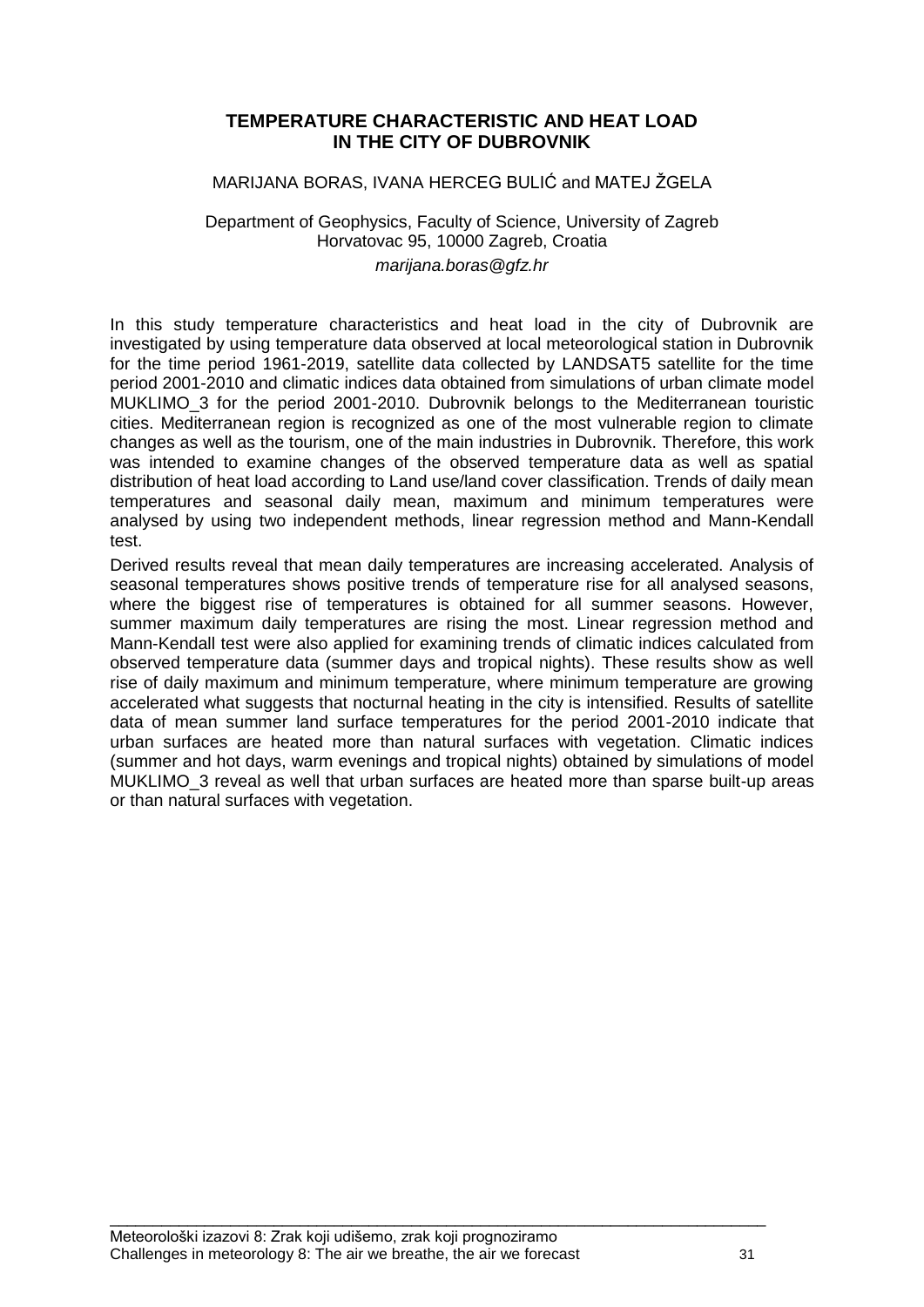## TEMPERATURE CHARACTERISTIC AND HEAT LOAD IN THE CITY OF DUBROVNIK

MARIJANA BORAS, IVANA HERCEG BULIĆ and MATEJ ŽGELA

Department of Geophysics, Faculty of Science, University of Zagreb
Horvatovac 95, 10000 Zagreb, Croatia

*marijana.boras@gfz.hr*

In this study temperature characteristics and heat load in the city of Dubrovnik are investigated by using temperature data observed at local meteorological station in Dubrovnik for the time period 1961-2019, satellite data collected by LANDSAT5 satellite for the time period 2001-2010 and climatic indices data obtained from simulations of urban climate model MUKLIMO_3 for the period 2001-2010. Dubrovnik belongs to the Mediterranean touristic cities. Mediterranean region is recognized as one of the most vulnerable region to climate changes as well as the tourism, one of the main industries in Dubrovnik. Therefore, this work was intended to examine changes of the observed temperature data as well as spatial distribution of heat load according to Land use/land cover classification. Trends of daily mean temperatures and seasonal daily mean, maximum and minimum temperatures were analysed by using two independent methods, linear regression method and Mann-Kendall test.

Derived results reveal that mean daily temperatures are increasing accelerated. Analysis of seasonal temperatures shows positive trends of temperature rise for all analysed seasons, where the biggest rise of temperatures is obtained for all summer seasons. However, summer maximum daily temperatures are rising the most. Linear regression method and Mann-Kendall test were also applied for examining trends of climatic indices calculated from observed temperature data (summer days and tropical nights). These results show as well rise of daily maximum and minimum temperature, where minimum temperature are growing accelerated what suggests that nocturnal heating in the city is intensified. Results of satellite data of mean summer land surface temperatures for the period 2001-2010 indicate that urban surfaces are heated more than natural surfaces with vegetation. Climatic indices (summer and hot days, warm evenings and tropical nights) obtained by simulations of model MUKLIMO_3 reveal as well that urban surfaces are heated more than sparse built-up areas or than natural surfaces with vegetation.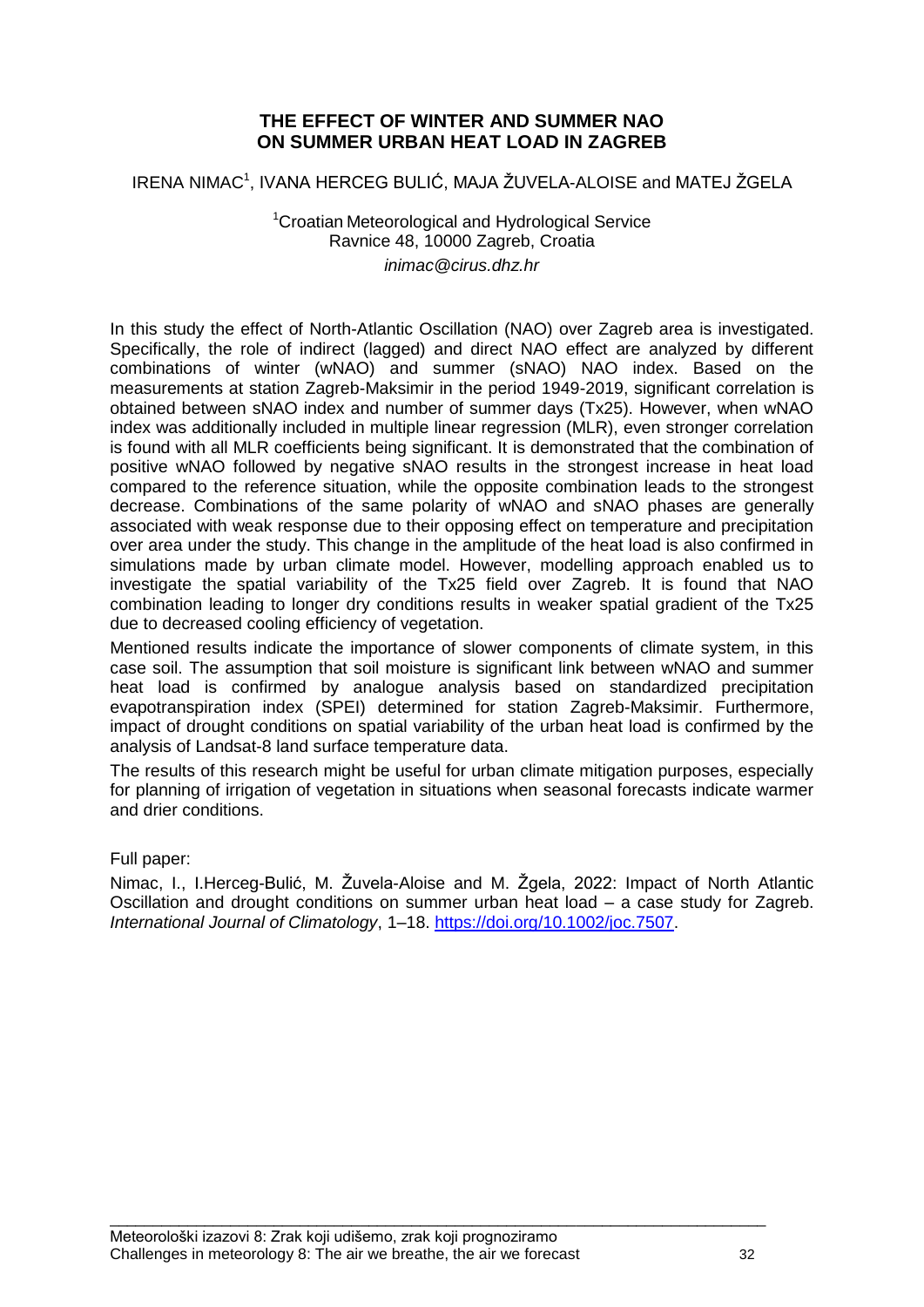## THE EFFECT OF WINTER AND SUMMER NAO ON SUMMER URBAN HEAT LOAD IN ZAGREB

IRENA NIMAC[1], IVANA HERCEG BULIĆ, MAJA ŽUVELA-ALOISE and MATEJ ŽGELA

[1]Croatian Meteorological and Hydrological Service
Ravnice 48, 10000 Zagreb, Croatia
*inimac@cirus.dhz.hr*

In this study the effect of North-Atlantic Oscillation (NAO) over Zagreb area is investigated. Specifically, the role of indirect (lagged) and direct NAO effect are analyzed by different combinations of winter (wNAO) and summer (sNAO) NAO index. Based on the measurements at station Zagreb-Maksimir in the period 1949-2019, significant correlation is obtained between sNAO index and number of summer days (Tx25). However, when wNAO index was additionally included in multiple linear regression (MLR), even stronger correlation is found with all MLR coefficients being significant. It is demonstrated that the combination of positive wNAO followed by negative sNAO results in the strongest increase in heat load compared to the reference situation, while the opposite combination leads to the strongest decrease. Combinations of the same polarity of wNAO and sNAO phases are generally associated with weak response due to their opposing effect on temperature and precipitation over area under the study. This change in the amplitude of the heat load is also confirmed in simulations made by urban climate model. However, modelling approach enabled us to investigate the spatial variability of the Tx25 field over Zagreb. It is found that NAO combination leading to longer dry conditions results in weaker spatial gradient of the Tx25 due to decreased cooling efficiency of vegetation.

Mentioned results indicate the importance of slower components of climate system, in this case soil. The assumption that soil moisture is significant link between wNAO and summer heat load is confirmed by analogue analysis based on standardized precipitation evapotranspiration index (SPEI) determined for station Zagreb-Maksimir. Furthermore, impact of drought conditions on spatial variability of the urban heat load is confirmed by the analysis of Landsat-8 land surface temperature data.

The results of this research might be useful for urban climate mitigation purposes, especially for planning of irrigation of vegetation in situations when seasonal forecasts indicate warmer and drier conditions.

Full paper:

Nimac, I., I.Herceg-Bulić, M. Žuvela-Aloise and M. Žgela, 2022: Impact of North Atlantic Oscillation and drought conditions on summer urban heat load – a case study for Zagreb. *International Journal of Climatology*, 1–18. https://doi.org/10.1002/joc.7507.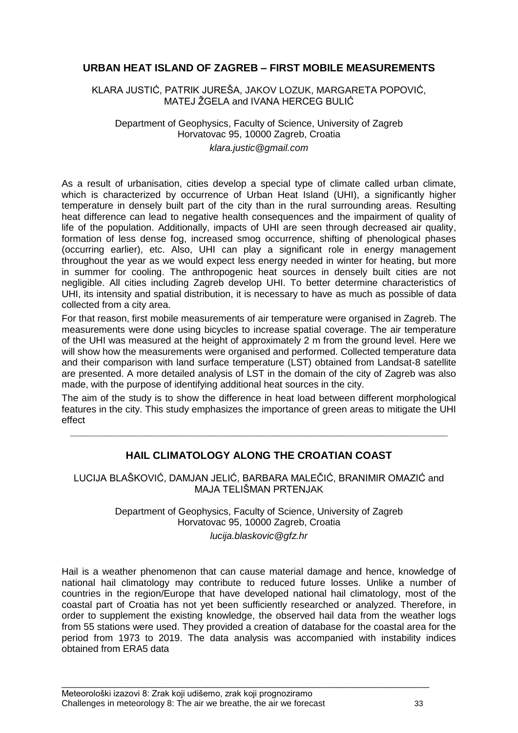## URBAN HEAT ISLAND OF ZAGREB – FIRST MOBILE MEASUREMENTS

KLARA JUSTIĆ, PATRIK JUREŠA, JAKOV LOZUK, MARGARETA POPOVIĆ, MATEJ ŽGELA and IVANA HERCEG BULIĆ

Department of Geophysics, Faculty of Science, University of Zagreb
Horvatovac 95, 10000 Zagreb, Croatia
*klara.justic@gmail.com*

As a result of urbanisation, cities develop a special type of climate called urban climate, which is characterized by occurrence of Urban Heat Island (UHI), a significantly higher temperature in densely built part of the city than in the rural surrounding areas. Resulting heat difference can lead to negative health consequences and the impairment of quality of life of the population. Additionally, impacts of UHI are seen through decreased air quality, formation of less dense fog, increased smog occurrence, shifting of phenological phases (occurring earlier), etc. Also, UHI can play a significant role in energy management throughout the year as we would expect less energy needed in winter for heating, but more in summer for cooling. The anthropogenic heat sources in densely built cities are not negligible. All cities including Zagreb develop UHI. To better determine characteristics of UHI, its intensity and spatial distribution, it is necessary to have as much as possible of data collected from a city area.

For that reason, first mobile measurements of air temperature were organised in Zagreb. The measurements were done using bicycles to increase spatial coverage. The air temperature of the UHI was measured at the height of approximately 2 m from the ground level. Here we will show how the measurements were organised and performed. Collected temperature data and their comparison with land surface temperature (LST) obtained from Landsat-8 satellite are presented. A more detailed analysis of LST in the domain of the city of Zagreb was also made, with the purpose of identifying additional heat sources in the city.

The aim of the study is to show the difference in heat load between different morphological features in the city. This study emphasizes the importance of green areas to mitigate the UHI effect

---

## HAIL CLIMATOLOGY ALONG THE CROATIAN COAST

LUCIJA BLAŠKOVIĆ, DAMJAN JELIĆ, BARBARA MALEČIĆ, BRANIMIR OMAZIĆ and MAJA TELIŠMAN PRTENJAK

Department of Geophysics, Faculty of Science, University of Zagreb
Horvatovac 95, 10000 Zagreb, Croatia
*lucija.blaskovic@gfz.hr*

Hail is a weather phenomenon that can cause material damage and hence, knowledge of national hail climatology may contribute to reduced future losses. Unlike a number of countries in the region/Europe that have developed national hail climatology, most of the coastal part of Croatia has not yet been sufficiently researched or analyzed. Therefore, in order to supplement the existing knowledge, the observed hail data from the weather logs from 55 stations were used. They provided a creation of database for the coastal area for the period from 1973 to 2019. The data analysis was accompanied with instability indices obtained from ERA5 data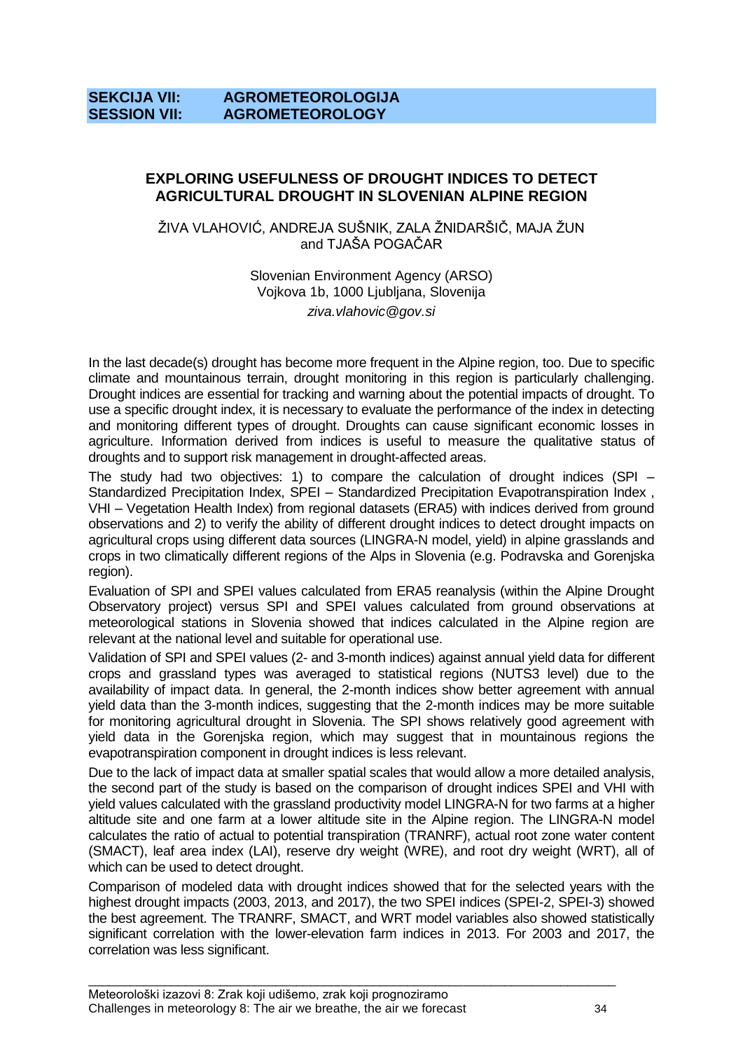**SEKCIJA VII: AGROMETEOROLOGIJA**
**SESSION VII: AGROMETEOROLOGY**

## EXPLORING USEFULNESS OF DROUGHT INDICES TO DETECT AGRICULTURAL DROUGHT IN SLOVENIAN ALPINE REGION

ŽIVA VLAHOVIĆ, ANDREJA SUŠNIK, ZALA ŽNIDARŠIČ, MAJA ŽUN and TJAŠA POGAČAR

Slovenian Environment Agency (ARSO)
Vojkova 1b, 1000 Ljubljana, Slovenija
*ziva.vlahovic@gov.si*

In the last decade(s) drought has become more frequent in the Alpine region, too. Due to specific climate and mountainous terrain, drought monitoring in this region is particularly challenging. Drought indices are essential for tracking and warning about the potential impacts of drought. To use a specific drought index, it is necessary to evaluate the performance of the index in detecting and monitoring different types of drought. Droughts can cause significant economic losses in agriculture. Information derived from indices is useful to measure the qualitative status of droughts and to support risk management in drought-affected areas.

The study had two objectives: 1) to compare the calculation of drought indices (SPI – Standardized Precipitation Index, SPEI – Standardized Precipitation Evapotranspiration Index , VHI – Vegetation Health Index) from regional datasets (ERA5) with indices derived from ground observations and 2) to verify the ability of different drought indices to detect drought impacts on agricultural crops using different data sources (LINGRA-N model, yield) in alpine grasslands and crops in two climatically different regions of the Alps in Slovenia (e.g. Podravska and Gorenjska region).

Evaluation of SPI and SPEI values calculated from ERA5 reanalysis (within the Alpine Drought Observatory project) versus SPI and SPEI values calculated from ground observations at meteorological stations in Slovenia showed that indices calculated in the Alpine region are relevant at the national level and suitable for operational use.

Validation of SPI and SPEI values (2- and 3-month indices) against annual yield data for different crops and grassland types was averaged to statistical regions (NUTS3 level) due to the availability of impact data. In general, the 2-month indices show better agreement with annual yield data than the 3-month indices, suggesting that the 2-month indices may be more suitable for monitoring agricultural drought in Slovenia. The SPI shows relatively good agreement with yield data in the Gorenjska region, which may suggest that in mountainous regions the evapotranspiration component in drought indices is less relevant.

Due to the lack of impact data at smaller spatial scales that would allow a more detailed analysis, the second part of the study is based on the comparison of drought indices SPEI and VHI with yield values calculated with the grassland productivity model LINGRA-N for two farms at a higher altitude site and one farm at a lower altitude site in the Alpine region. The LINGRA-N model calculates the ratio of actual to potential transpiration (TRANRF), actual root zone water content (SMACT), leaf area index (LAI), reserve dry weight (WRE), and root dry weight (WRT), all of which can be used to detect drought.

Comparison of modeled data with drought indices showed that for the selected years with the highest drought impacts (2003, 2013, and 2017), the two SPEI indices (SPEI-2, SPEI-3) showed the best agreement. The TRANRF, SMACT, and WRT model variables also showed statistically significant correlation with the lower-elevation farm indices in 2013. For 2003 and 2017, the correlation was less significant.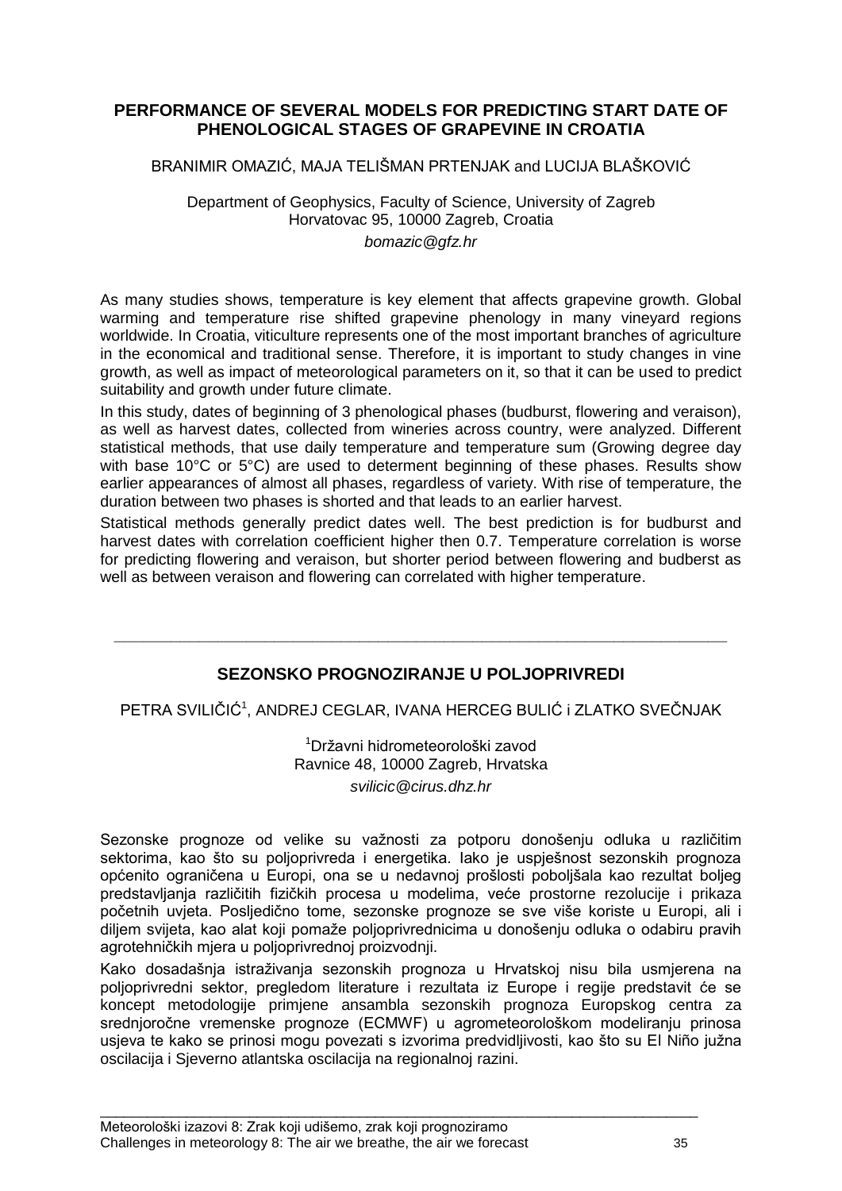## PERFORMANCE OF SEVERAL MODELS FOR PREDICTING START DATE OF PHENOLOGICAL STAGES OF GRAPEVINE IN CROATIA

BRANIMIR OMAZIĆ, MAJA TELIŠMAN PRTENJAK and LUCIJA BLAŠKOVIĆ

Department of Geophysics, Faculty of Science, University of Zagreb
Horvatovac 95, 10000 Zagreb, Croatia
*bomazic@gfz.hr*

As many studies shows, temperature is key element that affects grapevine growth. Global warming and temperature rise shifted grapevine phenology in many vineyard regions worldwide. In Croatia, viticulture represents one of the most important branches of agriculture in the economical and traditional sense. Therefore, it is important to study changes in vine growth, as well as impact of meteorological parameters on it, so that it can be used to predict suitability and growth under future climate.

In this study, dates of beginning of 3 phenological phases (budburst, flowering and veraison), as well as harvest dates, collected from wineries across country, were analyzed. Different statistical methods, that use daily temperature and temperature sum (Growing degree day with base 10°C or 5°C) are used to determent beginning of these phases. Results show earlier appearances of almost all phases, regardless of variety. With rise of temperature, the duration between two phases is shorted and that leads to an earlier harvest.

Statistical methods generally predict dates well. The best prediction is for budburst and harvest dates with correlation coefficient higher then 0.7. Temperature correlation is worse for predicting flowering and veraison, but shorter period between flowering and budberst as well as between veraison and flowering can correlated with higher temperature.

---

## SEZONSKO PROGNOZIRANJE U POLJOPRIVREDI

PETRA SVILIČIĆ[1], ANDREJ CEGLAR, IVANA HERCEG BULIĆ i ZLATKO SVEČNJAK

[1]Državni hidrometeorološki zavod
Ravnice 48, 10000 Zagreb, Hrvatska
*svilicic@cirus.dhz.hr*

Sezonske prognoze od velike su važnosti za potporu donošenju odluka u različitim sektorima, kao što su poljoprivreda i energetika. Iako je uspješnost sezonskih prognoza općenito ograničena u Europi, ona se u nedavnoj prošlosti poboljšala kao rezultat boljeg predstavljanja različitih fizičkih procesa u modelima, veće prostorne rezolucije i prikaza početnih uvjeta. Posljedično tome, sezonske prognoze se sve više koriste u Europi, ali i diljem svijeta, kao alat koji pomaže poljoprivrednicima u donošenju odluka o odabiru pravih agrotehničkih mjera u poljoprivrednoj proizvodnji.

Kako dosadašnja istraživanja sezonskih prognoza u Hrvatskoj nisu bila usmjerena na poljoprivredni sektor, pregledom literature i rezultata iz Europe i regije predstavit će se koncept metodologije primjene ansambla sezonskih prognoza Europskog centra za srednjoročne vremenske prognoze (ECMWF) u agrometeorološkom modeliranju prinosa usjeva te kako se prinosi mogu povezati s izvorima predvidljivosti, kao što su El Niño južna oscilacija i Sjeverno atlantska oscilacija na regionalnoj razini.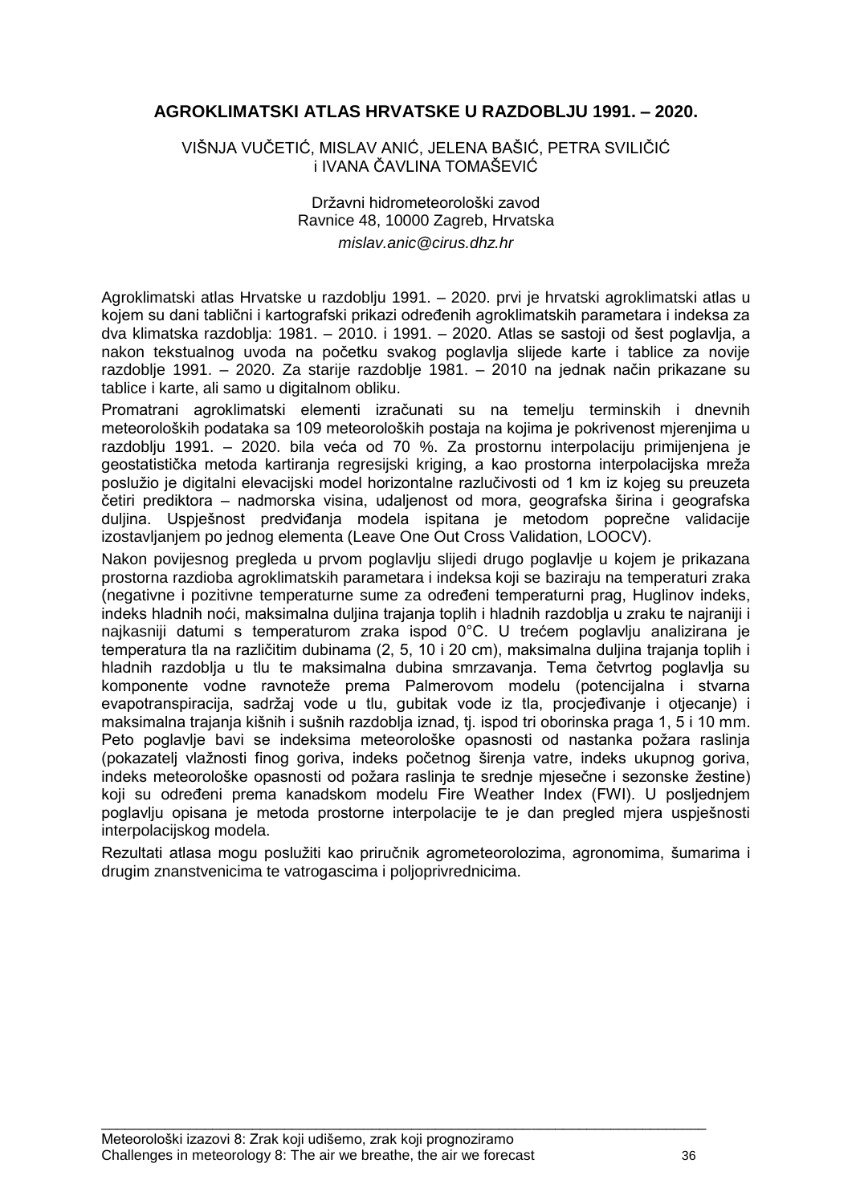# AGROKLIMATSKI ATLAS HRVATSKE U RAZDOBLJU 1991. – 2020.

VIŠNJA VUČETIĆ, MISLAV ANIĆ, JELENA BAŠIĆ, PETRA SVILIČIĆ i IVANA ČAVLINA TOMAŠEVIĆ

Državni hidrometeorološki zavod
Ravnice 48, 10000 Zagreb, Hrvatska
*mislav.anic@cirus.dhz.hr*

Agroklimatski atlas Hrvatske u razdoblju 1991. – 2020. prvi je hrvatski agroklimatski atlas u kojem su dani tablični i kartografski prikazi određenih agroklimatskih parametara i indeksa za dva klimatska razdoblja: 1981. – 2010. i 1991. – 2020. Atlas se sastoji od šest poglavlja, a nakon tekstualnog uvoda na početku svakog poglavlja slijede karte i tablice za novije razdoblje 1991. – 2020. Za starije razdoblje 1981. – 2010 na jednak način prikazane su tablice i karte, ali samo u digitalnom obliku.

Promatrani agroklimatski elementi izračunati su na temelju terminskih i dnevnih meteoroloških podataka sa 109 meteoroloških postaja na kojima je pokrivenost mjerenjima u razdoblju 1991. – 2020. bila veća od 70 %. Za prostornu interpolaciju primijenjena je geostatistička metoda kartiranja regresijski kriging, a kao prostorna interpolacijska mreža poslužio je digitalni elevacijski model horizontalne razlučivosti od 1 km iz kojeg su preuzeta četiri prediktora – nadmorska visina, udaljenost od mora, geografska širina i geografska duljina. Uspješnost predviđanja modela ispitana je metodom poprečne validacije izostavljanjem po jednog elementa (Leave One Out Cross Validation, LOOCV).

Nakon povijesnog pregleda u prvom poglavlju slijedi drugo poglavlje u kojem je prikazana prostorna razdioba agroklimatskih parametara i indeksa koji se baziraju na temperaturi zraka (negativne i pozitivne temperaturne sume za određeni temperaturni prag, Huglinov indeks, indeks hladnih noći, maksimalna duljina trajanja toplih i hladnih razdoblja u zraku te najraniji i najkasniji datumi s temperaturom zraka ispod 0°C. U trećem poglavlju analizirana je temperatura tla na različitim dubinama (2, 5, 10 i 20 cm), maksimalna duljina trajanja toplih i hladnih razdoblja u tlu te maksimalna dubina smrzavanja. Tema četvrtog poglavlja su komponente vodne ravnoteže prema Palmerovom modelu (potencijalna i stvarna evapotranspiracija, sadržaj vode u tlu, gubitak vode iz tla, procjeđivanje i otjecanje) i maksimalna trajanja kišnih i sušnih razdoblja iznad, tj. ispod tri oborinska praga 1, 5 i 10 mm. Peto poglavlje bavi se indeksima meteorološke opasnosti od nastanka požara raslinja (pokazatelj vlažnosti finog goriva, indeks početnog širenja vatre, indeks ukupnog goriva, indeks meteorološke opasnosti od požara raslinja te srednje mjesečne i sezonske žestine) koji su određeni prema kanadskom modelu Fire Weather Index (FWI). U posljednjem poglavlju opisana je metoda prostorne interpolacije te je dan pregled mjera uspješnosti interpolacijskog modela.

Rezultati atlasa mogu poslužiti kao priručnik agrometeorolozima, agronomima, šumarima i drugim znanstvenicima te vatrogascima i poljoprivrednicima.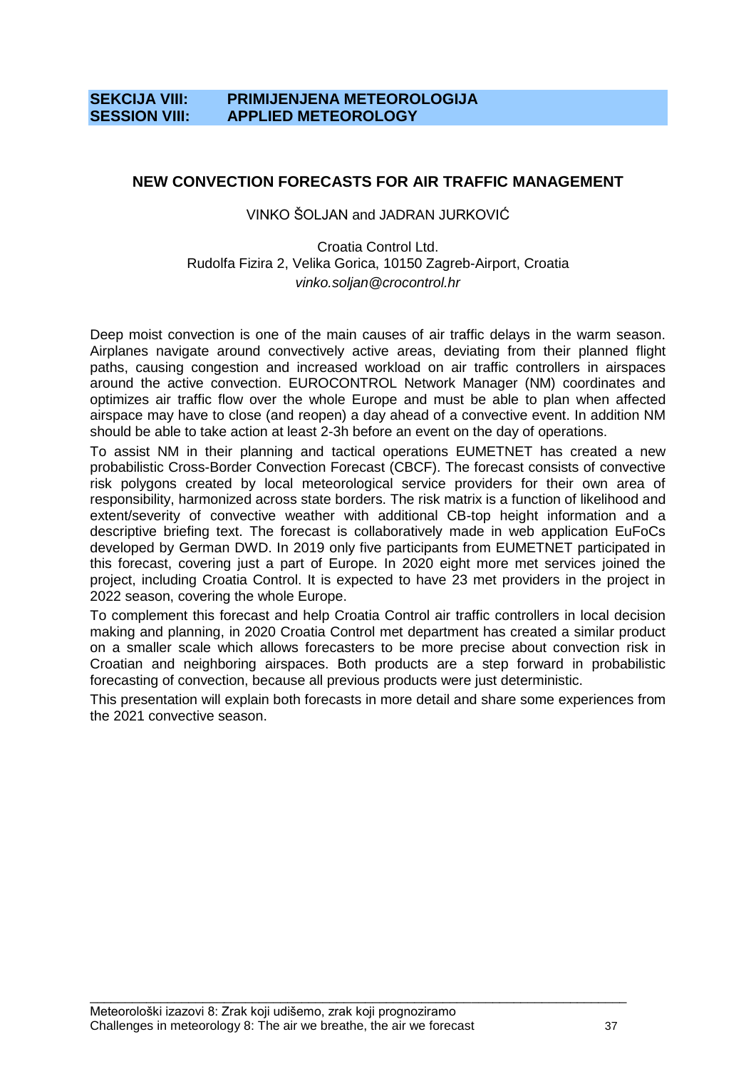**SEKCIJA VIII: PRIMIJENJENA METEOROLOGIJA**
**SESSION VIII: APPLIED METEOROLOGY**

## NEW CONVECTION FORECASTS FOR AIR TRAFFIC MANAGEMENT

VINKO ŠOLJAN and JADRAN JURKOVIĆ

Croatia Control Ltd.
Rudolfa Fizira 2, Velika Gorica, 10150 Zagreb-Airport, Croatia
*vinko.soljan@crocontrol.hr*

Deep moist convection is one of the main causes of air traffic delays in the warm season. Airplanes navigate around convectively active areas, deviating from their planned flight paths, causing congestion and increased workload on air traffic controllers in airspaces around the active convection. EUROCONTROL Network Manager (NM) coordinates and optimizes air traffic flow over the whole Europe and must be able to plan when affected airspace may have to close (and reopen) a day ahead of a convective event. In addition NM should be able to take action at least 2-3h before an event on the day of operations.

To assist NM in their planning and tactical operations EUMETNET has created a new probabilistic Cross-Border Convection Forecast (CBCF). The forecast consists of convective risk polygons created by local meteorological service providers for their own area of responsibility, harmonized across state borders. The risk matrix is a function of likelihood and extent/severity of convective weather with additional CB-top height information and a descriptive briefing text. The forecast is collaboratively made in web application EuFoCs developed by German DWD. In 2019 only five participants from EUMETNET participated in this forecast, covering just a part of Europe. In 2020 eight more met services joined the project, including Croatia Control. It is expected to have 23 met providers in the project in 2022 season, covering the whole Europe.

To complement this forecast and help Croatia Control air traffic controllers in local decision making and planning, in 2020 Croatia Control met department has created a similar product on a smaller scale which allows forecasters to be more precise about convection risk in Croatian and neighboring airspaces. Both products are a step forward in probabilistic forecasting of convection, because all previous products were just deterministic.

This presentation will explain both forecasts in more detail and share some experiences from the 2021 convective season.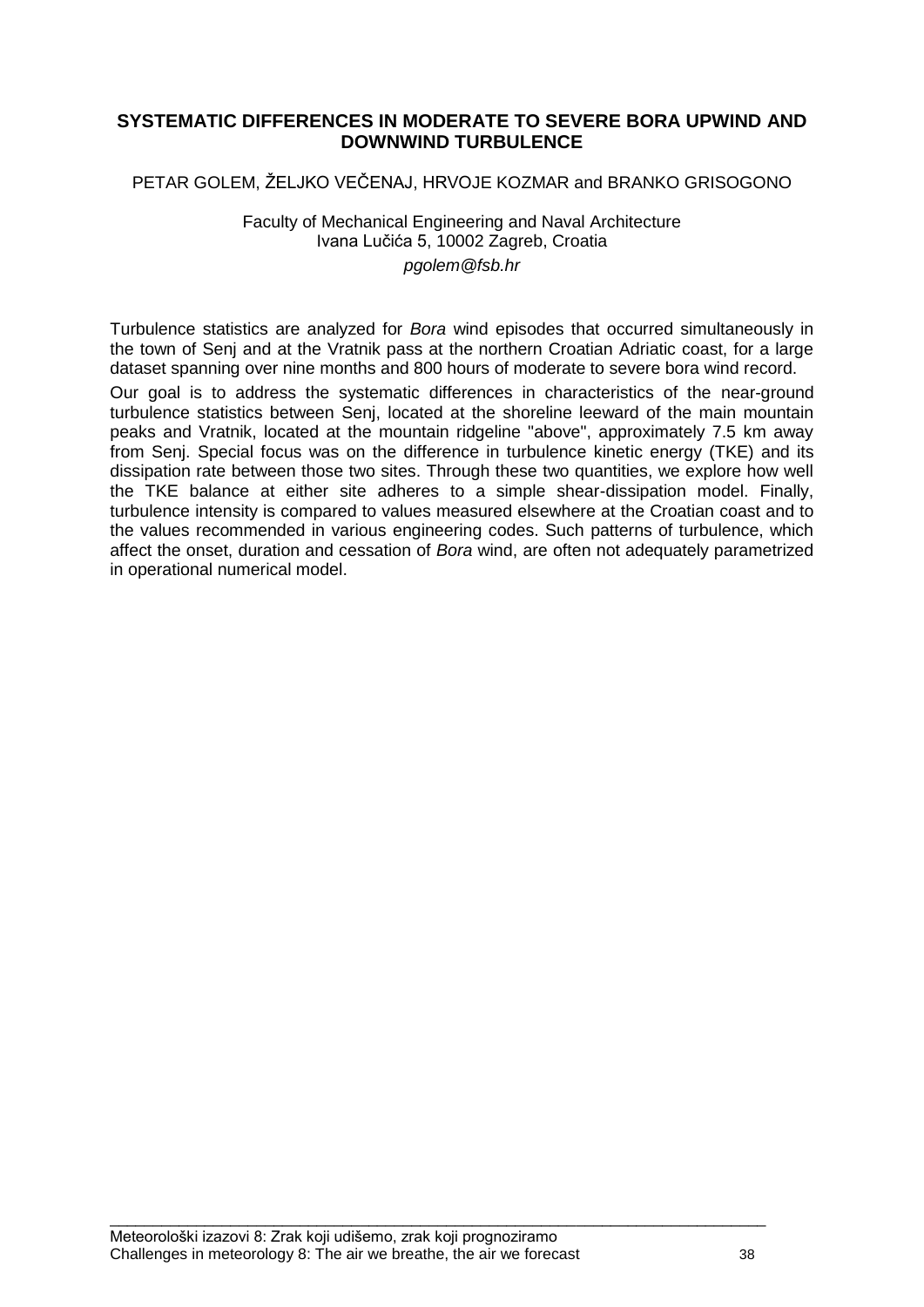## SYSTEMATIC DIFFERENCES IN MODERATE TO SEVERE BORA UPWIND AND DOWNWIND TURBULENCE

PETAR GOLEM, ŽELJKO VEČENAJ, HRVOJE KOZMAR and BRANKO GRISOGONO

Faculty of Mechanical Engineering and Naval Architecture
Ivana Lučića 5, 10002 Zagreb, Croatia
*pgolem@fsb.hr*

Turbulence statistics are analyzed for *Bora* wind episodes that occurred simultaneously in the town of Senj and at the Vratnik pass at the northern Croatian Adriatic coast, for a large dataset spanning over nine months and 800 hours of moderate to severe bora wind record.

Our goal is to address the systematic differences in characteristics of the near-ground turbulence statistics between Senj, located at the shoreline leeward of the main mountain peaks and Vratnik, located at the mountain ridgeline "above", approximately 7.5 km away from Senj. Special focus was on the difference in turbulence kinetic energy (TKE) and its dissipation rate between those two sites. Through these two quantities, we explore how well the TKE balance at either site adheres to a simple shear-dissipation model. Finally, turbulence intensity is compared to values measured elsewhere at the Croatian coast and to the values recommended in various engineering codes. Such patterns of turbulence, which affect the onset, duration and cessation of *Bora* wind, are often not adequately parametrized in operational numerical model.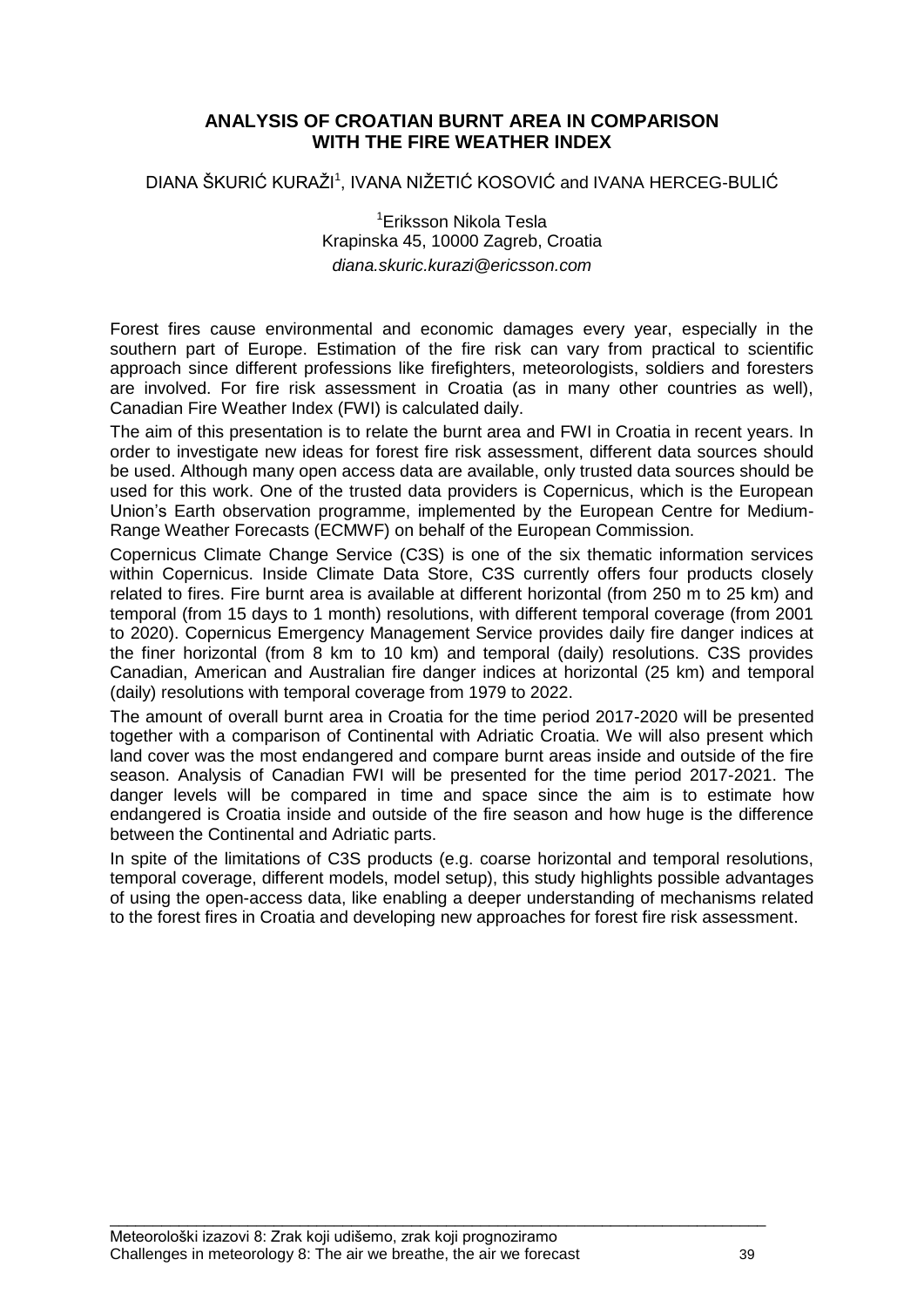# ANALYSIS OF CROATIAN BURNT AREA IN COMPARISON WITH THE FIRE WEATHER INDEX

DIANA ŠKURIĆ KURAŽI[1], IVANA NIŽETIĆ KOSOVIĆ and IVANA HERCEG-BULIĆ

[1]Eriksson Nikola Tesla
Krapinska 45, 10000 Zagreb, Croatia
*diana.skuric.kurazi@ericsson.com*

Forest fires cause environmental and economic damages every year, especially in the southern part of Europe. Estimation of the fire risk can vary from practical to scientific approach since different professions like firefighters, meteorologists, soldiers and foresters are involved. For fire risk assessment in Croatia (as in many other countries as well), Canadian Fire Weather Index (FWI) is calculated daily.

The aim of this presentation is to relate the burnt area and FWI in Croatia in recent years. In order to investigate new ideas for forest fire risk assessment, different data sources should be used. Although many open access data are available, only trusted data sources should be used for this work. One of the trusted data providers is Copernicus, which is the European Union's Earth observation programme, implemented by the European Centre for Medium-Range Weather Forecasts (ECMWF) on behalf of the European Commission.

Copernicus Climate Change Service (C3S) is one of the six thematic information services within Copernicus. Inside Climate Data Store, C3S currently offers four products closely related to fires. Fire burnt area is available at different horizontal (from 250 m to 25 km) and temporal (from 15 days to 1 month) resolutions, with different temporal coverage (from 2001 to 2020). Copernicus Emergency Management Service provides daily fire danger indices at the finer horizontal (from 8 km to 10 km) and temporal (daily) resolutions. C3S provides Canadian, American and Australian fire danger indices at horizontal (25 km) and temporal (daily) resolutions with temporal coverage from 1979 to 2022.

The amount of overall burnt area in Croatia for the time period 2017-2020 will be presented together with a comparison of Continental with Adriatic Croatia. We will also present which land cover was the most endangered and compare burnt areas inside and outside of the fire season. Analysis of Canadian FWI will be presented for the time period 2017-2021. The danger levels will be compared in time and space since the aim is to estimate how endangered is Croatia inside and outside of the fire season and how huge is the difference between the Continental and Adriatic parts.

In spite of the limitations of C3S products (e.g. coarse horizontal and temporal resolutions, temporal coverage, different models, model setup), this study highlights possible advantages of using the open-access data, like enabling a deeper understanding of mechanisms related to the forest fires in Croatia and developing new approaches for forest fire risk assessment.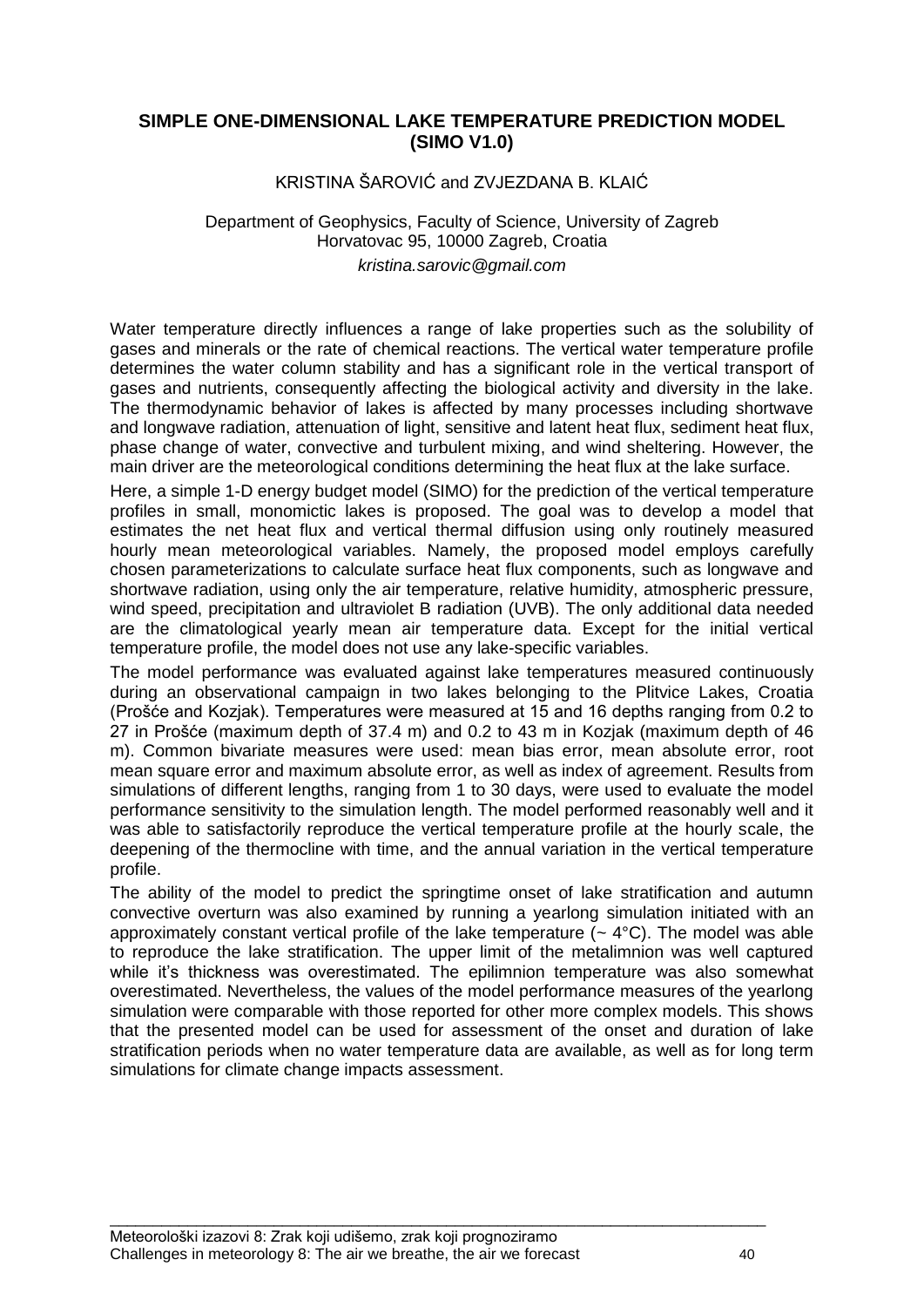## SIMPLE ONE-DIMENSIONAL LAKE TEMPERATURE PREDICTION MODEL (SIMO V1.0)

KRISTINA ŠAROVIĆ and ZVJEZDANA B. KLAIĆ

Department of Geophysics, Faculty of Science, University of Zagreb
Horvatovac 95, 10000 Zagreb, Croatia
*kristina.sarovic@gmail.com*

Water temperature directly influences a range of lake properties such as the solubility of gases and minerals or the rate of chemical reactions. The vertical water temperature profile determines the water column stability and has a significant role in the vertical transport of gases and nutrients, consequently affecting the biological activity and diversity in the lake. The thermodynamic behavior of lakes is affected by many processes including shortwave and longwave radiation, attenuation of light, sensitive and latent heat flux, sediment heat flux, phase change of water, convective and turbulent mixing, and wind sheltering. However, the main driver are the meteorological conditions determining the heat flux at the lake surface.

Here, a simple 1-D energy budget model (SIMO) for the prediction of the vertical temperature profiles in small, monomictic lakes is proposed. The goal was to develop a model that estimates the net heat flux and vertical thermal diffusion using only routinely measured hourly mean meteorological variables. Namely, the proposed model employs carefully chosen parameterizations to calculate surface heat flux components, such as longwave and shortwave radiation, using only the air temperature, relative humidity, atmospheric pressure, wind speed, precipitation and ultraviolet B radiation (UVB). The only additional data needed are the climatological yearly mean air temperature data. Except for the initial vertical temperature profile, the model does not use any lake-specific variables.

The model performance was evaluated against lake temperatures measured continuously during an observational campaign in two lakes belonging to the Plitvice Lakes, Croatia (Prošće and Kozjak). Temperatures were measured at 15 and 16 depths ranging from 0.2 to 27 in Prošće (maximum depth of 37.4 m) and 0.2 to 43 m in Kozjak (maximum depth of 46 m). Common bivariate measures were used: mean bias error, mean absolute error, root mean square error and maximum absolute error, as well as index of agreement. Results from simulations of different lengths, ranging from 1 to 30 days, were used to evaluate the model performance sensitivity to the simulation length. The model performed reasonably well and it was able to satisfactorily reproduce the vertical temperature profile at the hourly scale, the deepening of the thermocline with time, and the annual variation in the vertical temperature profile.

The ability of the model to predict the springtime onset of lake stratification and autumn convective overturn was also examined by running a yearlong simulation initiated with an approximately constant vertical profile of the lake temperature (~ 4°C). The model was able to reproduce the lake stratification. The upper limit of the metalimnion was well captured while it's thickness was overestimated. The epilimnion temperature was also somewhat overestimated. Nevertheless, the values of the model performance measures of the yearlong simulation were comparable with those reported for other more complex models. This shows that the presented model can be used for assessment of the onset and duration of lake stratification periods when no water temperature data are available, as well as for long term simulations for climate change impacts assessment.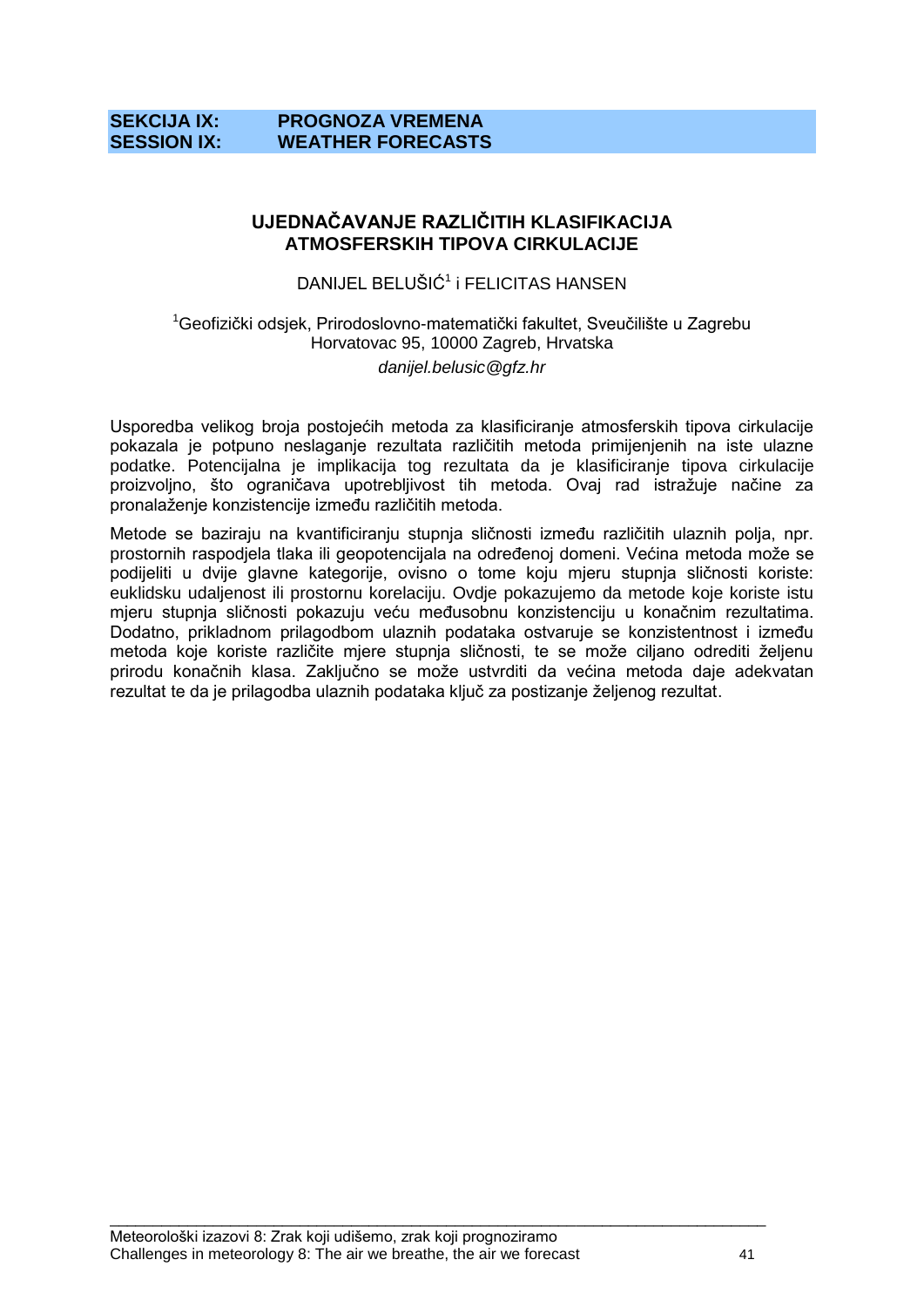**SEKCIJA IX: PROGNOZA VREMENA**
**SESSION IX: WEATHER FORECASTS**

## UJEDNAČAVANJE RAZLIČITIH KLASIFIKACIJA ATMOSFERSKIH TIPOVA CIRKULACIJE

DANIJEL BELUŠIĆ[1] i FELICITAS HANSEN

[1]Geofizički odsjek, Prirodoslovno-matematički fakultet, Sveučilište u Zagrebu
Horvatovac 95, 10000 Zagreb, Hrvatska
*danijel.belusic@gfz.hr*

Usporedba velikog broja postojećih metoda za klasificiranje atmosferskih tipova cirkulacije pokazala je potpuno neslaganje rezultata različitih metoda primijenjenih na iste ulazne podatke. Potencijalna je implikacija tog rezultata da je klasificiranje tipova cirkulacije proizvoljno, što ograničava upotrebljivost tih metoda. Ovaj rad istražuje načine za pronalaženje konzistencije između različitih metoda.

Metode se baziraju na kvantificiranju stupnja sličnosti između različitih ulaznih polja, npr. prostornih raspodjela tlaka ili geopotencijala na određenoj domeni. Većina metoda može se podijeliti u dvije glavne kategorije, ovisno o tome koju mjeru stupnja sličnosti koriste: euklidsku udaljenost ili prostornu korelaciju. Ovdje pokazujemo da metode koje koriste istu mjeru stupnja sličnosti pokazuju veću međusobnu konzistenciju u konačnim rezultatima. Dodatno, prikladnom prilagodbom ulaznih podataka ostvaruje se konzistentnost i između metoda koje koriste različite mjere stupnja sličnosti, te se može ciljano odrediti željenu prirodu konačnih klasa. Zaključno se može ustvrditi da većina metoda daje adekvatan rezultat te da je prilagodba ulaznih podataka ključ za postizanje željenog rezultat.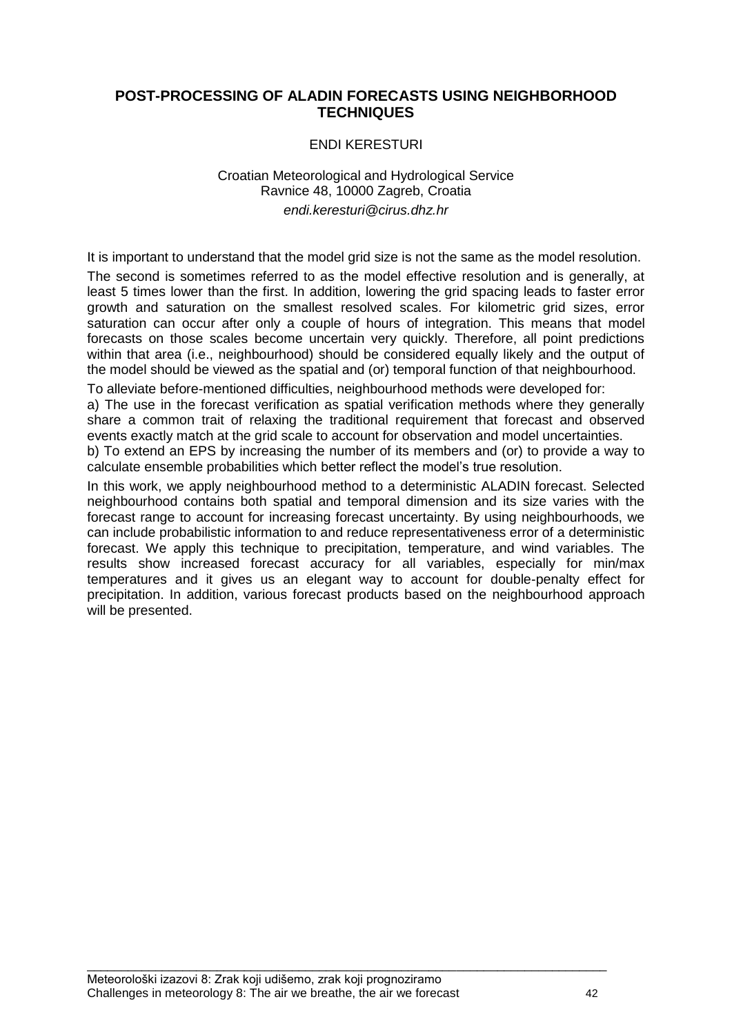## POST-PROCESSING OF ALADIN FORECASTS USING NEIGHBORHOOD TECHNIQUES

ENDI KERESTURI

Croatian Meteorological and Hydrological Service
Ravnice 48, 10000 Zagreb, Croatia
*endi.keresturi@cirus.dhz.hr*

It is important to understand that the model grid size is not the same as the model resolution. The second is sometimes referred to as the model effective resolution and is generally, at least 5 times lower than the first. In addition, lowering the grid spacing leads to faster error growth and saturation on the smallest resolved scales. For kilometric grid sizes, error saturation can occur after only a couple of hours of integration. This means that model forecasts on those scales become uncertain very quickly. Therefore, all point predictions within that area (i.e., neighbourhood) should be considered equally likely and the output of the model should be viewed as the spatial and (or) temporal function of that neighbourhood.

To alleviate before-mentioned difficulties, neighbourhood methods were developed for:

a) The use in the forecast verification as spatial verification methods where they generally share a common trait of relaxing the traditional requirement that forecast and observed events exactly match at the grid scale to account for observation and model uncertainties.

b) To extend an EPS by increasing the number of its members and (or) to provide a way to calculate ensemble probabilities which better reflect the model's true resolution.

In this work, we apply neighbourhood method to a deterministic ALADIN forecast. Selected neighbourhood contains both spatial and temporal dimension and its size varies with the forecast range to account for increasing forecast uncertainty. By using neighbourhoods, we can include probabilistic information to and reduce representativeness error of a deterministic forecast. We apply this technique to precipitation, temperature, and wind variables. The results show increased forecast accuracy for all variables, especially for min/max temperatures and it gives us an elegant way to account for double-penalty effect for precipitation. In addition, various forecast products based on the neighbourhood approach will be presented.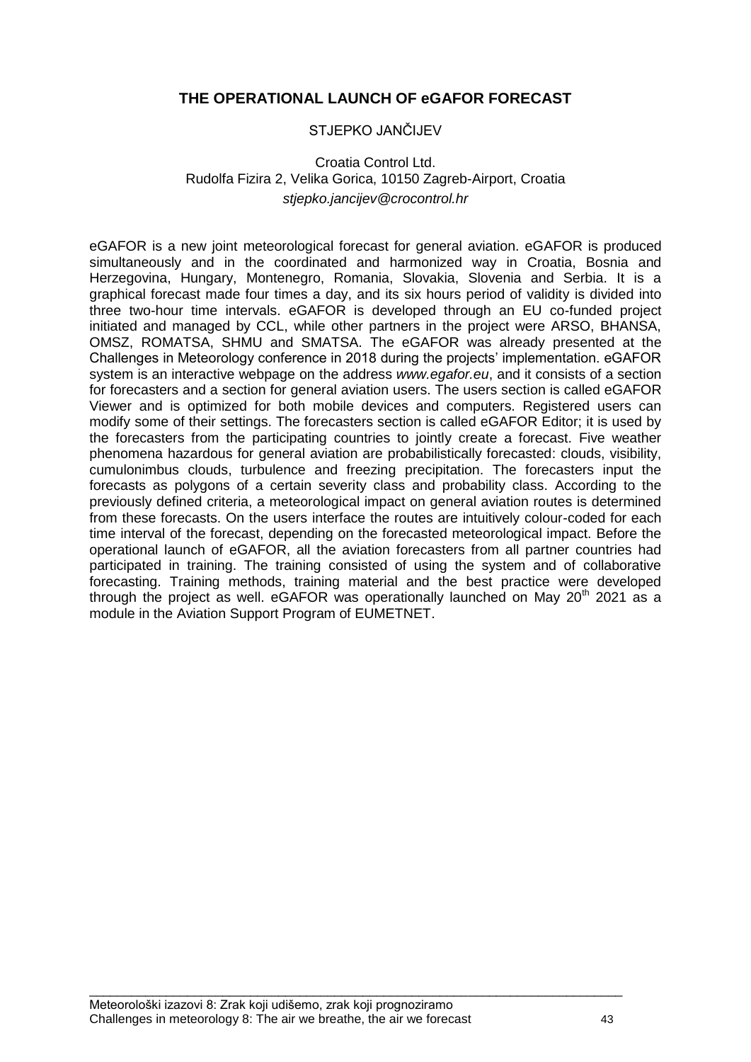## THE OPERATIONAL LAUNCH OF eGAFOR FORECAST

STJEPKO JANČIJEV

Croatia Control Ltd.
Rudolfa Fizira 2, Velika Gorica, 10150 Zagreb-Airport, Croatia
*stjepko.jancijev@crocontrol.hr*

eGAFOR is a new joint meteorological forecast for general aviation. eGAFOR is produced simultaneously and in the coordinated and harmonized way in Croatia, Bosnia and Herzegovina, Hungary, Montenegro, Romania, Slovakia, Slovenia and Serbia. It is a graphical forecast made four times a day, and its six hours period of validity is divided into three two-hour time intervals. eGAFOR is developed through an EU co-funded project initiated and managed by CCL, while other partners in the project were ARSO, BHANSA, OMSZ, ROMATSA, SHMU and SMATSA. The eGAFOR was already presented at the Challenges in Meteorology conference in 2018 during the projects' implementation. eGAFOR system is an interactive webpage on the address *www.egafor.eu*, and it consists of a section for forecasters and a section for general aviation users. The users section is called eGAFOR Viewer and is optimized for both mobile devices and computers. Registered users can modify some of their settings. The forecasters section is called eGAFOR Editor; it is used by the forecasters from the participating countries to jointly create a forecast. Five weather phenomena hazardous for general aviation are probabilistically forecasted: clouds, visibility, cumulonimbus clouds, turbulence and freezing precipitation. The forecasters input the forecasts as polygons of a certain severity class and probability class. According to the previously defined criteria, a meteorological impact on general aviation routes is determined from these forecasts. On the users interface the routes are intuitively colour-coded for each time interval of the forecast, depending on the forecasted meteorological impact. Before the operational launch of eGAFOR, all the aviation forecasters from all partner countries had participated in training. The training consisted of using the system and of collaborative forecasting. Training methods, training material and the best practice were developed through the project as well. eGAFOR was operationally launched on May 20th 2021 as a module in the Aviation Support Program of EUMETNET.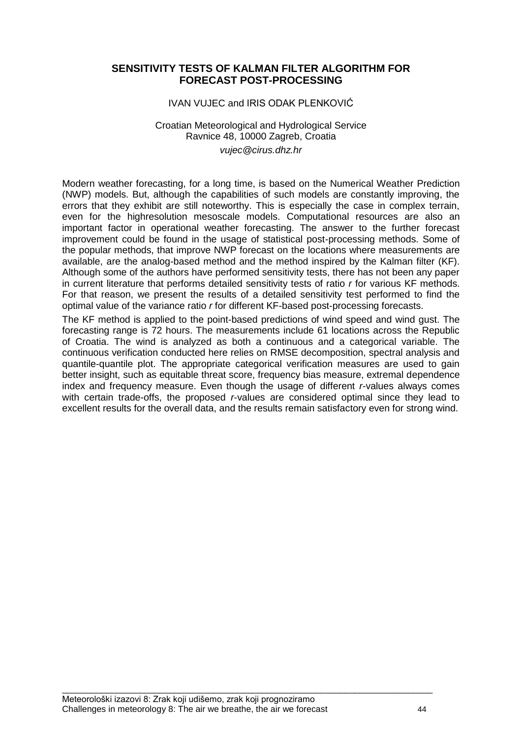## SENSITIVITY TESTS OF KALMAN FILTER ALGORITHM FOR FORECAST POST-PROCESSING

IVAN VUJEC and IRIS ODAK PLENKOVIĆ

Croatian Meteorological and Hydrological Service
Ravnice 48, 10000 Zagreb, Croatia
*vujec@cirus.dhz.hr*

Modern weather forecasting, for a long time, is based on the Numerical Weather Prediction (NWP) models. But, although the capabilities of such models are constantly improving, the errors that they exhibit are still noteworthy. This is especially the case in complex terrain, even for the highresolution mesoscale models. Computational resources are also an important factor in operational weather forecasting. The answer to the further forecast improvement could be found in the usage of statistical post-processing methods. Some of the popular methods, that improve NWP forecast on the locations where measurements are available, are the analog-based method and the method inspired by the Kalman filter (KF). Although some of the authors have performed sensitivity tests, there has not been any paper in current literature that performs detailed sensitivity tests of ratio $r$ for various KF methods. For that reason, we present the results of a detailed sensitivity test performed to find the optimal value of the variance ratio $r$ for different KF-based post-processing forecasts.

The KF method is applied to the point-based predictions of wind speed and wind gust. The forecasting range is 72 hours. The measurements include 61 locations across the Republic of Croatia. The wind is analyzed as both a continuous and a categorical variable. The continuous verification conducted here relies on RMSE decomposition, spectral analysis and quantile-quantile plot. The appropriate categorical verification measures are used to gain better insight, such as equitable threat score, frequency bias measure, extremal dependence index and frequency measure. Even though the usage of different $r$-values always comes with certain trade-offs, the proposed $r$-values are considered optimal since they lead to excellent results for the overall data, and the results remain satisfactory even for strong wind.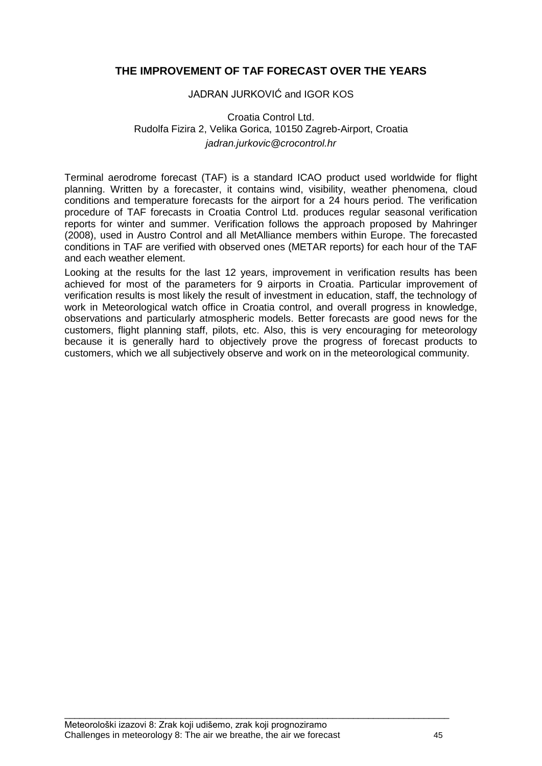## THE IMPROVEMENT OF TAF FORECAST OVER THE YEARS

JADRAN JURKOVIĆ and IGOR KOS

Croatia Control Ltd.
Rudolfa Fizira 2, Velika Gorica, 10150 Zagreb-Airport, Croatia
*jadran.jurkovic@crocontrol.hr*

Terminal aerodrome forecast (TAF) is a standard ICAO product used worldwide for flight planning. Written by a forecaster, it contains wind, visibility, weather phenomena, cloud conditions and temperature forecasts for the airport for a 24 hours period. The verification procedure of TAF forecasts in Croatia Control Ltd. produces regular seasonal verification reports for winter and summer. Verification follows the approach proposed by Mahringer (2008), used in Austro Control and all MetAlliance members within Europe. The forecasted conditions in TAF are verified with observed ones (METAR reports) for each hour of the TAF and each weather element.

Looking at the results for the last 12 years, improvement in verification results has been achieved for most of the parameters for 9 airports in Croatia. Particular improvement of verification results is most likely the result of investment in education, staff, the technology of work in Meteorological watch office in Croatia control, and overall progress in knowledge, observations and particularly atmospheric models. Better forecasts are good news for the customers, flight planning staff, pilots, etc. Also, this is very encouraging for meteorology because it is generally hard to objectively prove the progress of forecast products to customers, which we all subjectively observe and work on in the meteorological community.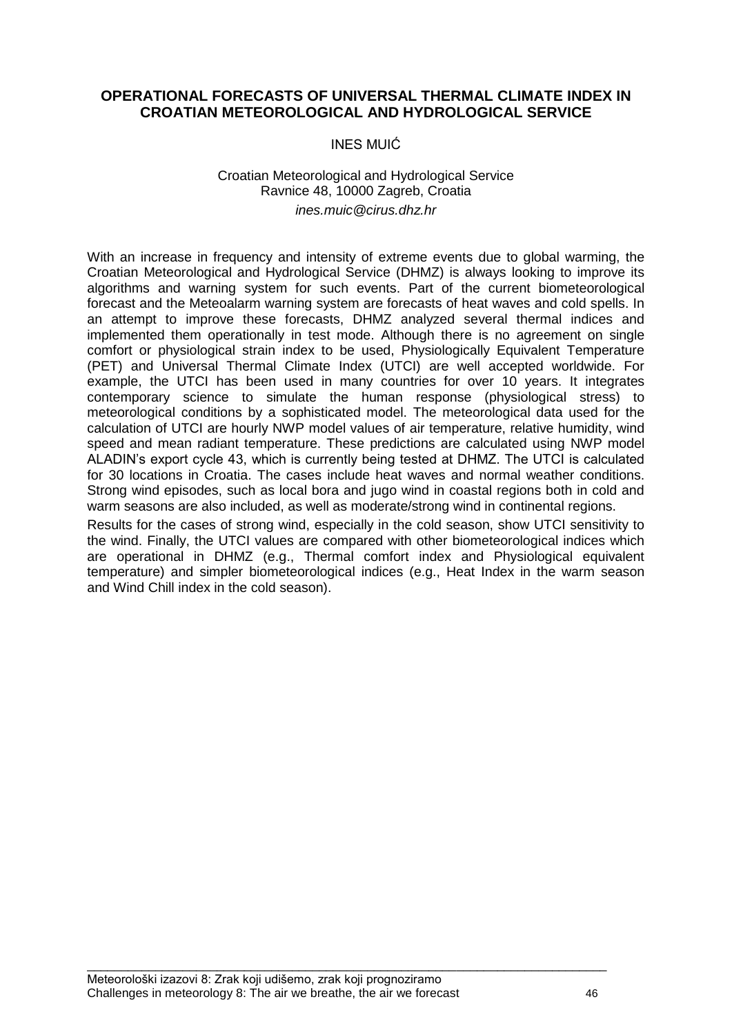# OPERATIONAL FORECASTS OF UNIVERSAL THERMAL CLIMATE INDEX IN CROATIAN METEOROLOGICAL AND HYDROLOGICAL SERVICE

INES MUIĆ

Croatian Meteorological and Hydrological Service
Ravnice 48, 10000 Zagreb, Croatia
*ines.muic@cirus.dhz.hr*

With an increase in frequency and intensity of extreme events due to global warming, the Croatian Meteorological and Hydrological Service (DHMZ) is always looking to improve its algorithms and warning system for such events. Part of the current biometeorological forecast and the Meteoalarm warning system are forecasts of heat waves and cold spells. In an attempt to improve these forecasts, DHMZ analyzed several thermal indices and implemented them operationally in test mode. Although there is no agreement on single comfort or physiological strain index to be used, Physiologically Equivalent Temperature (PET) and Universal Thermal Climate Index (UTCI) are well accepted worldwide. For example, the UTCI has been used in many countries for over 10 years. It integrates contemporary science to simulate the human response (physiological stress) to meteorological conditions by a sophisticated model. The meteorological data used for the calculation of UTCI are hourly NWP model values of air temperature, relative humidity, wind speed and mean radiant temperature. These predictions are calculated using NWP model ALADIN's export cycle 43, which is currently being tested at DHMZ. The UTCI is calculated for 30 locations in Croatia. The cases include heat waves and normal weather conditions. Strong wind episodes, such as local bora and jugo wind in coastal regions both in cold and warm seasons are also included, as well as moderate/strong wind in continental regions.

Results for the cases of strong wind, especially in the cold season, show UTCI sensitivity to the wind. Finally, the UTCI values are compared with other biometeorological indices which are operational in DHMZ (e.g., Thermal comfort index and Physiological equivalent temperature) and simpler biometeorological indices (e.g., Heat Index in the warm season and Wind Chill index in the cold season).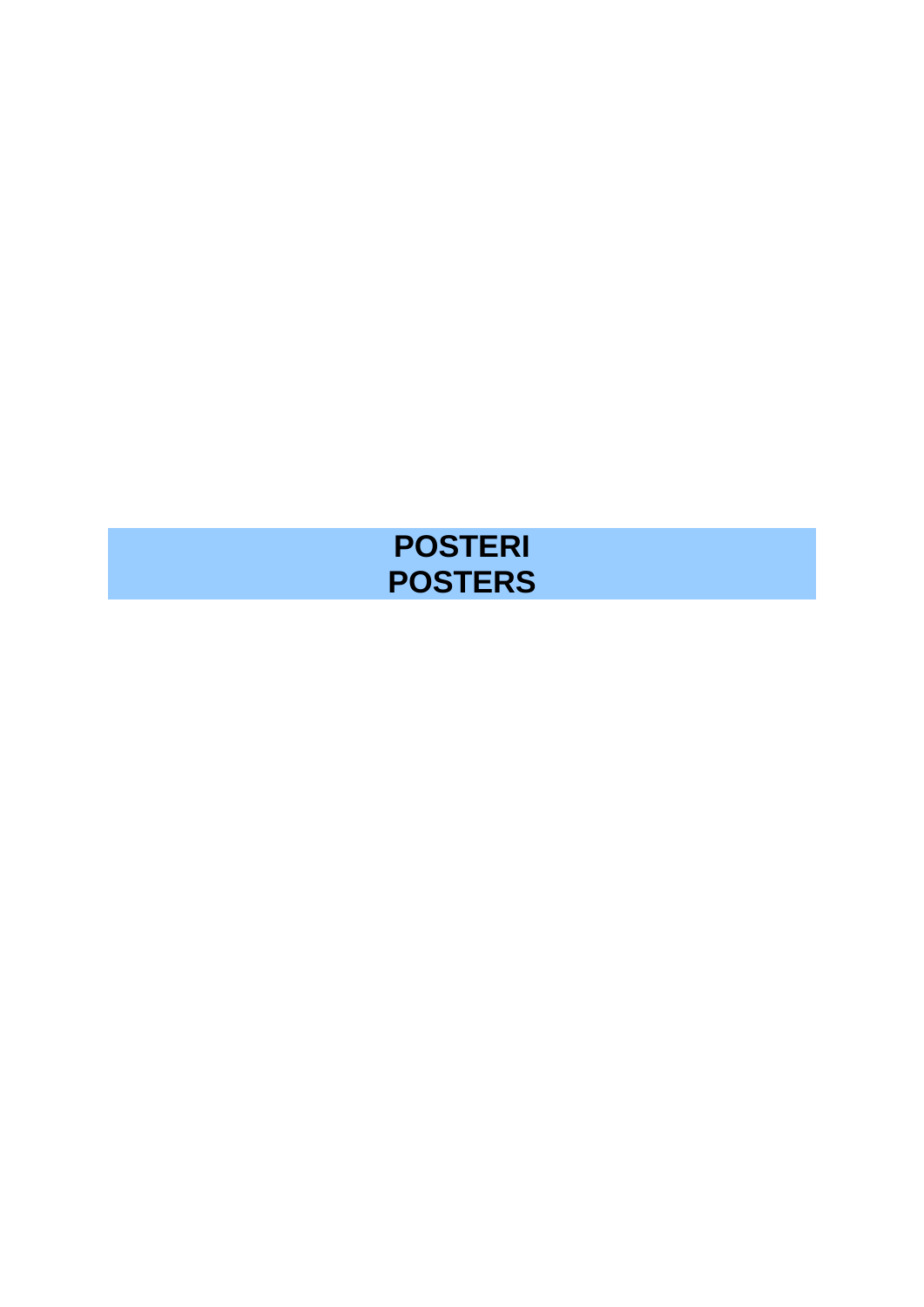# POSTERI
# POSTERS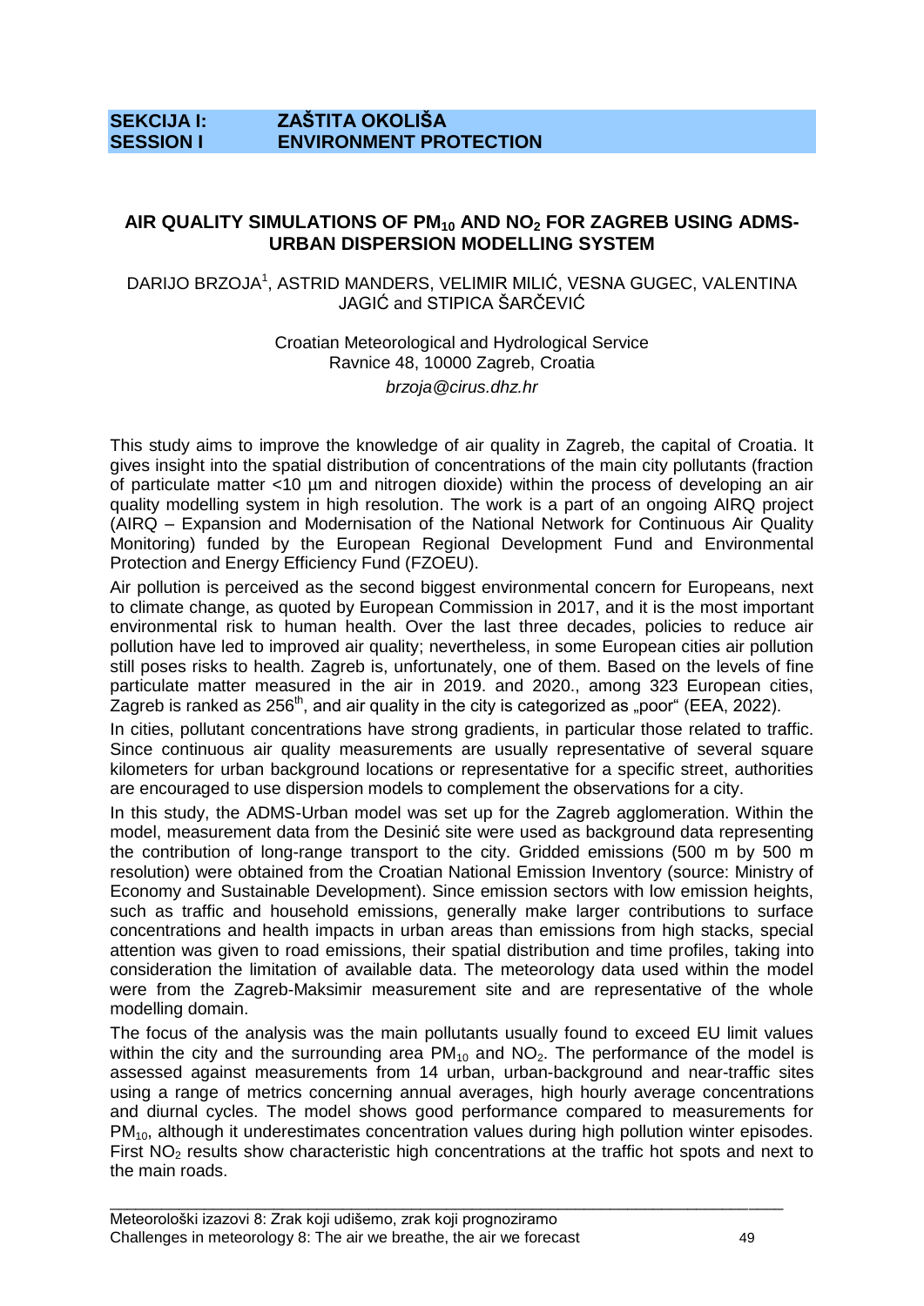## SEKCIJA I: ZAŠTITA OKOLIŠA
## SESSION I ENVIRONMENT PROTECTION

### AIR QUALITY SIMULATIONS OF $PM_{10}$ AND $NO_2$ FOR ZAGREB USING ADMS-URBAN DISPERSION MODELLING SYSTEM

DARIJO BRZOJA[1], ASTRID MANDERS, VELIMIR MILIĆ, VESNA GUGEC, VALENTINA JAGIĆ and STIPICA ŠARČEVIĆ

Croatian Meteorological and Hydrological Service
Ravnice 48, 10000 Zagreb, Croatia
*brzoja@cirus.dhz.hr*

This study aims to improve the knowledge of air quality in Zagreb, the capital of Croatia. It gives insight into the spatial distribution of concentrations of the main city pollutants (fraction of particulate matter <10 µm and nitrogen dioxide) within the process of developing an air quality modelling system in high resolution. The work is a part of an ongoing AIRQ project (AIRQ – Expansion and Modernisation of the National Network for Continuous Air Quality Monitoring) funded by the European Regional Development Fund and Environmental Protection and Energy Efficiency Fund (FZOEU).

Air pollution is perceived as the second biggest environmental concern for Europeans, next to climate change, as quoted by European Commission in 2017, and it is the most important environmental risk to human health. Over the last three decades, policies to reduce air pollution have led to improved air quality; nevertheless, in some European cities air pollution still poses risks to health. Zagreb is, unfortunately, one of them. Based on the levels of fine particulate matter measured in the air in 2019. and 2020., among 323 European cities, Zagreb is ranked as 256$^{th}$, and air quality in the city is categorized as „poor" (EEA, 2022).

In cities, pollutant concentrations have strong gradients, in particular those related to traffic. Since continuous air quality measurements are usually representative of several square kilometers for urban background locations or representative for a specific street, authorities are encouraged to use dispersion models to complement the observations for a city.

In this study, the ADMS-Urban model was set up for the Zagreb agglomeration. Within the model, measurement data from the Desinić site were used as background data representing the contribution of long-range transport to the city. Gridded emissions (500 m by 500 m resolution) were obtained from the Croatian National Emission Inventory (source: Ministry of Economy and Sustainable Development). Since emission sectors with low emission heights, such as traffic and household emissions, generally make larger contributions to surface concentrations and health impacts in urban areas than emissions from high stacks, special attention was given to road emissions, their spatial distribution and time profiles, taking into consideration the limitation of available data. The meteorology data used within the model were from the Zagreb-Maksimir measurement site and are representative of the whole modelling domain.

The focus of the analysis was the main pollutants usually found to exceed EU limit values within the city and the surrounding area $PM_{10}$ and $NO_2$. The performance of the model is assessed against measurements from 14 urban, urban-background and near-traffic sites using a range of metrics concerning annual averages, high hourly average concentrations and diurnal cycles. The model shows good performance compared to measurements for $PM_{10}$, although it underestimates concentration values during high pollution winter episodes. First $NO_2$ results show characteristic high concentrations at the traffic hot spots and next to the main roads.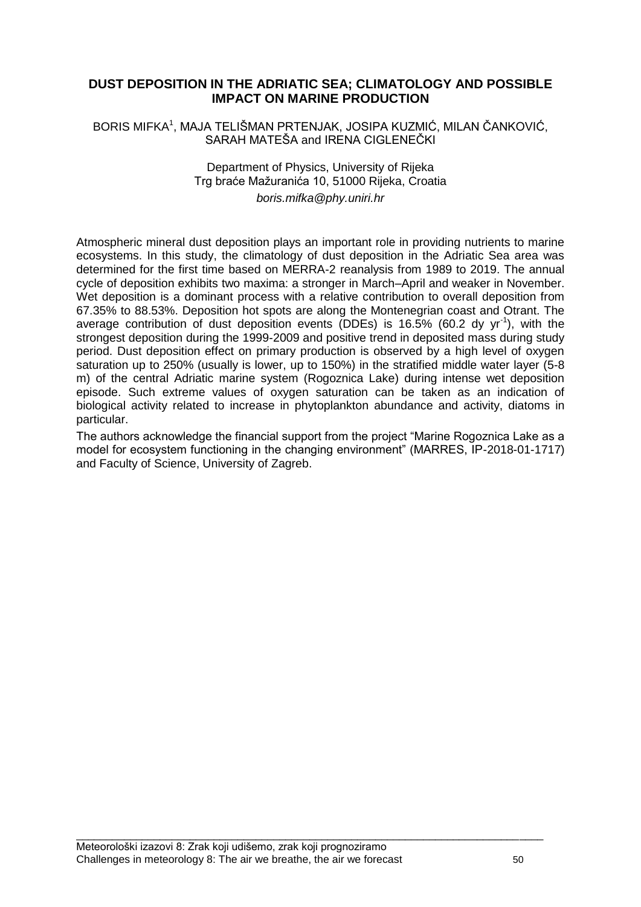## DUST DEPOSITION IN THE ADRIATIC SEA; CLIMATOLOGY AND POSSIBLE IMPACT ON MARINE PRODUCTION

BORIS MIFKA[1], MAJA TELIŠMAN PRTENJAK, JOSIPA KUZMIĆ, MILAN ČANKOVIĆ, SARAH MATEŠA and IRENA CIGLENEČKI

Department of Physics, University of Rijeka
Trg braće Mažuranića 10, 51000 Rijeka, Croatia
*boris.mifka@phy.uniri.hr*

Atmospheric mineral dust deposition plays an important role in providing nutrients to marine ecosystems. In this study, the climatology of dust deposition in the Adriatic Sea area was determined for the first time based on MERRA-2 reanalysis from 1989 to 2019. The annual cycle of deposition exhibits two maxima: a stronger in March–April and weaker in November. Wet deposition is a dominant process with a relative contribution to overall deposition from 67.35% to 88.53%. Deposition hot spots are along the Montenegrian coast and Otrant. The average contribution of dust deposition events (DDEs) is 16.5% (60.2 dy $yr^{-1}$), with the strongest deposition during the 1999-2009 and positive trend in deposited mass during study period. Dust deposition effect on primary production is observed by a high level of oxygen saturation up to 250% (usually is lower, up to 150%) in the stratified middle water layer (5-8 m) of the central Adriatic marine system (Rogoznica Lake) during intense wet deposition episode. Such extreme values of oxygen saturation can be taken as an indication of biological activity related to increase in phytoplankton abundance and activity, diatoms in particular.

The authors acknowledge the financial support from the project "Marine Rogoznica Lake as a model for ecosystem functioning in the changing environment" (MARRES, IP-2018-01-1717) and Faculty of Science, University of Zagreb.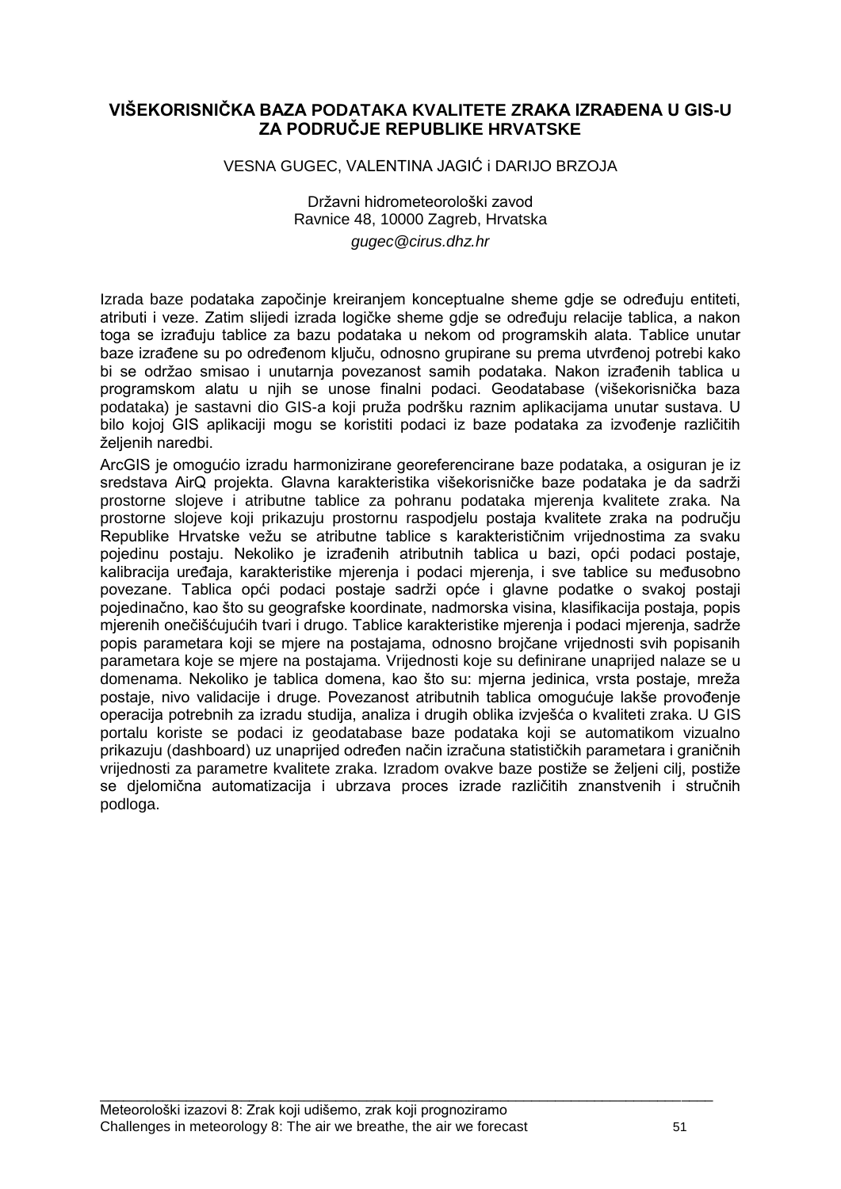## VIŠEKORISNIČKA BAZA PODATAKA KVALITETE ZRAKA IZRAĐENA U GIS-U ZA PODRUČJE REPUBLIKE HRVATSKE

VESNA GUGEC, VALENTINA JAGIĆ i DARIJO BRZOJA

Državni hidrometeorološki zavod  
Ravnice 48, 10000 Zagreb, Hrvatska  
*gugec@cirus.dhz.hr*

Izrada baze podataka započinje kreiranjem konceptualne sheme gdje se određuju entiteti, atributi i veze. Zatim slijedi izrada logičke sheme gdje se određuju relacije tablica, a nakon toga se izrađuju tablice za bazu podataka u nekom od programskih alata. Tablice unutar baze izrađene su po određenom ključu, odnosno grupirane su prema utvrđenoj potrebi kako bi se održao smisao i unutarnja povezanost samih podataka. Nakon izrađenih tablica u programskom alatu u njih se unose finalni podaci. Geodatabase (višekorisnička baza podataka) je sastavni dio GIS-a koji pruža podršku raznim aplikacijama unutar sustava. U bilo kojoj GIS aplikaciji mogu se koristiti podaci iz baze podataka za izvođenje različitih željenih naredbi.

ArcGIS je omogućio izradu harmonizirane georeferencirane baze podataka, a osiguran je iz sredstava AirQ projekta. Glavna karakteristika višekorisničke baze podataka je da sadrži prostorne slojeve i atributne tablice za pohranu podataka mjerenja kvalitete zraka. Na prostorne slojeve koji prikazuju prostornu raspodjelu postaja kvalitete zraka na području Republike Hrvatske vežu se atributne tablice s karakterističnim vrijednostima za svaku pojedinu postaju. Nekoliko je izrađenih atributnih tablica u bazi, opći podaci postaje, kalibracija uređaja, karakteristike mjerenja i podaci mjerenja, i sve tablice su međusobno povezane. Tablica opći podaci postaje sadrži opće i glavne podatke o svakoj postaji pojedinačno, kao što su geografske koordinate, nadmorska visina, klasifikacija postaja, popis mjerenih onečišćujućih tvari i drugo. Tablice karakteristike mjerenja i podaci mjerenja, sadrže popis parametara koji se mjere na postajama, odnosno brojčane vrijednosti svih popisanih parametara koje se mjere na postajama. Vrijednosti koje su definirane unaprijed nalaze se u domenama. Nekoliko je tablica domena, kao što su: mjerna jedinica, vrsta postaje, mreža postaje, nivo validacije i druge. Povezanost atributnih tablica omogućuje lakše provođenje operacija potrebnih za izradu studija, analiza i drugih oblika izvješća o kvaliteti zraka. U GIS portalu koriste se podaci iz geodatabase baze podataka koji se automatikom vizualno prikazuju (dashboard) uz unaprijed određen način izračuna statističkih parametara i graničnih vrijednosti za parametre kvalitete zraka. Izradom ovakve baze postiže se željeni cilj, postiže se djelomična automatizacija i ubrzava proces izrade različitih znanstvenih i stručnih podloga.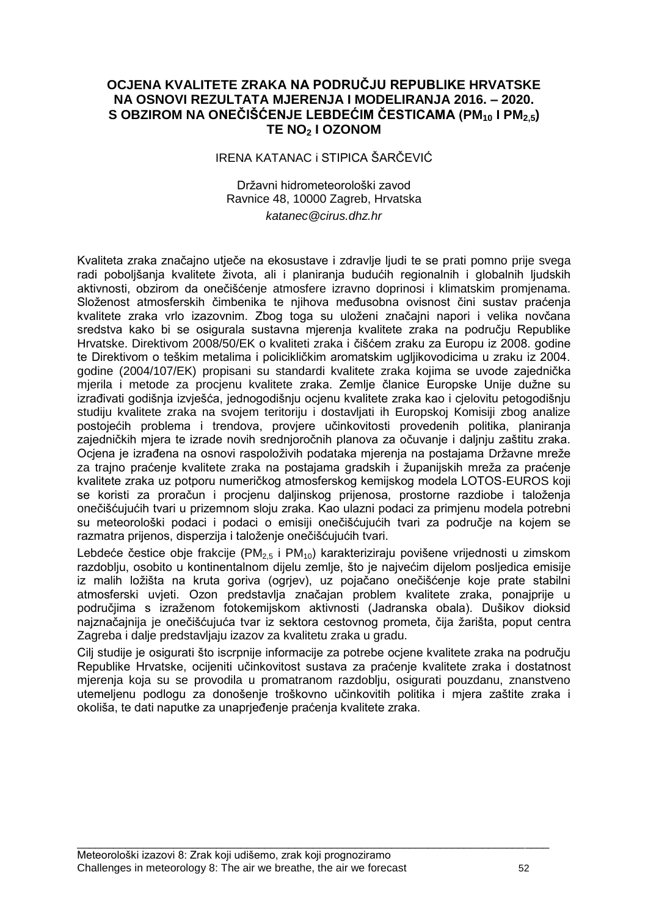# OCJENA KVALITETE ZRAKA NA PODRUČJU REPUBLIKE HRVATSKE NA OSNOVI REZULTATA MJERENJA I MODELIRANJA 2016. – 2020. S OBZIROM NA ONEČIŠĆENJE LEBDEĆIM ČESTICAMA ($PM_{10}$ I $PM_{2,5}$) TE $NO_2$ I OZONOM

IRENA KATANAC i STIPICA ŠARČEVIĆ

Državni hidrometeorološki zavod
Ravnice 48, 10000 Zagreb, Hrvatska
*katanec@cirus.dhz.hr*

Kvaliteta zraka značajno utječe na ekosustave i zdravlje ljudi te se prati pomno prije svega radi poboljšanja kvalitete života, ali i planiranja budućih regionalnih i globalnih ljudskih aktivnosti, obzirom da onečišćenje atmosfere izravno doprinosi i klimatskim promjenama. Složenost atmosferskih čimbenika te njihova međusobna ovisnost čini sustav praćenja kvalitete zraka vrlo izazovnim. Zbog toga su uloženi značajni napori i velika novčana sredstva kako bi se osigurala sustavna mjerenja kvalitete zraka na području Republike Hrvatske. Direktivom 2008/50/EK o kvaliteti zraka i čišćem zraku za Europu iz 2008. godine te Direktivom o teškim metalima i policikličkim aromatskim ugljikovodicima u zraku iz 2004. godine (2004/107/EK) propisani su standardi kvalitete zraka kojima se uvode zajednička mjerila i metode za procjenu kvalitete zraka. Zemlje članice Europske Unije dužne su izrađivati godišnja izvješća, jednogodišnju ocjenu kvalitete zraka kao i cjelovitu petogodišnju studiju kvalitete zraka na svojem teritoriju i dostavljati ih Europskoj Komisiji zbog analize postojećih problema i trendova, provjere učinkovitosti provedenih politika, planiranja zajedničkih mjera te izrade novih srednjoročnih planova za očuvanje i daljnju zaštitu zraka. Ocjena je izrađena na osnovi raspoloživih podataka mjerenja na postajama Državne mreže za trajno praćenje kvalitete zraka na postajama gradskih i županijskih mreža za praćenje kvalitete zraka uz potporu numeričkog atmosferskog kemijskog modela LOTOS-EUROS koji se koristi za proračun i procjenu daljinskog prijenosa, prostorne razdiobe i taloženja onečišćujućih tvari u prizemnom sloju zraka. Kao ulazni podaci za primjenu modela potrebni su meteorološki podaci i podaci o emisiji onečišćujućih tvari za područje na kojem se razmatra prijenos, disperzija i taloženje onečišćujućih tvari.

Lebdeće čestice obje frakcije ($PM_{2,5}$ i $PM_{10}$) karakteriziraju povišene vrijednosti u zimskom razdoblju, osobito u kontinentalnom dijelu zemlje, što je najvećim dijelom posljedica emisije iz malih ložišta na kruta goriva (ogrjev), uz pojačano onečišćenje koje prate stabilni atmosferski uvjeti. Ozon predstavlja značajan problem kvalitete zraka, ponajprije u područjima s izraženom fotokemijskom aktivnosti (Jadranska obala). Dušikov dioksid najznačajnija je onečišćujuća tvar iz sektora cestovnog prometa, čija žarišta, poput centra Zagreba i dalje predstavljaju izazov za kvalitetu zraka u gradu.

Cilj studije je osigurati što iscrpnije informacije za potrebe ocjene kvalitete zraka na području Republike Hrvatske, ocijeniti učinkovitost sustava za praćenje kvalitete zraka i dostatnost mjerenja koja su se provodila u promatranom razdoblju, osigurati pouzdanu, znanstveno utemeljenu podlogu za donošenje troškovno učinkovitih politika i mjera zaštite zraka i okoliša, te dati naputke za unaprjeđenje praćenja kvalitete zraka.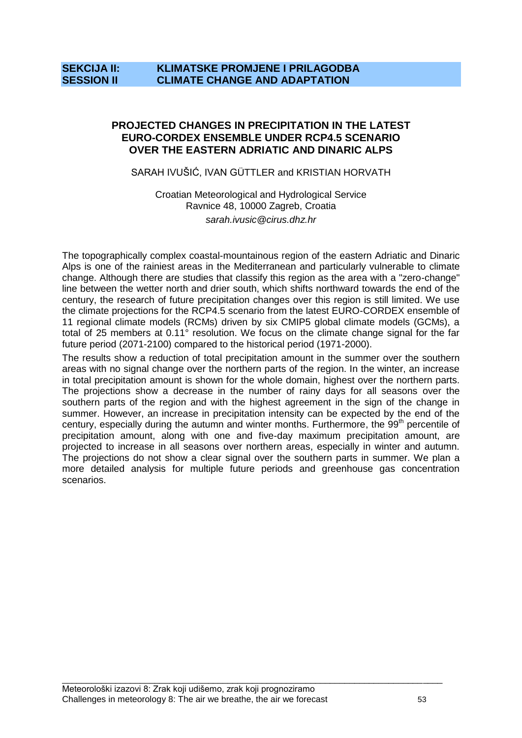**SEKCIJA II: KLIMATSKE PROMJENE I PRILAGODBA**
**SESSION II CLIMATE CHANGE AND ADAPTATION**

## PROJECTED CHANGES IN PRECIPITATION IN THE LATEST EURO-CORDEX ENSEMBLE UNDER RCP4.5 SCENARIO OVER THE EASTERN ADRIATIC AND DINARIC ALPS

SARAH IVUŠIĆ, IVAN GÜTTLER and KRISTIAN HORVATH

Croatian Meteorological and Hydrological Service
Ravnice 48, 10000 Zagreb, Croatia
*sarah.ivusic@cirus.dhz.hr*

The topographically complex coastal-mountainous region of the eastern Adriatic and Dinaric Alps is one of the rainiest areas in the Mediterranean and particularly vulnerable to climate change. Although there are studies that classify this region as the area with a "zero-change" line between the wetter north and drier south, which shifts northward towards the end of the century, the research of future precipitation changes over this region is still limited. We use the climate projections for the RCP4.5 scenario from the latest EURO-CORDEX ensemble of 11 regional climate models (RCMs) driven by six CMIP5 global climate models (GCMs), a total of 25 members at 0.11° resolution. We focus on the climate change signal for the far future period (2071-2100) compared to the historical period (1971-2000).

The results show a reduction of total precipitation amount in the summer over the southern areas with no signal change over the northern parts of the region. In the winter, an increase in total precipitation amount is shown for the whole domain, highest over the northern parts. The projections show a decrease in the number of rainy days for all seasons over the southern parts of the region and with the highest agreement in the sign of the change in summer. However, an increase in precipitation intensity can be expected by the end of the century, especially during the autumn and winter months. Furthermore, the 99th percentile of precipitation amount, along with one and five-day maximum precipitation amount, are projected to increase in all seasons over northern areas, especially in winter and autumn. The projections do not show a clear signal over the southern parts in summer. We plan a more detailed analysis for multiple future periods and greenhouse gas concentration scenarios.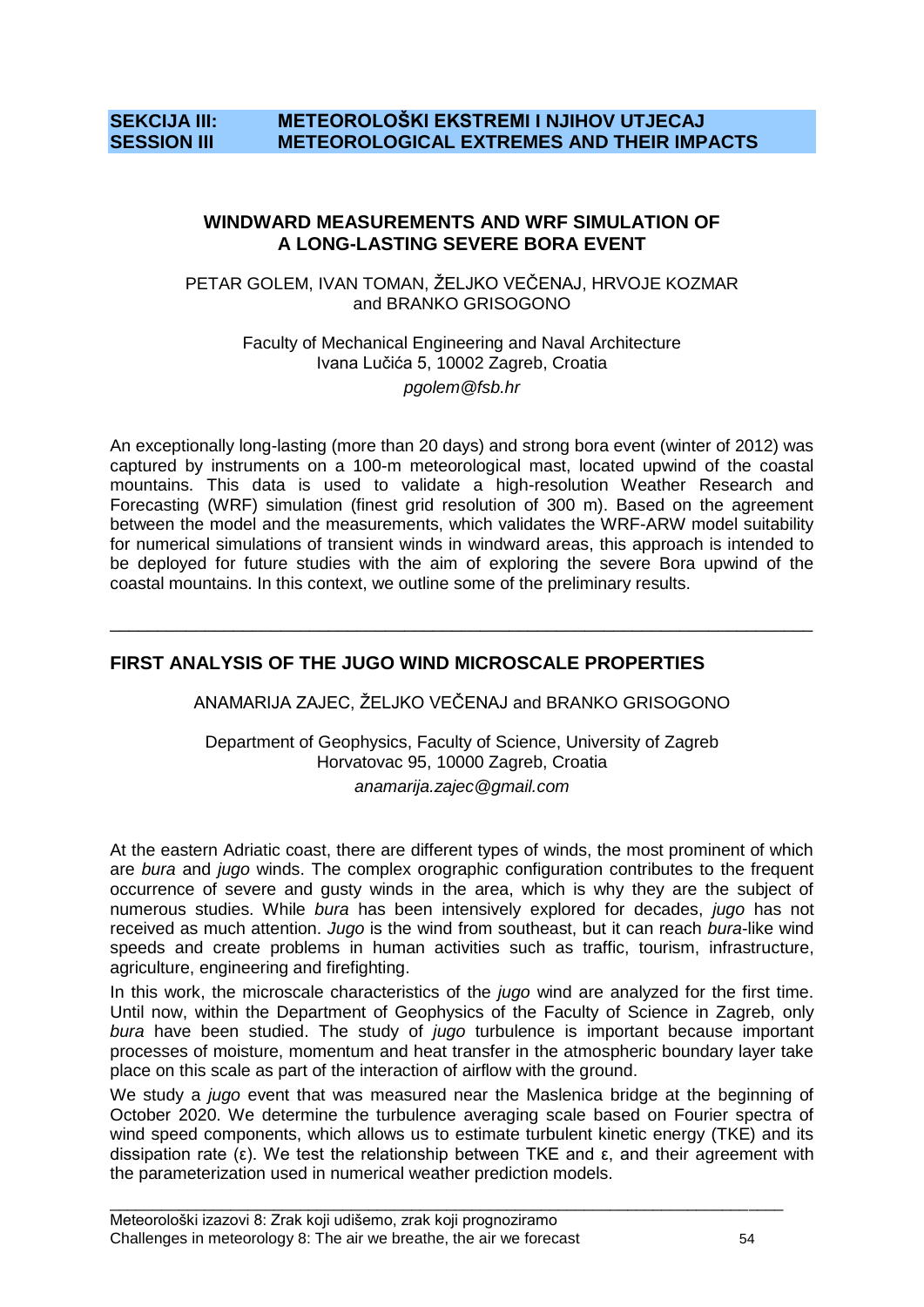**SEKCIJA III: METEOROLOŠKI EKSTREMI I NJIHOV UTJECAJ**
**SESSION III METEOROLOGICAL EXTREMES AND THEIR IMPACTS**

### WINDWARD MEASUREMENTS AND WRF SIMULATION OF A LONG-LASTING SEVERE BORA EVENT

PETAR GOLEM, IVAN TOMAN, ŽELJKO VEČENAJ, HRVOJE KOZMAR and BRANKO GRISOGONO

Faculty of Mechanical Engineering and Naval Architecture
Ivana Lučića 5, 10002 Zagreb, Croatia
*pgolem@fsb.hr*

An exceptionally long-lasting (more than 20 days) and strong bora event (winter of 2012) was captured by instruments on a 100-m meteorological mast, located upwind of the coastal mountains. This data is used to validate a high-resolution Weather Research and Forecasting (WRF) simulation (finest grid resolution of 300 m). Based on the agreement between the model and the measurements, which validates the WRF-ARW model suitability for numerical simulations of transient winds in windward areas, this approach is intended to be deployed for future studies with the aim of exploring the severe Bora upwind of the coastal mountains. In this context, we outline some of the preliminary results.

---

### FIRST ANALYSIS OF THE JUGO WIND MICROSCALE PROPERTIES

ANAMARIJA ZAJEC, ŽELJKO VEČENAJ and BRANKO GRISOGONO

Department of Geophysics, Faculty of Science, University of Zagreb
Horvatovac 95, 10000 Zagreb, Croatia
*anamarija.zajec@gmail.com*

At the eastern Adriatic coast, there are different types of winds, the most prominent of which are *bura* and *jugo* winds. The complex orographic configuration contributes to the frequent occurrence of severe and gusty winds in the area, which is why they are the subject of numerous studies. While *bura* has been intensively explored for decades, *jugo* has not received as much attention. *Jugo* is the wind from southeast, but it can reach *bura*-like wind speeds and create problems in human activities such as traffic, tourism, infrastructure, agriculture, engineering and firefighting.

In this work, the microscale characteristics of the *jugo* wind are analyzed for the first time. Until now, within the Department of Geophysics of the Faculty of Science in Zagreb, only *bura* have been studied. The study of *jugo* turbulence is important because important processes of moisture, momentum and heat transfer in the atmospheric boundary layer take place on this scale as part of the interaction of airflow with the ground.

We study a *jugo* event that was measured near the Maslenica bridge at the beginning of October 2020. We determine the turbulence averaging scale based on Fourier spectra of wind speed components, which allows us to estimate turbulent kinetic energy (TKE) and its dissipation rate ($\varepsilon$). We test the relationship between TKE and $\varepsilon$, and their agreement with the parameterization used in numerical weather prediction models.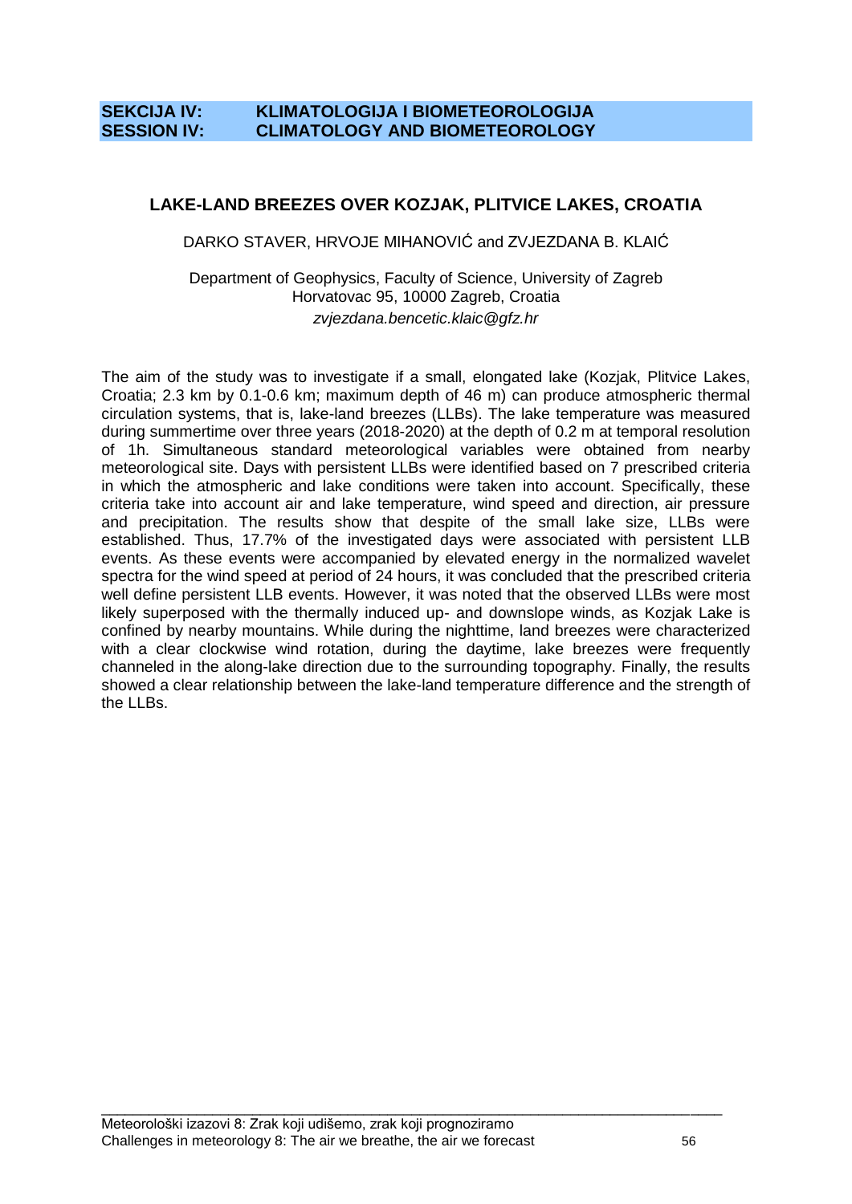**SEKCIJA IV: KLIMATOLOGIJA I BIOMETEOROLOGIJA**
**SESSION IV: CLIMATOLOGY AND BIOMETEOROLOGY**

## LAKE-LAND BREEZES OVER KOZJAK, PLITVICE LAKES, CROATIA

DARKO STAVER, HRVOJE MIHANOVIĆ and ZVJEZDANA B. KLAIĆ

Department of Geophysics, Faculty of Science, University of Zagreb
Horvatovac 95, 10000 Zagreb, Croatia
*zvjezdana.bencetic.klaic@gfz.hr*

The aim of the study was to investigate if a small, elongated lake (Kozjak, Plitvice Lakes, Croatia; 2.3 km by 0.1-0.6 km; maximum depth of 46 m) can produce atmospheric thermal circulation systems, that is, lake-land breezes (LLBs). The lake temperature was measured during summertime over three years (2018-2020) at the depth of 0.2 m at temporal resolution of 1h. Simultaneous standard meteorological variables were obtained from nearby meteorological site. Days with persistent LLBs were identified based on 7 prescribed criteria in which the atmospheric and lake conditions were taken into account. Specifically, these criteria take into account air and lake temperature, wind speed and direction, air pressure and precipitation. The results show that despite of the small lake size, LLBs were established. Thus, 17.7% of the investigated days were associated with persistent LLB events. As these events were accompanied by elevated energy in the normalized wavelet spectra for the wind speed at period of 24 hours, it was concluded that the prescribed criteria well define persistent LLB events. However, it was noted that the observed LLBs were most likely superposed with the thermally induced up- and downslope winds, as Kozjak Lake is confined by nearby mountains. While during the nighttime, land breezes were characterized with a clear clockwise wind rotation, during the daytime, lake breezes were frequently channeled in the along-lake direction due to the surrounding topography. Finally, the results showed a clear relationship between the lake-land temperature difference and the strength of the LLBs.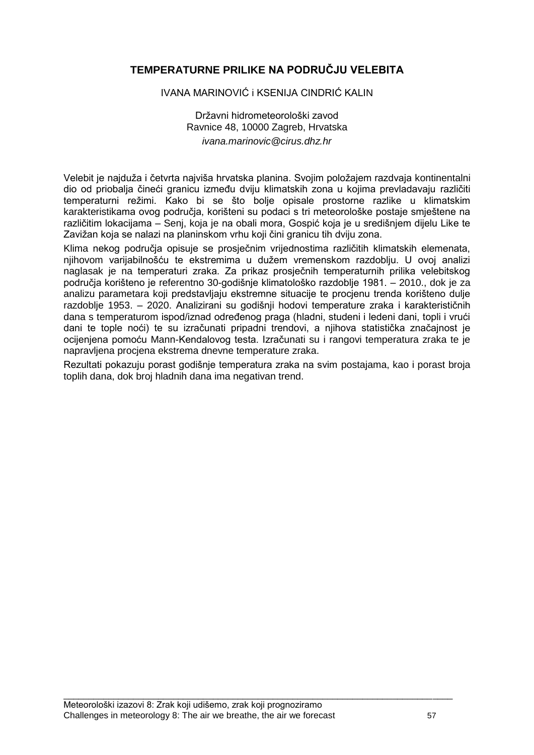## TEMPERATURNE PRILIKE NA PODRUČJU VELEBITA

IVANA MARINOVIĆ i KSENIJA CINDRIĆ KALIN

Državni hidrometeorološki zavod  
Ravnice 48, 10000 Zagreb, Hrvatska  
*ivana.marinovic@cirus.dhz.hr*

Velebit je najduža i četvrta najviša hrvatska planina. Svojim položajem razdvaja kontinentalni dio od priobalja čineći granicu između dviju klimatskih zona u kojima prevladavaju različiti temperaturni režimi. Kako bi se što bolje opisale prostorne razlike u klimatskim karakteristikama ovog područja, korišteni su podaci s tri meteorološke postaje smještene na različitim lokacijama – Senj, koja je na obali mora, Gospić koja je u središnjem dijelu Like te Zavižan koja se nalazi na planinskom vrhu koji čini granicu tih dviju zona.

Klima nekog područja opisuje se prosječnim vrijednostima različitih klimatskih elemenata, njihovom varijabilnošću te ekstremima u dužem vremenskom razdoblju. U ovoj analizi naglasak je na temperaturi zraka. Za prikaz prosječnih temperaturnih prilika velebitskog područja korišteno je referentno 30-godišnje klimatološko razdoblje 1981. – 2010., dok je za analizu parametara koji predstavljaju ekstremne situacije te procjenu trenda korišteno dulje razdoblje 1953. – 2020. Analizirani su godišnji hodovi temperature zraka i karakterističnih dana s temperaturom ispod/iznad određenog praga (hladni, studeni i ledeni dani, topli i vrući dani te tople noći) te su izračunati pripadni trendovi, a njihova statistička značajnost je ocijenjena pomoću Mann-Kendalovog testa. Izračunati su i rangovi temperatura zraka te je napravljena procjena ekstrema dnevne temperature zraka.

Rezultati pokazuju porast godišnje temperatura zraka na svim postajama, kao i porast broja toplih dana, dok broj hladnih dana ima negativan trend.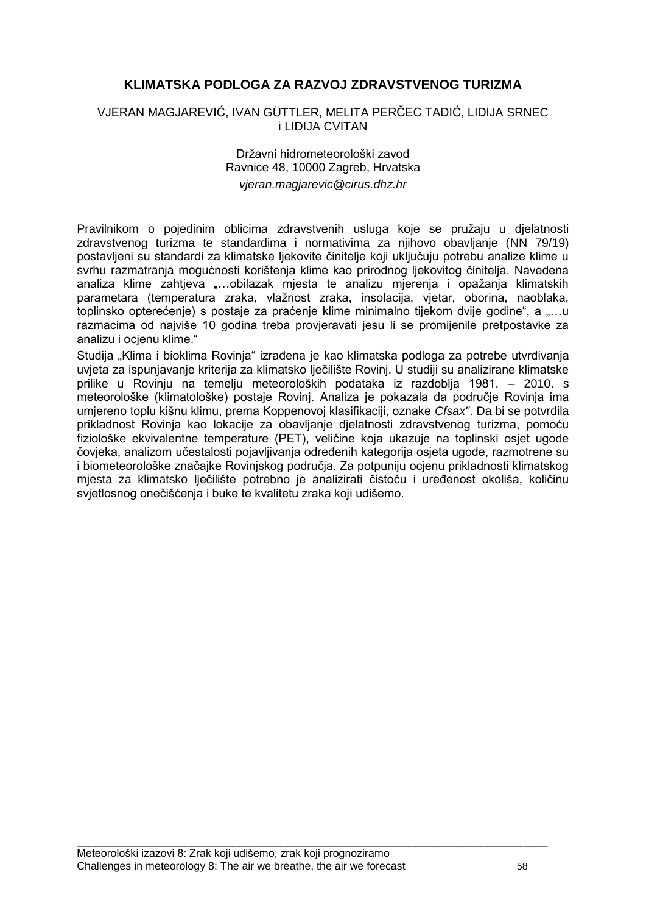# KLIMATSKA PODLOGA ZA RAZVOJ ZDRAVSTVENOG TURIZMA

VJERAN MAGJAREVIĆ, IVAN GÜTTLER, MELITA PERČEC TADIĆ, LIDIJA SRNEC i LIDIJA CVITAN

Državni hidrometeorološki zavod
Ravnice 48, 10000 Zagreb, Hrvatska
*vjeran.magjarevic@cirus.dhz.hr*

Pravilnikom o pojedinim oblicima zdravstvenih usluga koje se pružaju u djelatnosti zdravstvenog turizma te standardima i normativima za njihovo obavljanje (NN 79/19) postavljeni su standardi za klimatske ljekovite činitelje koji uključuju potrebu analize klime u svrhu razmatranja mogućnosti korištenja klime kao prirodnog ljekovitog činitelja. Navedena analiza klime zahtjeva „…obilazak mjesta te analizu mjerenja i opažanja klimatskih parametara (temperatura zraka, vlažnost zraka, insolacija, vjetar, oborina, naoblaka, toplinsko opterećenje) s postaje za praćenje klime minimalno tijekom dvije godine“, a „…u razmacima od najviše 10 godina treba provjeravati jesu li se promijenile pretpostavke za analizu i ocjenu klime.“

Studija „Klima i bioklima Rovinja“ izrađena je kao klimatska podloga za potrebe utvrđivanja uvjeta za ispunjavanje kriterija za klimatsko lječilište Rovinj. U studiji su analizirane klimatske prilike u Rovinju na temelju meteoroloških podataka iz razdoblja 1981. – 2010. s meteorološke (klimatološke) postaje Rovinj. Analiza je pokazala da područje Rovinja ima umjereno toplu kišnu klimu, prema Koppenovoj klasifikaciji, oznake *Cfsax''*. Da bi se potvrdila prikladnost Rovinja kao lokacije za obavljanje djelatnosti zdravstvenog turizma, pomoću fiziološke ekvivalentne temperature (PET), veličine koja ukazuje na toplinski osjet ugode čovjeka, analizom učestalosti pojavljivanja određenih kategorija osjeta ugode, razmotrene su i biometeorološke značajke Rovinjskog područja. Za potpuniju ocjenu prikladnosti klimatskog mjesta za klimatsko lječilište potrebno je analizirati čistoću i uređenost okoliša, količinu svjetlosnog onečišćenja i buke te kvalitetu zraka koji udišemo.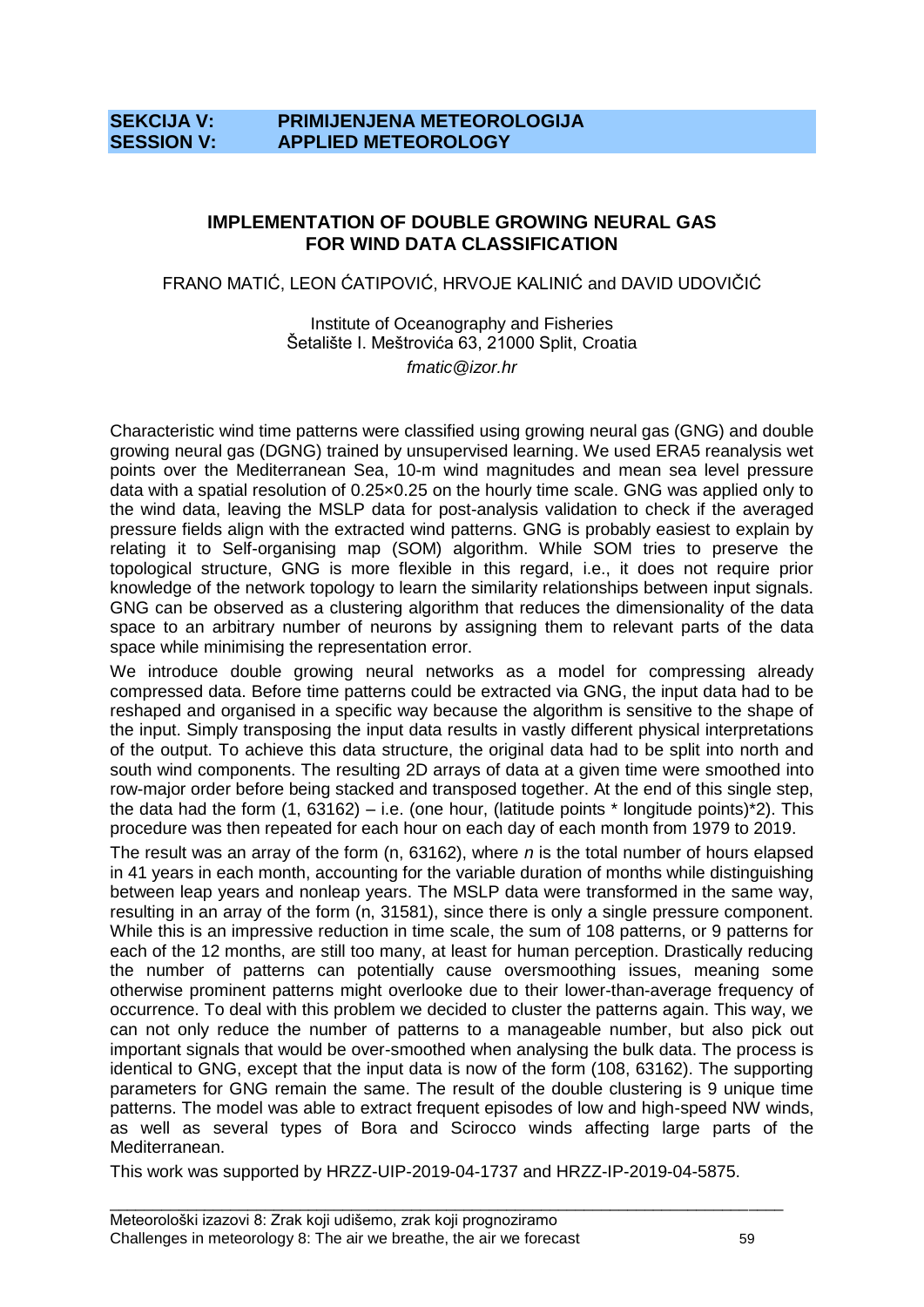**SEKCIJA V: PRIMIJENJENA METEOROLOGIJA**
**SESSION V: APPLIED METEOROLOGY**

## IMPLEMENTATION OF DOUBLE GROWING NEURAL GAS FOR WIND DATA CLASSIFICATION

FRANO MATIĆ, LEON ĆATIPOVIĆ, HRVOJE KALINIĆ and DAVID UDOVIČIĆ

Institute of Oceanography and Fisheries
Šetalište I. Meštrovića 63, 21000 Split, Croatia
*fmatic@izor.hr*

Characteristic wind time patterns were classified using growing neural gas (GNG) and double growing neural gas (DGNG) trained by unsupervised learning. We used ERA5 reanalysis wet points over the Mediterranean Sea, 10-m wind magnitudes and mean sea level pressure data with a spatial resolution of 0.25×0.25 on the hourly time scale. GNG was applied only to the wind data, leaving the MSLP data for post-analysis validation to check if the averaged pressure fields align with the extracted wind patterns. GNG is probably easiest to explain by relating it to Self-organising map (SOM) algorithm. While SOM tries to preserve the topological structure, GNG is more flexible in this regard, i.e., it does not require prior knowledge of the network topology to learn the similarity relationships between input signals. GNG can be observed as a clustering algorithm that reduces the dimensionality of the data space to an arbitrary number of neurons by assigning them to relevant parts of the data space while minimising the representation error.

We introduce double growing neural networks as a model for compressing already compressed data. Before time patterns could be extracted via GNG, the input data had to be reshaped and organised in a specific way because the algorithm is sensitive to the shape of the input. Simply transposing the input data results in vastly different physical interpretations of the output. To achieve this data structure, the original data had to be split into north and south wind components. The resulting 2D arrays of data at a given time were smoothed into row-major order before being stacked and transposed together. At the end of this single step, the data had the form (1, 63162) – i.e. (one hour, (latitude points * longitude points)*2). This procedure was then repeated for each hour on each day of each month from 1979 to 2019.

The result was an array of the form (n, 63162), where *n* is the total number of hours elapsed in 41 years in each month, accounting for the variable duration of months while distinguishing between leap years and nonleap years. The MSLP data were transformed in the same way, resulting in an array of the form (n, 31581), since there is only a single pressure component. While this is an impressive reduction in time scale, the sum of 108 patterns, or 9 patterns for each of the 12 months, are still too many, at least for human perception. Drastically reducing the number of patterns can potentially cause oversmoothing issues, meaning some otherwise prominent patterns might overlooke due to their lower-than-average frequency of occurrence. To deal with this problem we decided to cluster the patterns again. This way, we can not only reduce the number of patterns to a manageable number, but also pick out important signals that would be over-smoothed when analysing the bulk data. The process is identical to GNG, except that the input data is now of the form (108, 63162). The supporting parameters for GNG remain the same. The result of the double clustering is 9 unique time patterns. The model was able to extract frequent episodes of low and high-speed NW winds, as well as several types of Bora and Scirocco winds affecting large parts of the Mediterranean.

This work was supported by HRZZ-UIP-2019-04-1737 and HRZZ-IP-2019-04-5875.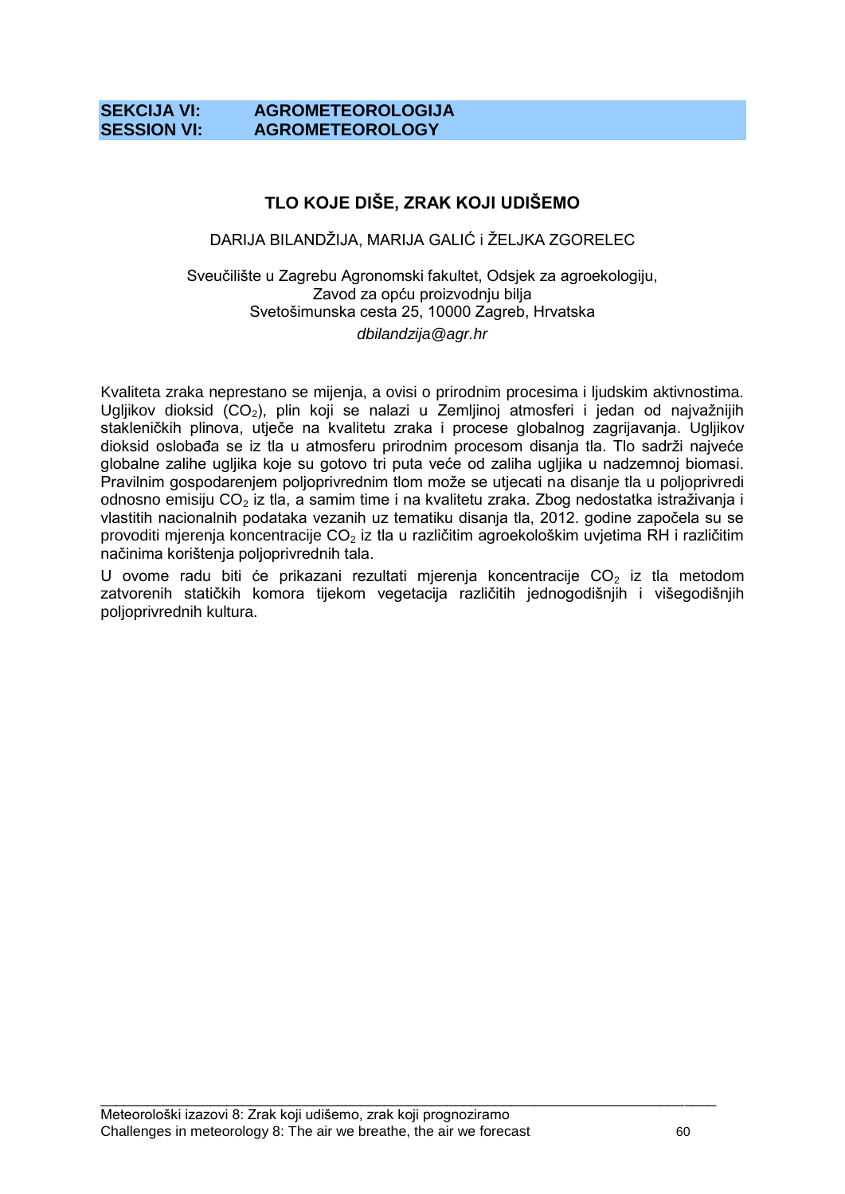**SEKCIJA VI: AGROMETEOROLOGIJA**
**SESSION VI: AGROMETEOROLOGY**

## TLO KOJE DIŠE, ZRAK KOJI UDIŠEMO

DARIJA BILANDŽIJA, MARIJA GALIĆ i ŽELJKA ZGORELEC

Sveučilište u Zagrebu Agronomski fakultet, Odsjek za agroekologiju,
Zavod za opću proizvodnju bilja
Svetošimunska cesta 25, 10000 Zagreb, Hrvatska
*dbilandzija@agr.hr*

Kvaliteta zraka neprestano se mijenja, a ovisi o prirodnim procesima i ljudskim aktivnostima. Ugljikov dioksid ($CO_2$), plin koji se nalazi u Zemljinoj atmosferi i jedan od najvažnijih stakleničkih plinova, utječe na kvalitetu zraka i procese globalnog zagrijavanja. Ugljikov dioksid oslobađa se iz tla u atmosferu prirodnim procesom disanja tla. Tlo sadrži najveće globalne zalihe ugljika koje su gotovo tri puta veće od zaliha ugljika u nadzemnoj biomasi. Pravilnim gospodarenjem poljoprivrednim tlom može se utjecati na disanje tla u poljoprivredi odnosno emisiju $CO_2$ iz tla, a samim time i na kvalitetu zraka. Zbog nedostatka istraživanja i vlastitih nacionalnih podataka vezanih uz tematiku disanja tla, 2012. godine započela su se provoditi mjerenja koncentracije $CO_2$ iz tla u različitim agroekološkim uvjetima RH i različitim načinima korištenja poljoprivrednih tala.

U ovome radu biti će prikazani rezultati mjerenja koncentracije $CO_2$ iz tla metodom zatvorenih statičkih komora tijekom vegetacija različitih jednogodišnjih i višegodišnjih poljoprivrednih kultura.